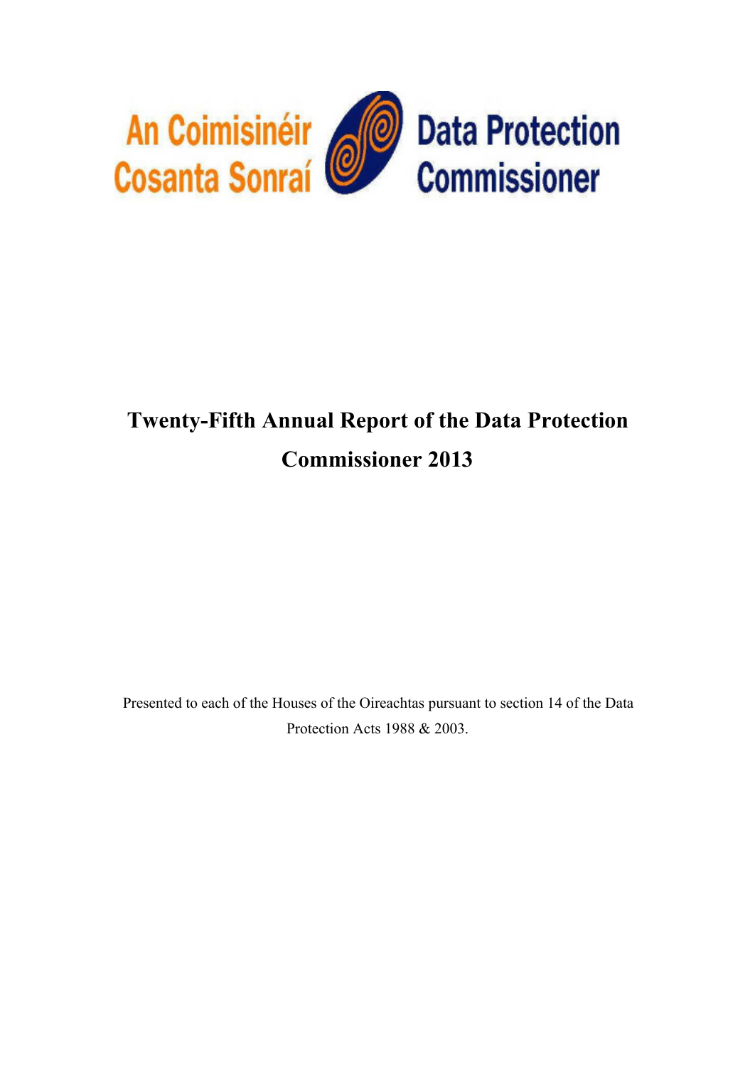An Coimisinéir Cosanta Sonraí

Data Protection Commissioner

# Twenty-Fifth Annual Report of the Data Protection Commissioner 2013

Presented to each of the Houses of the Oireachtas pursuant to section 14 of the Data Protection Acts 1988 & 2003.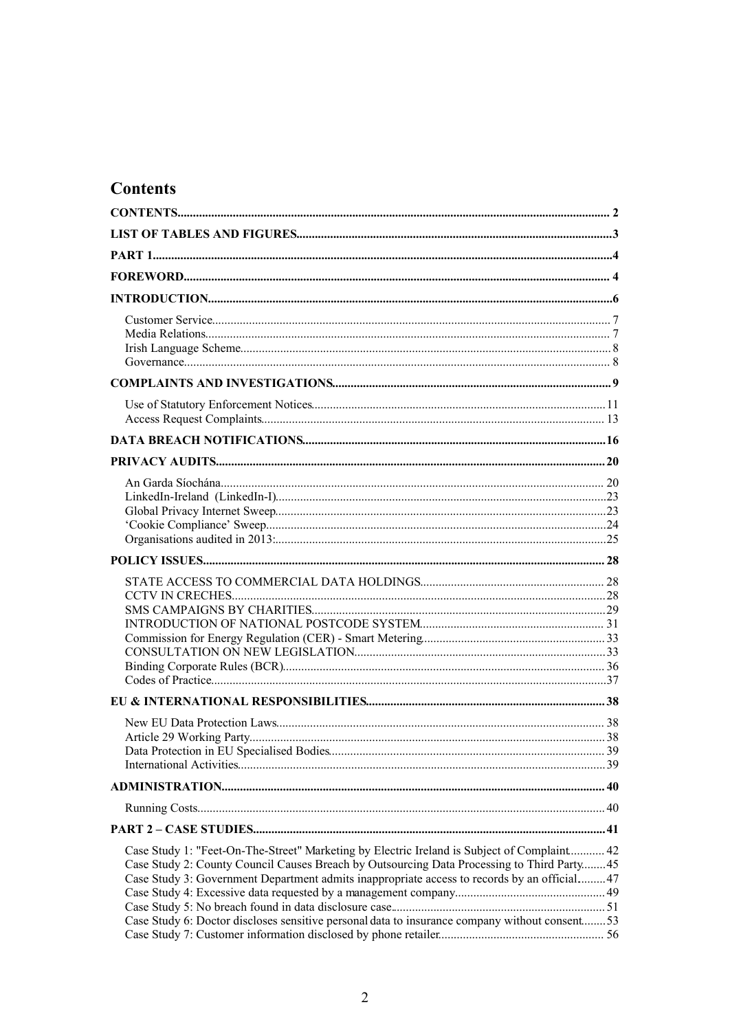# Contents

- CONTENTS ... 2
- LIST OF TABLES AND FIGURES ... 3
- PART 1 ... 4
- FOREWORD ... 4
- INTRODUCTION ... 6
  - Customer Service ... 7
  - Media Relations ... 7
  - Irish Language Scheme ... 8
  - Governance ... 8
- COMPLAINTS AND INVESTIGATIONS ... 9
  - Use of Statutory Enforcement Notices ... 11
  - Access Request Complaints ... 13
- DATA BREACH NOTIFICATIONS ... 16
- PRIVACY AUDITS ... 20
  - An Garda Síochána ... 20
  - LinkedIn-Ireland (LinkedIn-I) ... 23
  - Global Privacy Internet Sweep ... 23
  - 'Cookie Compliance' Sweep ... 24
  - Organisations audited in 2013: ... 25
- POLICY ISSUES ... 28
  - STATE ACCESS TO COMMERCIAL DATA HOLDINGS ... 28
  - CCTV IN CRECHES ... 28
  - SMS CAMPAIGNS BY CHARITIES ... 29
  - INTRODUCTION OF NATIONAL POSTCODE SYSTEM ... 31
  - Commission for Energy Regulation (CER) - Smart Metering ... 33
  - CONSULTATION ON NEW LEGISLATION ... 33
  - Binding Corporate Rules (BCR) ... 36
  - Codes of Practice ... 37
- EU & INTERNATIONAL RESPONSIBILITIES ... 38
  - New EU Data Protection Laws ... 38
  - Article 29 Working Party ... 38
  - Data Protection in EU Specialised Bodies ... 39
  - International Activities ... 39
- ADMINISTRATION ... 40
  - Running Costs ... 40
- PART 2 – CASE STUDIES ... 41
  - Case Study 1: "Feet-On-The-Street" Marketing by Electric Ireland is Subject of Complaint ... 42
  - Case Study 2: County Council Causes Breach by Outsourcing Data Processing to Third Party ... 45
  - Case Study 3: Government Department admits inappropriate access to records by an official ... 47
  - Case Study 4: Excessive data requested by a management company ... 49
  - Case Study 5: No breach found in data disclosure case ... 51
  - Case Study 6: Doctor discloses sensitive personal data to insurance company without consent ... 53
  - Case Study 7: Customer information disclosed by phone retailer ... 56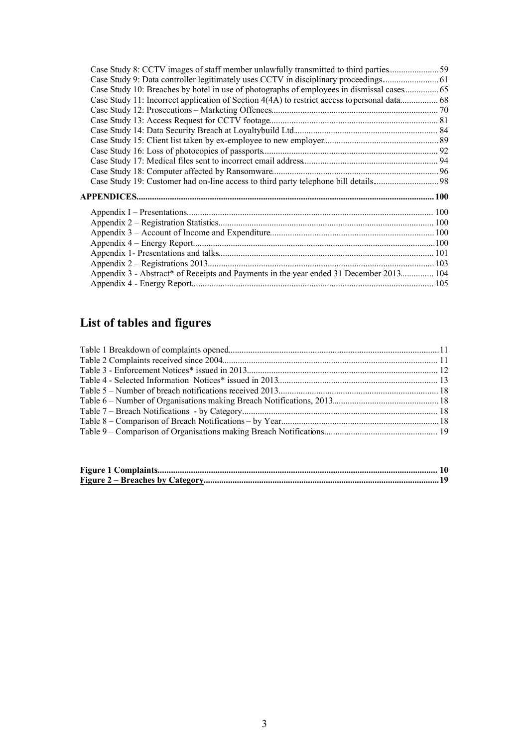Case Study 8: CCTV images of staff member unlawfully transmitted to third parties....................... 59
Case Study 9: Data controller legitimately uses CCTV in disciplinary proceedings.......................... 61
Case Study 10: Breaches by hotel in use of photographs of employees in dismissal cases................ 65
Case Study 11: Incorrect application of Section 4(4A) to restrict access to personal data................. 68
Case Study 12: Prosecutions – Marketing Offences........................................................................... 70
Case Study 13: Access Request for CCTV footage............................................................................ 81
Case Study 14: Data Security Breach at Loyaltybuild Ltd.................................................................. 84
Case Study 15: Client list taken by ex-employee to new employer.................................................... 89
Case Study 16: Loss of photocopies of passports............................................................................... 92
Case Study 17: Medical files sent to incorrect email address............................................................. 94
Case Study 18: Computer affected by Ransomware............................................................................ 96
Case Study 19: Customer had on-line access to third party telephone bill details.............................. 98

**APPENDICES.................................................................................................................................... 100**

Appendix I – Presentations.................................................................................................................. 100
Appendix 2 – Registration Statistics.................................................................................................... 100
Appendix 3 – Account of Income and Expenditure............................................................................ 100
Appendix 4 – Energy Report............................................................................................................... 100
Appendix 1- Presentations and talks.................................................................................................... 101
Appendix 2 – Registrations 2013......................................................................................................... 103
Appendix 3 - Abstract* of Receipts and Payments in the year ended 31 December 2013............... 104
Appendix 4 - Energy Report................................................................................................................ 105

## List of tables and figures

Table 1 Breakdown of complaints opened............................................................................................ 11
Table 2 Complaints received since 2004............................................................................................... 11
Table 3 - Enforcement Notices* issued in 2013.................................................................................... 12
Table 4 - Selected Information Notices* issued in 2013....................................................................... 13
Table 5 – Number of breach notifications received 2013...................................................................... 18
Table 6 – Number of Organisations making Breach Notifications, 2013............................................... 18
Table 7 – Breach Notifications - by Category....................................................................................... 18
Table 8 – Comparison of Breach Notifications – by Year..................................................................... 18
Table 9 – Comparison of Organisations making Breach Notifications.................................................. 19

**Figure 1 Complaints.......................................................................................................................... 10**
**Figure 2 – Breaches by Category...................................................................................................... 19**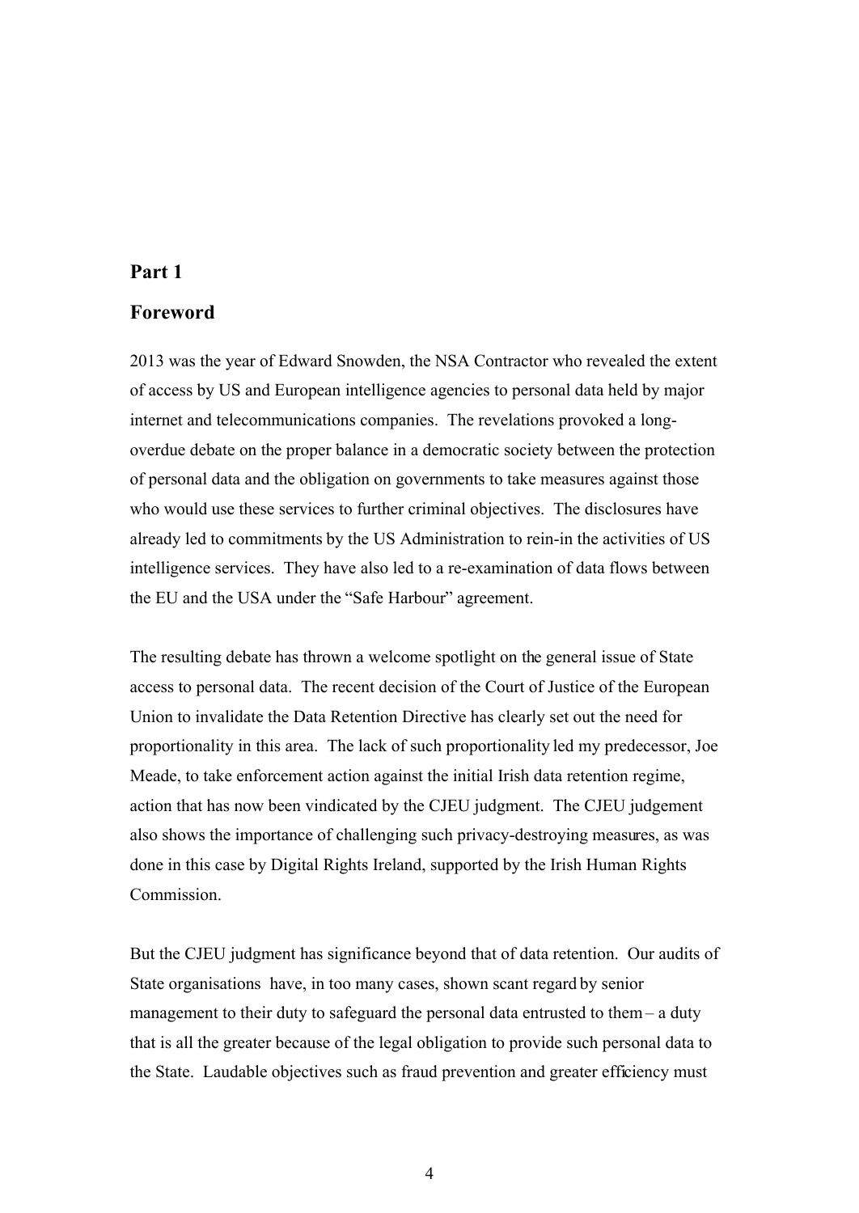## Part 1

## Foreword

2013 was the year of Edward Snowden, the NSA Contractor who revealed the extent of access by US and European intelligence agencies to personal data held by major internet and telecommunications companies. The revelations provoked a long-overdue debate on the proper balance in a democratic society between the protection of personal data and the obligation on governments to take measures against those who would use these services to further criminal objectives. The disclosures have already led to commitments by the US Administration to rein-in the activities of US intelligence services. They have also led to a re-examination of data flows between the EU and the USA under the "Safe Harbour" agreement.

The resulting debate has thrown a welcome spotlight on the general issue of State access to personal data. The recent decision of the Court of Justice of the European Union to invalidate the Data Retention Directive has clearly set out the need for proportionality in this area. The lack of such proportionality led my predecessor, Joe Meade, to take enforcement action against the initial Irish data retention regime, action that has now been vindicated by the CJEU judgment. The CJEU judgement also shows the importance of challenging such privacy-destroying measures, as was done in this case by Digital Rights Ireland, supported by the Irish Human Rights Commission.

But the CJEU judgment has significance beyond that of data retention. Our audits of State organisations have, in too many cases, shown scant regard by senior management to their duty to safeguard the personal data entrusted to them – a duty that is all the greater because of the legal obligation to provide such personal data to the State. Laudable objectives such as fraud prevention and greater efficiency must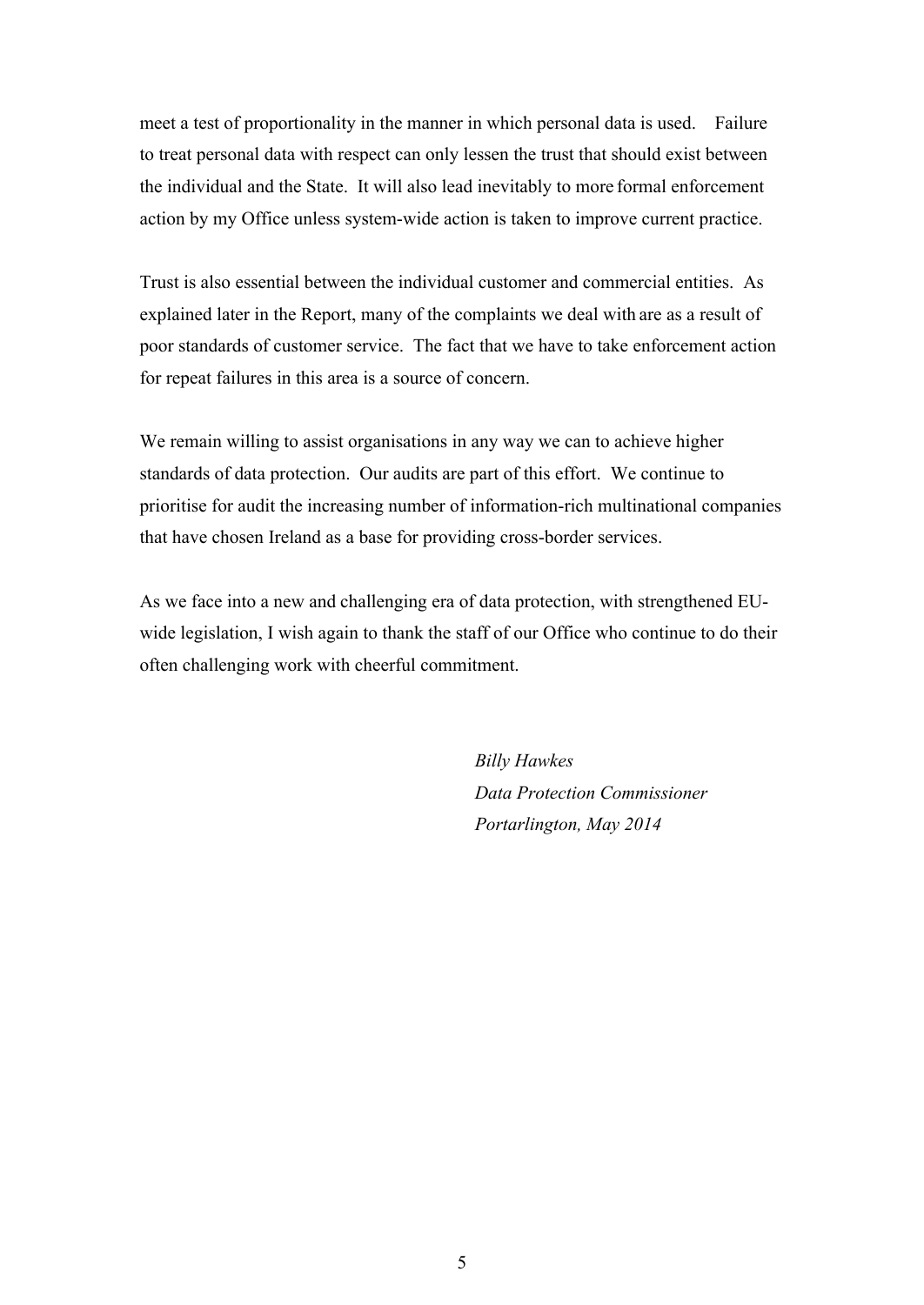meet a test of proportionality in the manner in which personal data is used. Failure to treat personal data with respect can only lessen the trust that should exist between the individual and the State. It will also lead inevitably to more formal enforcement action by my Office unless system-wide action is taken to improve current practice.

Trust is also essential between the individual customer and commercial entities. As explained later in the Report, many of the complaints we deal with are as a result of poor standards of customer service. The fact that we have to take enforcement action for repeat failures in this area is a source of concern.

We remain willing to assist organisations in any way we can to achieve higher standards of data protection. Our audits are part of this effort. We continue to prioritise for audit the increasing number of information-rich multinational companies that have chosen Ireland as a base for providing cross-border services.

As we face into a new and challenging era of data protection, with strengthened EU-wide legislation, I wish again to thank the staff of our Office who continue to do their often challenging work with cheerful commitment.

*Billy Hawkes*
*Data Protection Commissioner*
*Portarlington, May 2014*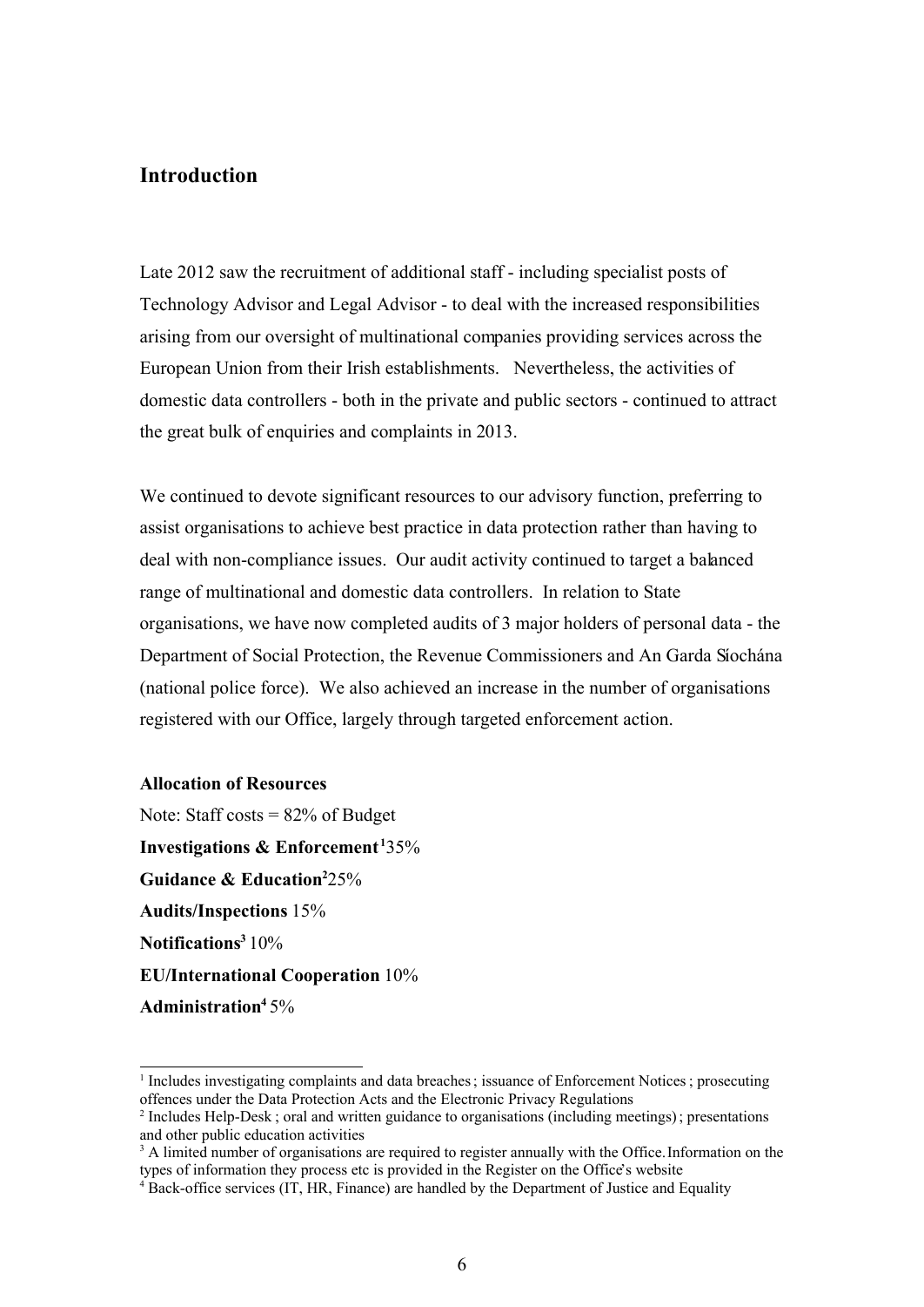## Introduction

Late 2012 saw the recruitment of additional staff - including specialist posts of Technology Advisor and Legal Advisor - to deal with the increased responsibilities arising from our oversight of multinational companies providing services across the European Union from their Irish establishments. Nevertheless, the activities of domestic data controllers - both in the private and public sectors - continued to attract the great bulk of enquiries and complaints in 2013.

We continued to devote significant resources to our advisory function, preferring to assist organisations to achieve best practice in data protection rather than having to deal with non-compliance issues. Our audit activity continued to target a balanced range of multinational and domestic data controllers. In relation to State organisations, we have now completed audits of 3 major holders of personal data - the Department of Social Protection, the Revenue Commissioners and An Garda Síochána (national police force). We also achieved an increase in the number of organisations registered with our Office, largely through targeted enforcement action.

**Allocation of Resources**

Note: Staff costs = 82% of Budget

**Investigations & Enforcement**[1] 35%

**Guidance & Education**[2] 25%

**Audits/Inspections** 15%

**Notifications**[3] 10%

**EU/International Cooperation** 10%

**Administration**[4] 5%

---

[1] Includes investigating complaints and data breaches; issuance of Enforcement Notices; prosecuting offences under the Data Protection Acts and the Electronic Privacy Regulations

[2] Includes Help-Desk; oral and written guidance to organisations (including meetings); presentations and other public education activities

[3] A limited number of organisations are required to register annually with the Office. Information on the types of information they process etc is provided in the Register on the Office's website

[4] Back-office services (IT, HR, Finance) are handled by the Department of Justice and Equality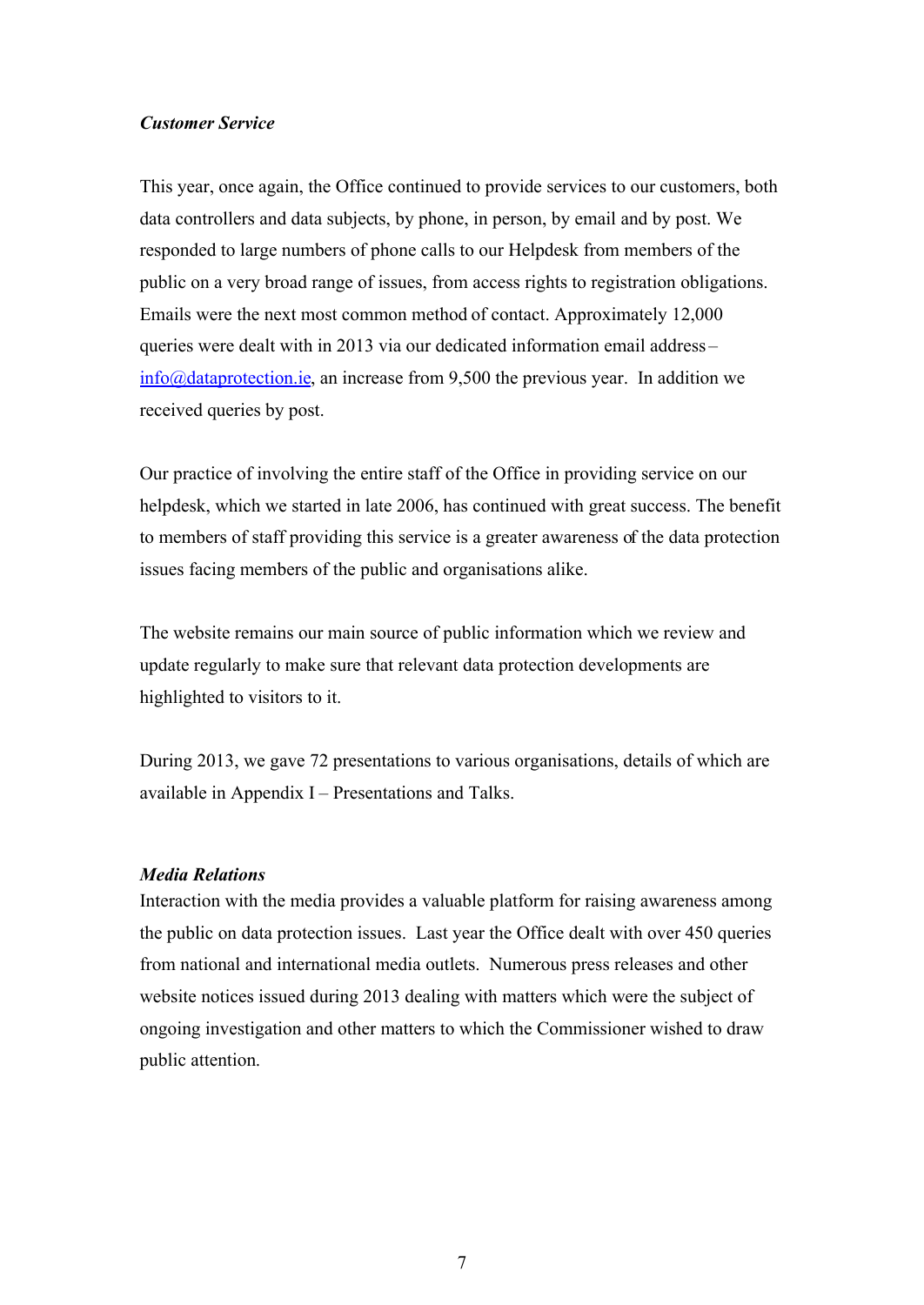***Customer Service***

This year, once again, the Office continued to provide services to our customers, both data controllers and data subjects, by phone, in person, by email and by post. We responded to large numbers of phone calls to our Helpdesk from members of the public on a very broad range of issues, from access rights to registration obligations. Emails were the next most common method of contact. Approximately 12,000 queries were dealt with in 2013 via our dedicated information email address – info@dataprotection.ie, an increase from 9,500 the previous year. In addition we received queries by post.

Our practice of involving the entire staff of the Office in providing service on our helpdesk, which we started in late 2006, has continued with great success. The benefit to members of staff providing this service is a greater awareness of the data protection issues facing members of the public and organisations alike.

The website remains our main source of public information which we review and update regularly to make sure that relevant data protection developments are highlighted to visitors to it.

During 2013, we gave 72 presentations to various organisations, details of which are available in Appendix I – Presentations and Talks.

***Media Relations***

Interaction with the media provides a valuable platform for raising awareness among the public on data protection issues. Last year the Office dealt with over 450 queries from national and international media outlets. Numerous press releases and other website notices issued during 2013 dealing with matters which were the subject of ongoing investigation and other matters to which the Commissioner wished to draw public attention.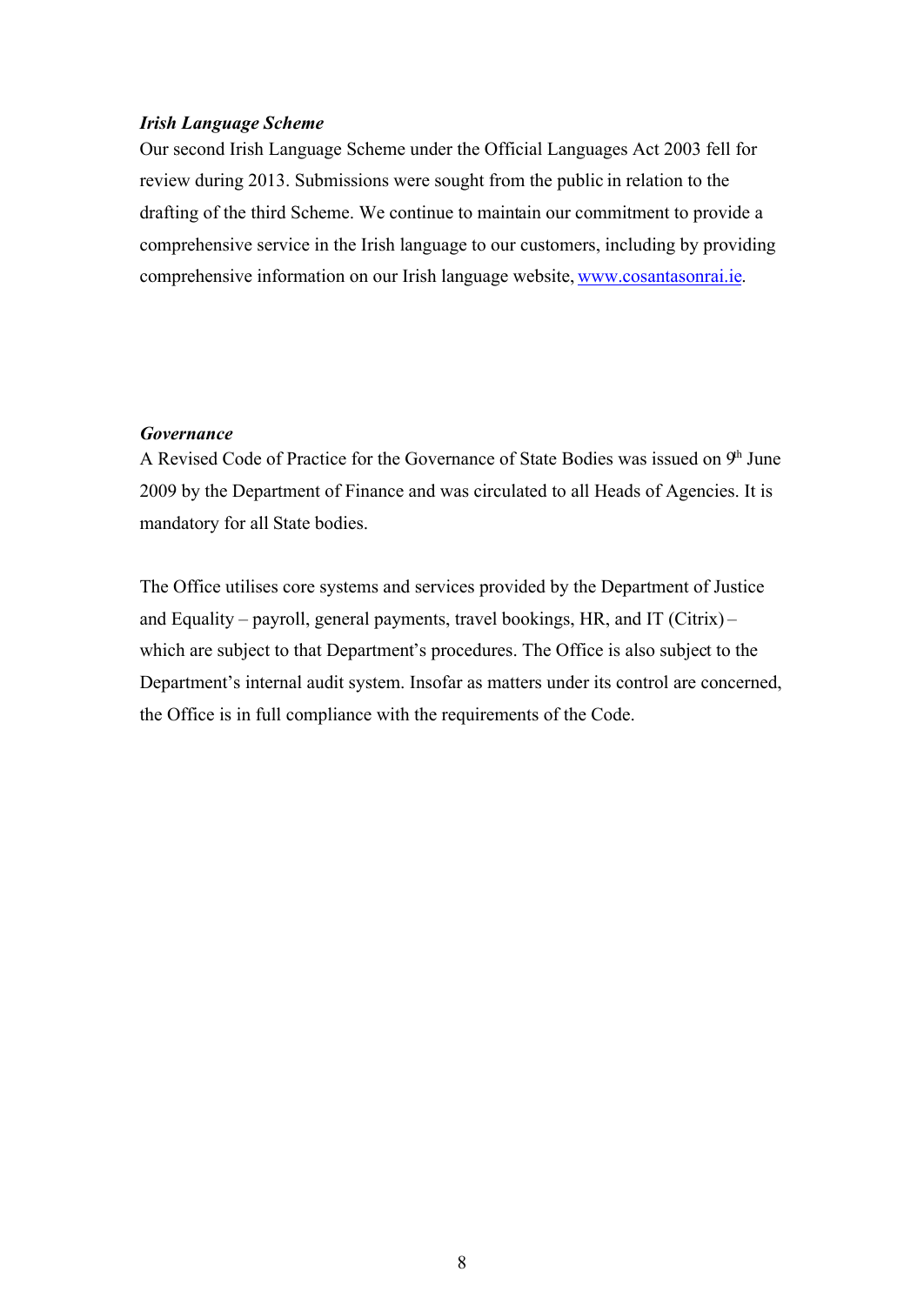***Irish Language Scheme***

Our second Irish Language Scheme under the Official Languages Act 2003 fell for review during 2013. Submissions were sought from the public in relation to the drafting of the third Scheme. We continue to maintain our commitment to provide a comprehensive service in the Irish language to our customers, including by providing comprehensive information on our Irish language website, [www.cosantasonrai.ie](http://www.cosantasonrai.ie).

***Governance***

A Revised Code of Practice for the Governance of State Bodies was issued on 9th June 2009 by the Department of Finance and was circulated to all Heads of Agencies. It is mandatory for all State bodies.

The Office utilises core systems and services provided by the Department of Justice and Equality – payroll, general payments, travel bookings, HR, and IT (Citrix) – which are subject to that Department's procedures. The Office is also subject to the Department's internal audit system. Insofar as matters under its control are concerned, the Office is in full compliance with the requirements of the Code.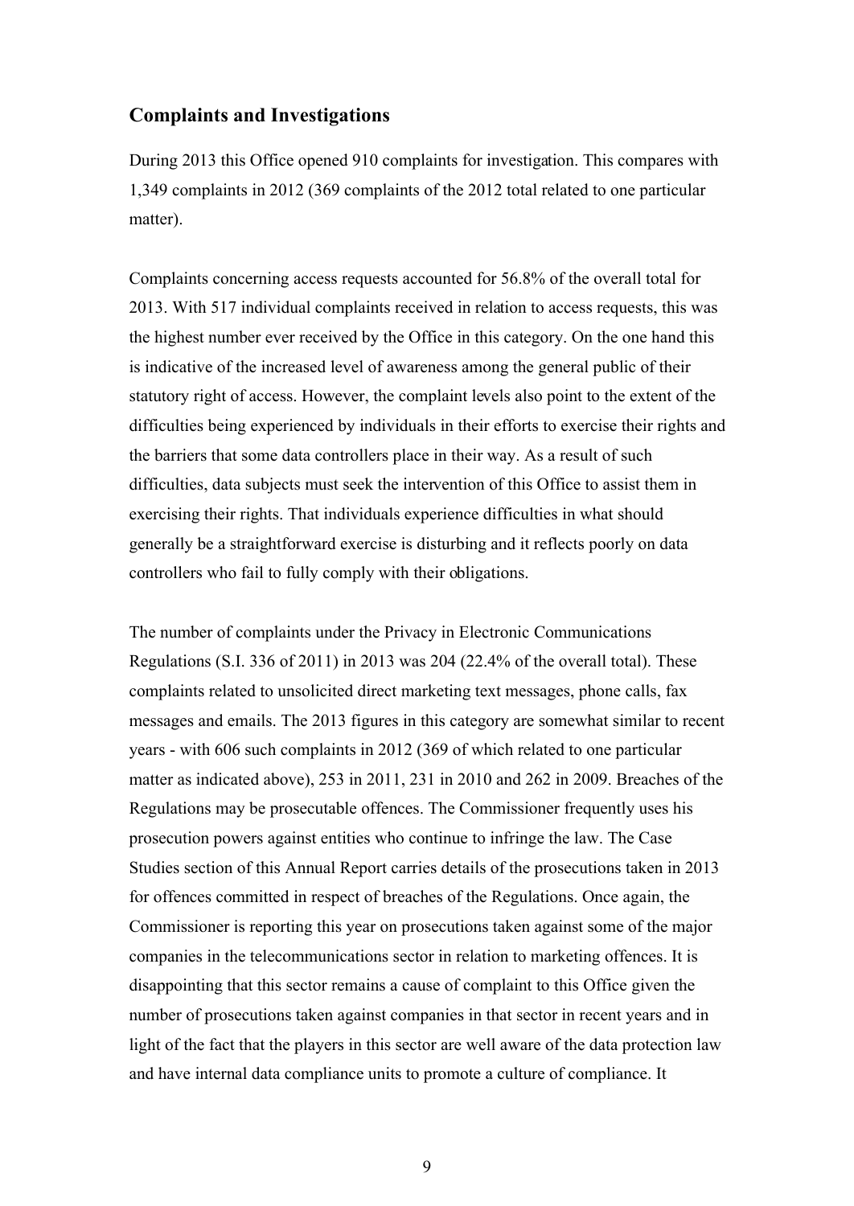## Complaints and Investigations

During 2013 this Office opened 910 complaints for investigation. This compares with 1,349 complaints in 2012 (369 complaints of the 2012 total related to one particular matter).

Complaints concerning access requests accounted for 56.8% of the overall total for 2013. With 517 individual complaints received in relation to access requests, this was the highest number ever received by the Office in this category. On the one hand this is indicative of the increased level of awareness among the general public of their statutory right of access. However, the complaint levels also point to the extent of the difficulties being experienced by individuals in their efforts to exercise their rights and the barriers that some data controllers place in their way. As a result of such difficulties, data subjects must seek the intervention of this Office to assist them in exercising their rights. That individuals experience difficulties in what should generally be a straightforward exercise is disturbing and it reflects poorly on data controllers who fail to fully comply with their obligations.

The number of complaints under the Privacy in Electronic Communications Regulations (S.I. 336 of 2011) in 2013 was 204 (22.4% of the overall total). These complaints related to unsolicited direct marketing text messages, phone calls, fax messages and emails. The 2013 figures in this category are somewhat similar to recent years - with 606 such complaints in 2012 (369 of which related to one particular matter as indicated above), 253 in 2011, 231 in 2010 and 262 in 2009. Breaches of the Regulations may be prosecutable offences. The Commissioner frequently uses his prosecution powers against entities who continue to infringe the law. The Case Studies section of this Annual Report carries details of the prosecutions taken in 2013 for offences committed in respect of breaches of the Regulations. Once again, the Commissioner is reporting this year on prosecutions taken against some of the major companies in the telecommunications sector in relation to marketing offences. It is disappointing that this sector remains a cause of complaint to this Office given the number of prosecutions taken against companies in that sector in recent years and in light of the fact that the players in this sector are well aware of the data protection law and have internal data compliance units to promote a culture of compliance. It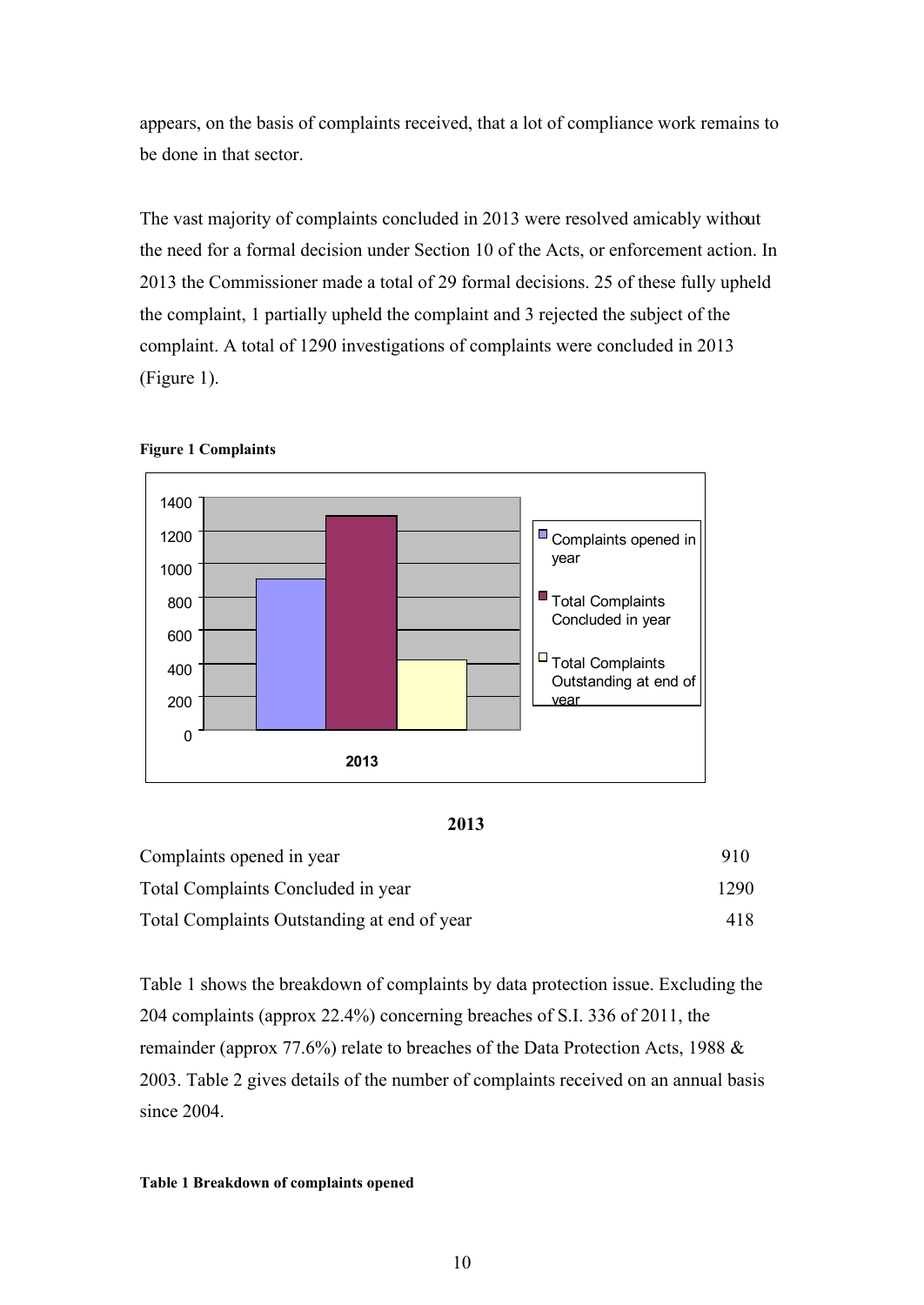appears, on the basis of complaints received, that a lot of compliance work remains to be done in that sector.

The vast majority of complaints concluded in 2013 were resolved amicably without the need for a formal decision under Section 10 of the Acts, or enforcement action. In 2013 the Commissioner made a total of 29 formal decisions. 25 of these fully upheld the complaint, 1 partially upheld the complaint and 3 rejected the subject of the complaint. A total of 1290 investigations of complaints were concluded in 2013 (Figure 1).

**Figure 1 Complaints**

| | 2013 |
|---|---|
| Complaints opened in year | 910 |
| Total Complaints Concluded in year | 1290 |
| Total Complaints Outstanding at end of year | 418 |

Table 1 shows the breakdown of complaints by data protection issue. Excluding the 204 complaints (approx 22.4%) concerning breaches of S.I. 336 of 2011, the remainder (approx 77.6%) relate to breaches of the Data Protection Acts, 1988 & 2003. Table 2 gives details of the number of complaints received on an annual basis since 2004.

**Table 1 Breakdown of complaints opened**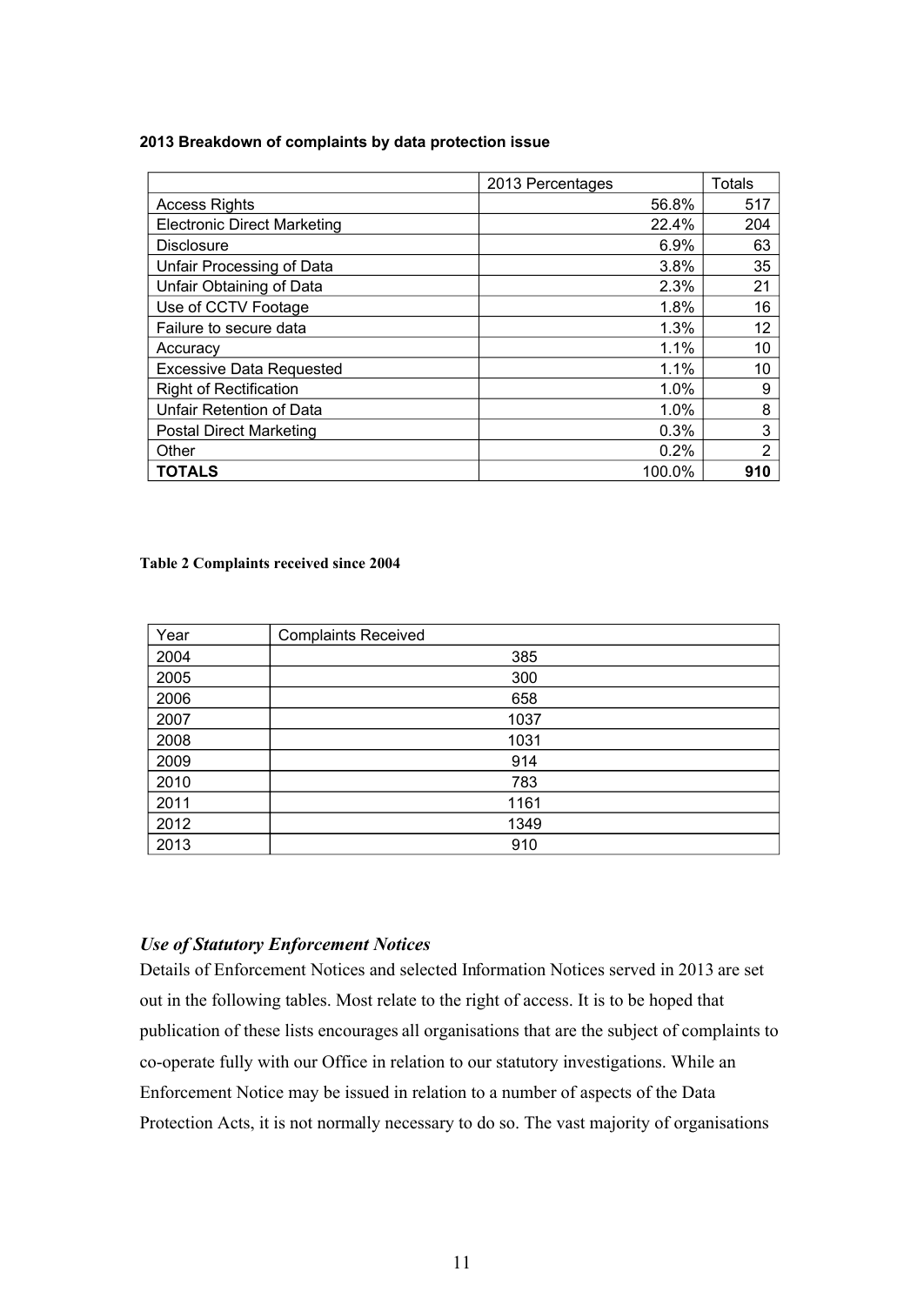**2013 Breakdown of complaints by data protection issue**

| | 2013 Percentages | Totals |
|---|---|---|
| Access Rights | 56.8% | 517 |
| Electronic Direct Marketing | 22.4% | 204 |
| Disclosure | 6.9% | 63 |
| Unfair Processing of Data | 3.8% | 35 |
| Unfair Obtaining of Data | 2.3% | 21 |
| Use of CCTV Footage | 1.8% | 16 |
| Failure to secure data | 1.3% | 12 |
| Accuracy | 1.1% | 10 |
| Excessive Data Requested | 1.1% | 10 |
| Right of Rectification | 1.0% | 9 |
| Unfair Retention of Data | 1.0% | 8 |
| Postal Direct Marketing | 0.3% | 3 |
| Other | 0.2% | 2 |
| **TOTALS** | 100.0% | **910** |

**Table 2 Complaints received since 2004**

| Year | Complaints Received |
|---|---|
| 2004 | 385 |
| 2005 | 300 |
| 2006 | 658 |
| 2007 | 1037 |
| 2008 | 1031 |
| 2009 | 914 |
| 2010 | 783 |
| 2011 | 1161 |
| 2012 | 1349 |
| 2013 | 910 |

### *Use of Statutory Enforcement Notices*

Details of Enforcement Notices and selected Information Notices served in 2013 are set out in the following tables. Most relate to the right of access. It is to be hoped that publication of these lists encourages all organisations that are the subject of complaints to co-operate fully with our Office in relation to our statutory investigations. While an Enforcement Notice may be issued in relation to a number of aspects of the Data Protection Acts, it is not normally necessary to do so. The vast majority of organisations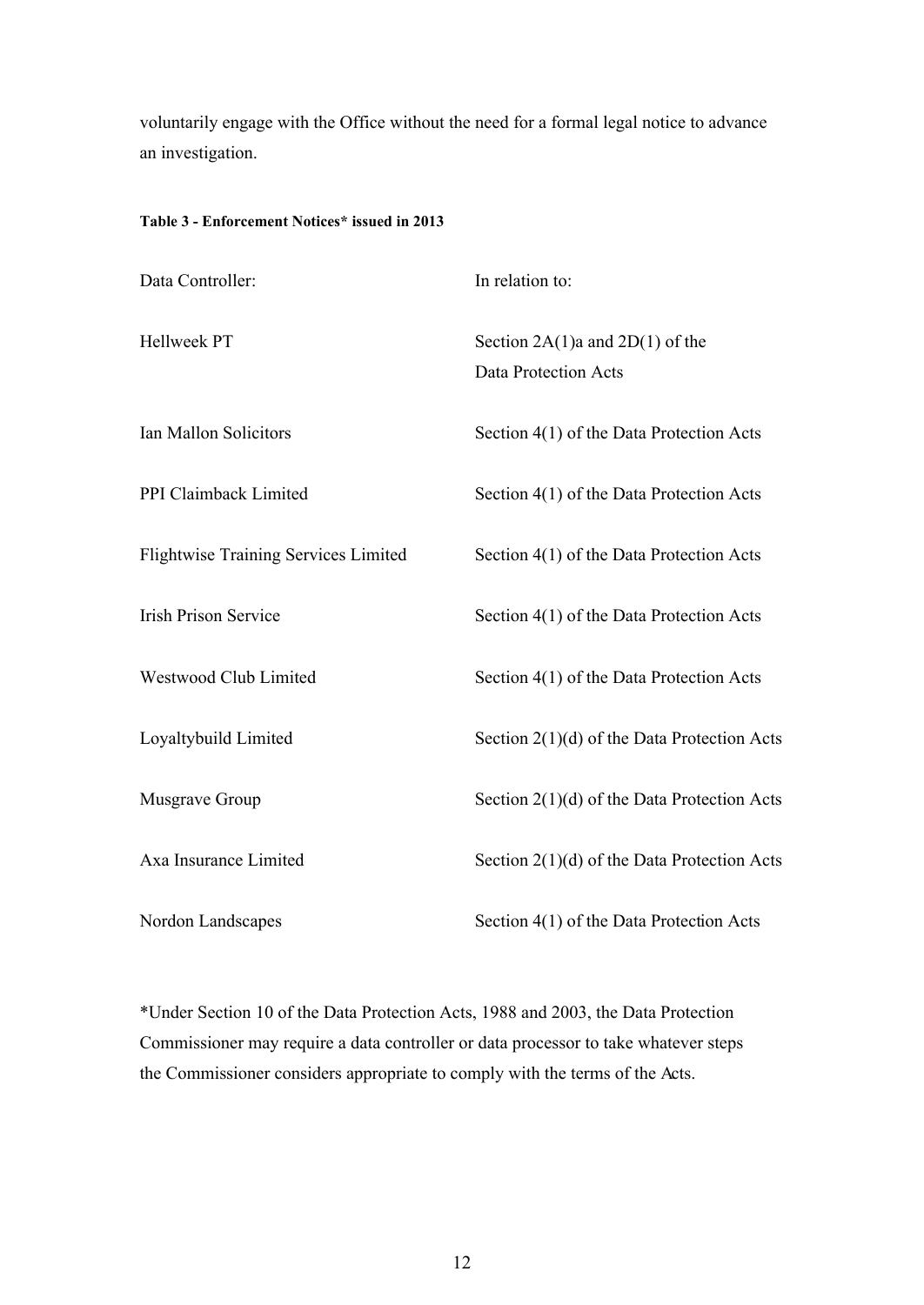voluntarily engage with the Office without the need for a formal legal notice to advance an investigation.

**Table 3 - Enforcement Notices* issued in 2013**

| Data Controller: | In relation to: |
|---|---|
| Hellweek PT | Section 2A(1)a and 2D(1) of the Data Protection Acts |
| Ian Mallon Solicitors | Section 4(1) of the Data Protection Acts |
| PPI Claimback Limited | Section 4(1) of the Data Protection Acts |
| Flightwise Training Services Limited | Section 4(1) of the Data Protection Acts |
| Irish Prison Service | Section 4(1) of the Data Protection Acts |
| Westwood Club Limited | Section 4(1) of the Data Protection Acts |
| Loyaltybuild Limited | Section 2(1)(d) of the Data Protection Acts |
| Musgrave Group | Section 2(1)(d) of the Data Protection Acts |
| Axa Insurance Limited | Section 2(1)(d) of the Data Protection Acts |
| Nordon Landscapes | Section 4(1) of the Data Protection Acts |

*Under Section 10 of the Data Protection Acts, 1988 and 2003, the Data Protection Commissioner may require a data controller or data processor to take whatever steps the Commissioner considers appropriate to comply with the terms of the Acts.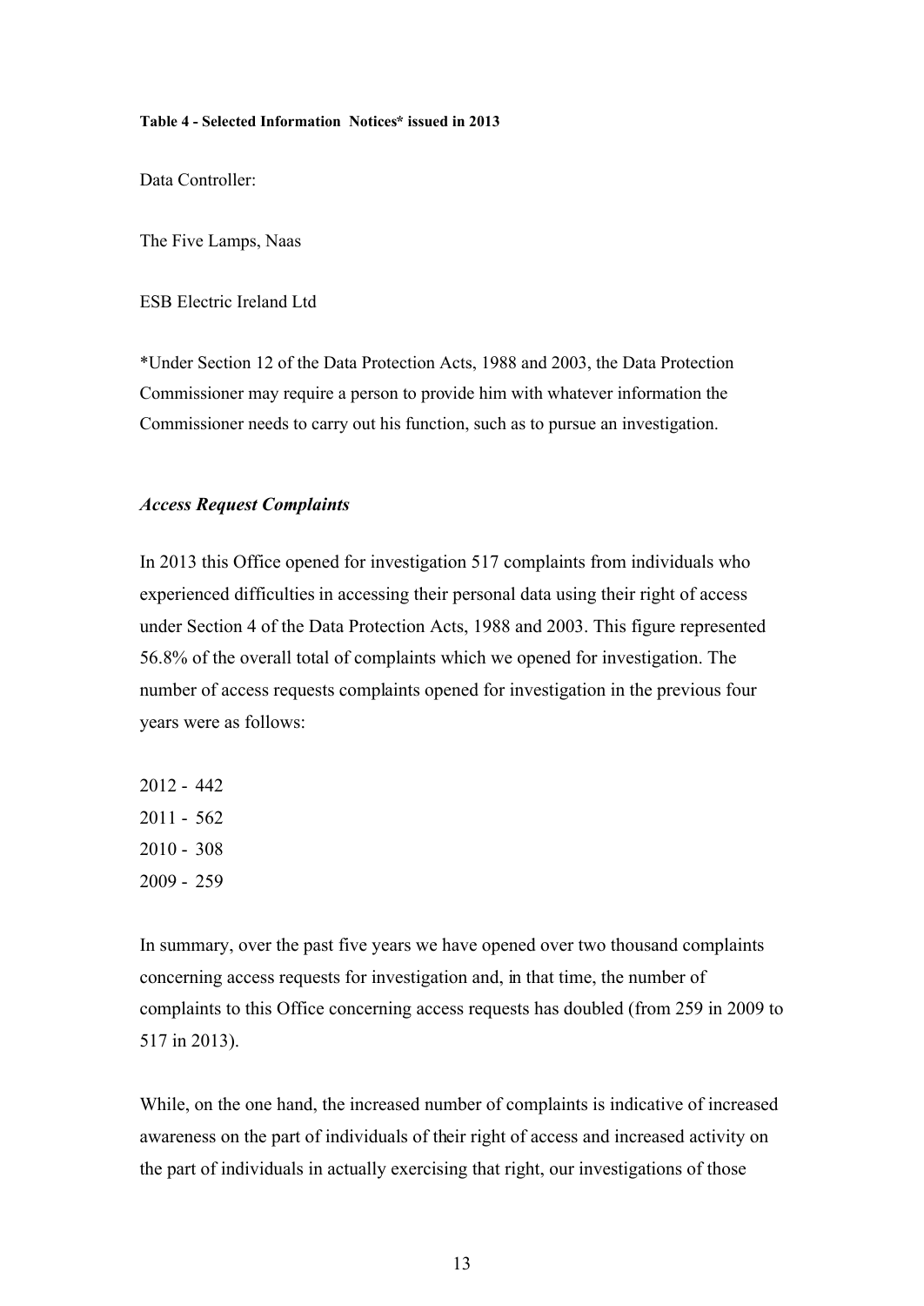**Table 4 - Selected Information Notices* issued in 2013**

Data Controller:

The Five Lamps, Naas

ESB Electric Ireland Ltd

*Under Section 12 of the Data Protection Acts, 1988 and 2003, the Data Protection Commissioner may require a person to provide him with whatever information the Commissioner needs to carry out his function, such as to pursue an investigation.

### *Access Request Complaints*

In 2013 this Office opened for investigation 517 complaints from individuals who experienced difficulties in accessing their personal data using their right of access under Section 4 of the Data Protection Acts, 1988 and 2003. This figure represented 56.8% of the overall total of complaints which we opened for investigation. The number of access requests complaints opened for investigation in the previous four years were as follows:

2012 - 442
2011 - 562
2010 - 308
2009 - 259

In summary, over the past five years we have opened over two thousand complaints concerning access requests for investigation and, in that time, the number of complaints to this Office concerning access requests has doubled (from 259 in 2009 to 517 in 2013).

While, on the one hand, the increased number of complaints is indicative of increased awareness on the part of individuals of their right of access and increased activity on the part of individuals in actually exercising that right, our investigations of those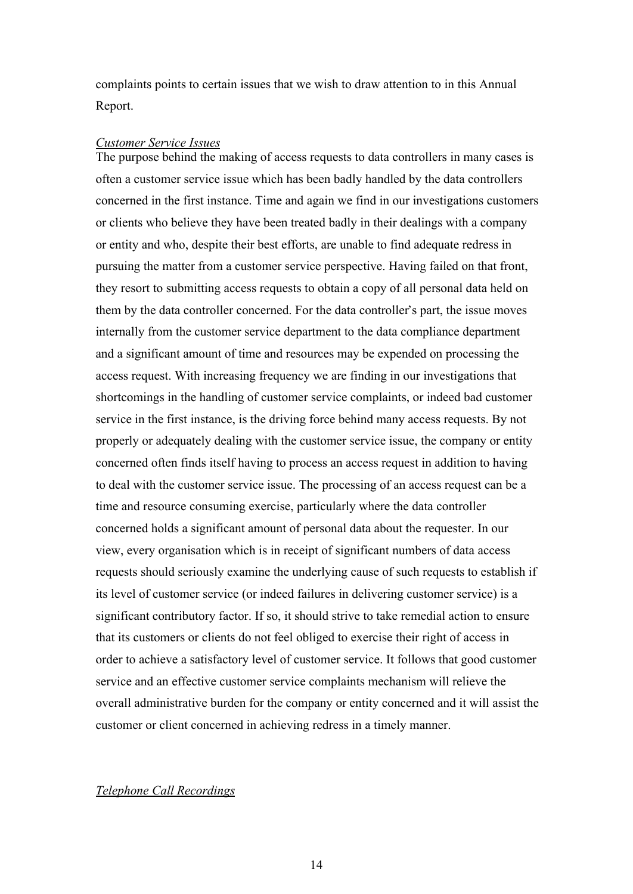complaints points to certain issues that we wish to draw attention to in this Annual Report.

*Customer Service Issues*

The purpose behind the making of access requests to data controllers in many cases is often a customer service issue which has been badly handled by the data controllers concerned in the first instance. Time and again we find in our investigations customers or clients who believe they have been treated badly in their dealings with a company or entity and who, despite their best efforts, are unable to find adequate redress in pursuing the matter from a customer service perspective. Having failed on that front, they resort to submitting access requests to obtain a copy of all personal data held on them by the data controller concerned. For the data controller's part, the issue moves internally from the customer service department to the data compliance department and a significant amount of time and resources may be expended on processing the access request. With increasing frequency we are finding in our investigations that shortcomings in the handling of customer service complaints, or indeed bad customer service in the first instance, is the driving force behind many access requests. By not properly or adequately dealing with the customer service issue, the company or entity concerned often finds itself having to process an access request in addition to having to deal with the customer service issue. The processing of an access request can be a time and resource consuming exercise, particularly where the data controller concerned holds a significant amount of personal data about the requester. In our view, every organisation which is in receipt of significant numbers of data access requests should seriously examine the underlying cause of such requests to establish if its level of customer service (or indeed failures in delivering customer service) is a significant contributory factor. If so, it should strive to take remedial action to ensure that its customers or clients do not feel obliged to exercise their right of access in order to achieve a satisfactory level of customer service. It follows that good customer service and an effective customer service complaints mechanism will relieve the overall administrative burden for the company or entity concerned and it will assist the customer or client concerned in achieving redress in a timely manner.

*Telephone Call Recordings*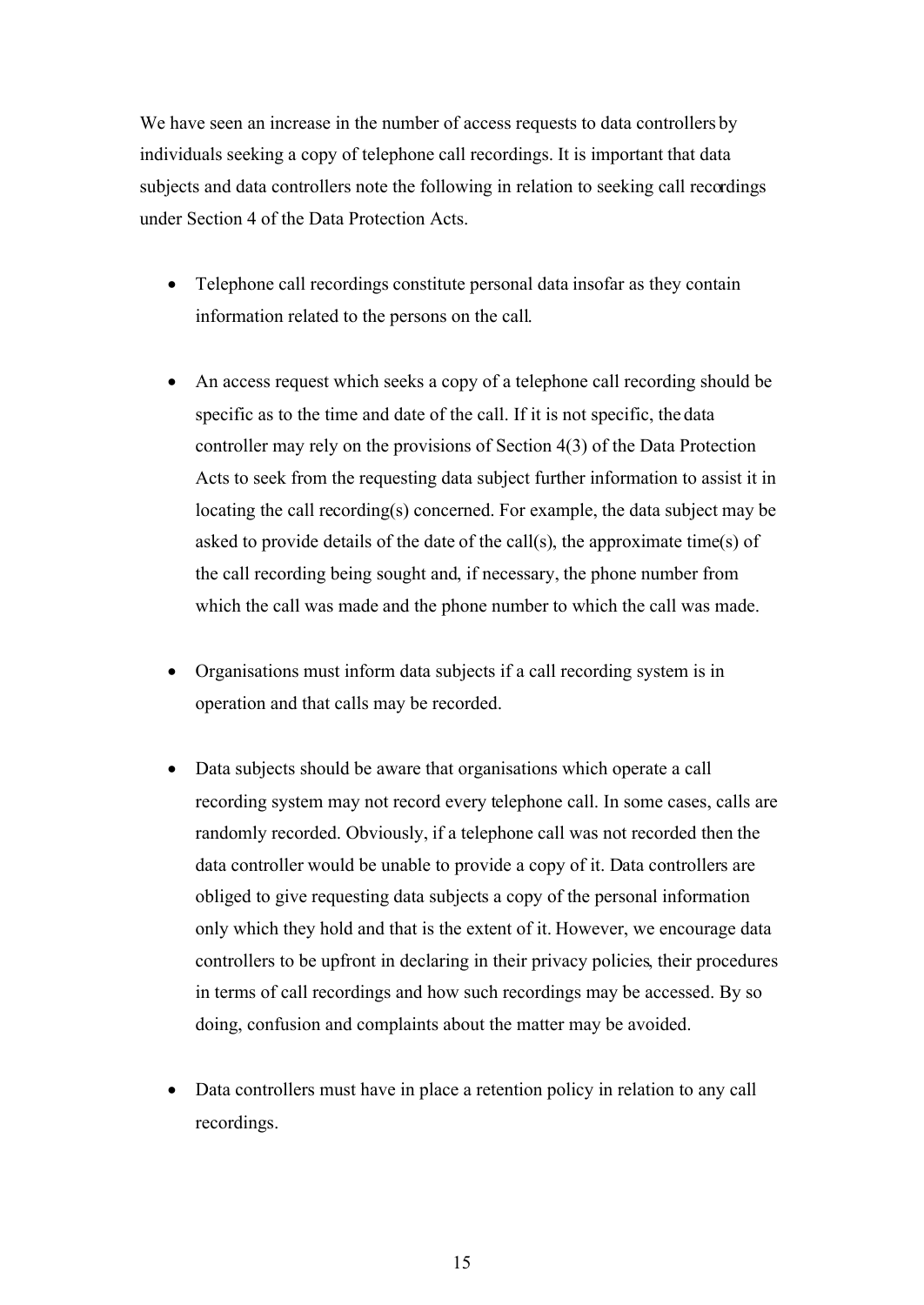We have seen an increase in the number of access requests to data controllers by individuals seeking a copy of telephone call recordings. It is important that data subjects and data controllers note the following in relation to seeking call recordings under Section 4 of the Data Protection Acts.

- Telephone call recordings constitute personal data insofar as they contain information related to the persons on the call.

- An access request which seeks a copy of a telephone call recording should be specific as to the time and date of the call. If it is not specific, the data controller may rely on the provisions of Section 4(3) of the Data Protection Acts to seek from the requesting data subject further information to assist it in locating the call recording(s) concerned. For example, the data subject may be asked to provide details of the date of the call(s), the approximate time(s) of the call recording being sought and, if necessary, the phone number from which the call was made and the phone number to which the call was made.

- Organisations must inform data subjects if a call recording system is in operation and that calls may be recorded.

- Data subjects should be aware that organisations which operate a call recording system may not record every telephone call. In some cases, calls are randomly recorded. Obviously, if a telephone call was not recorded then the data controller would be unable to provide a copy of it. Data controllers are obliged to give requesting data subjects a copy of the personal information only which they hold and that is the extent of it. However, we encourage data controllers to be upfront in declaring in their privacy policies, their procedures in terms of call recordings and how such recordings may be accessed. By so doing, confusion and complaints about the matter may be avoided.

- Data controllers must have in place a retention policy in relation to any call recordings.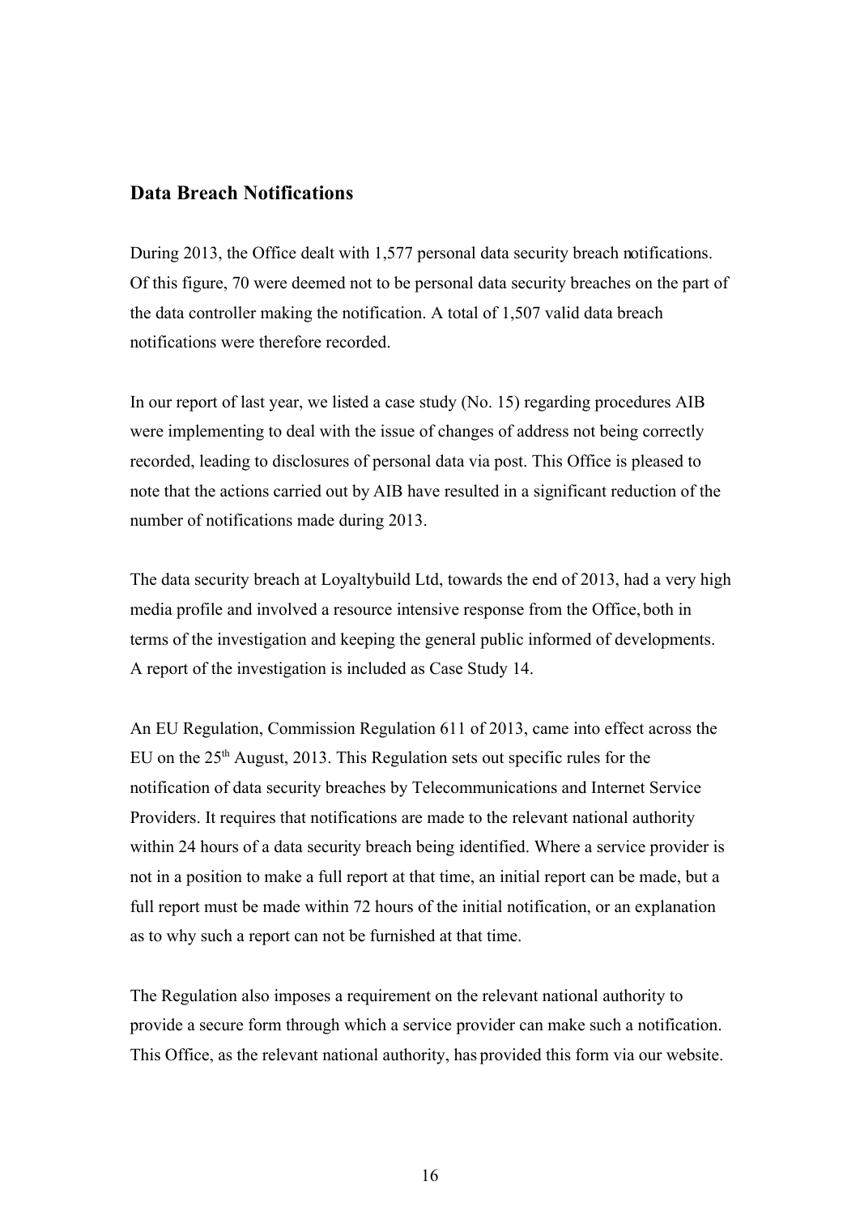## Data Breach Notifications

During 2013, the Office dealt with 1,577 personal data security breach notifications. Of this figure, 70 were deemed not to be personal data security breaches on the part of the data controller making the notification. A total of 1,507 valid data breach notifications were therefore recorded.

In our report of last year, we listed a case study (No. 15) regarding procedures AIB were implementing to deal with the issue of changes of address not being correctly recorded, leading to disclosures of personal data via post. This Office is pleased to note that the actions carried out by AIB have resulted in a significant reduction of the number of notifications made during 2013.

The data security breach at Loyaltybuild Ltd, towards the end of 2013, had a very high media profile and involved a resource intensive response from the Office, both in terms of the investigation and keeping the general public informed of developments. A report of the investigation is included as Case Study 14.

An EU Regulation, Commission Regulation 611 of 2013, came into effect across the EU on the 25th August, 2013. This Regulation sets out specific rules for the notification of data security breaches by Telecommunications and Internet Service Providers. It requires that notifications are made to the relevant national authority within 24 hours of a data security breach being identified. Where a service provider is not in a position to make a full report at that time, an initial report can be made, but a full report must be made within 72 hours of the initial notification, or an explanation as to why such a report can not be furnished at that time.

The Regulation also imposes a requirement on the relevant national authority to provide a secure form through which a service provider can make such a notification. This Office, as the relevant national authority, has provided this form via our website.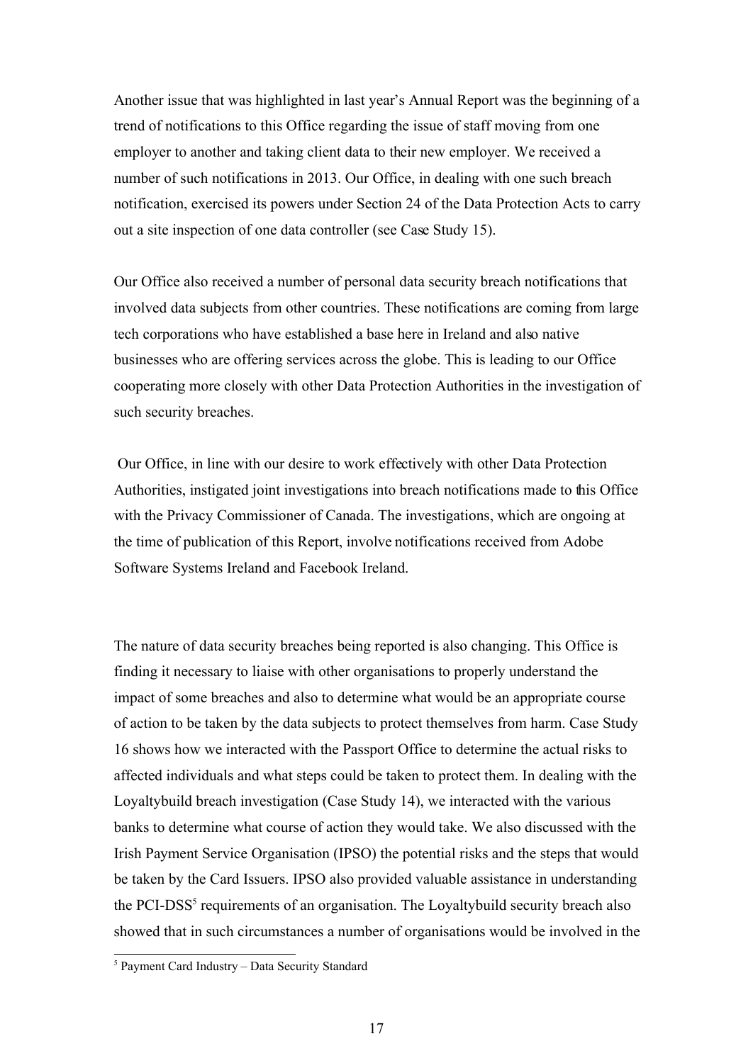Another issue that was highlighted in last year's Annual Report was the beginning of a trend of notifications to this Office regarding the issue of staff moving from one employer to another and taking client data to their new employer. We received a number of such notifications in 2013. Our Office, in dealing with one such breach notification, exercised its powers under Section 24 of the Data Protection Acts to carry out a site inspection of one data controller (see Case Study 15).

Our Office also received a number of personal data security breach notifications that involved data subjects from other countries. These notifications are coming from large tech corporations who have established a base here in Ireland and also native businesses who are offering services across the globe. This is leading to our Office cooperating more closely with other Data Protection Authorities in the investigation of such security breaches.

Our Office, in line with our desire to work effectively with other Data Protection Authorities, instigated joint investigations into breach notifications made to this Office with the Privacy Commissioner of Canada. The investigations, which are ongoing at the time of publication of this Report, involve notifications received from Adobe Software Systems Ireland and Facebook Ireland.

The nature of data security breaches being reported is also changing. This Office is finding it necessary to liaise with other organisations to properly understand the impact of some breaches and also to determine what would be an appropriate course of action to be taken by the data subjects to protect themselves from harm. Case Study 16 shows how we interacted with the Passport Office to determine the actual risks to affected individuals and what steps could be taken to protect them. In dealing with the Loyaltybuild breach investigation (Case Study 14), we interacted with the various banks to determine what course of action they would take. We also discussed with the Irish Payment Service Organisation (IPSO) the potential risks and the steps that would be taken by the Card Issuers. IPSO also provided valuable assistance in understanding the PCI-DSS[5] requirements of an organisation. The Loyaltybuild security breach also showed that in such circumstances a number of organisations would be involved in the

[5] Payment Card Industry – Data Security Standard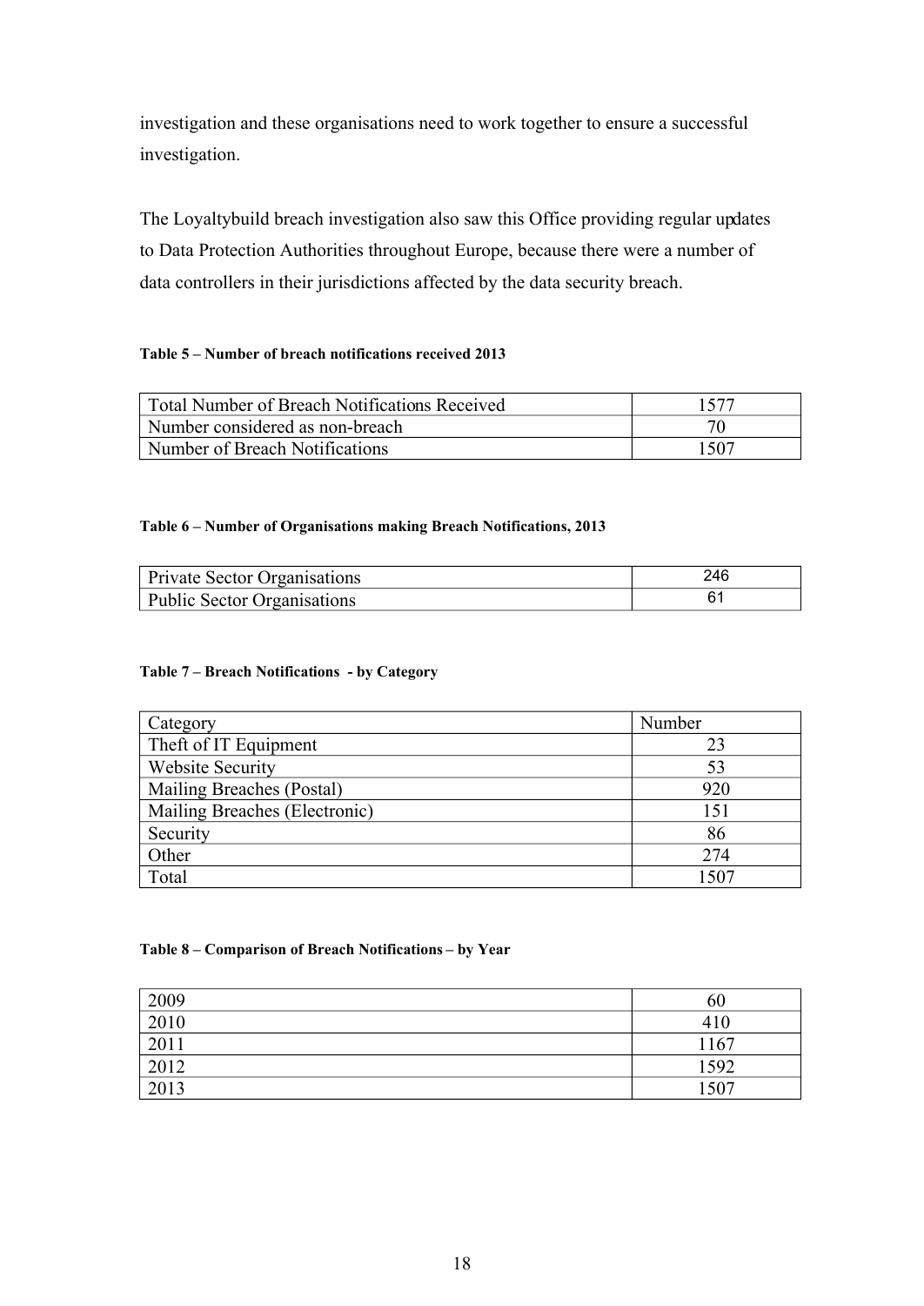investigation and these organisations need to work together to ensure a successful investigation.

The Loyaltybuild breach investigation also saw this Office providing regular updates to Data Protection Authorities throughout Europe, because there were a number of data controllers in their jurisdictions affected by the data security breach.

**Table 5 – Number of breach notifications received 2013**

| | |
|---|---|
| Total Number of Breach Notifications Received | 1577 |
| Number considered as non-breach | 70 |
| Number of Breach Notifications | 1507 |

**Table 6 – Number of Organisations making Breach Notifications, 2013**

| | |
|---|---|
| Private Sector Organisations | 246 |
| Public Sector Organisations | 61 |

**Table 7 – Breach Notifications - by Category**

| Category | Number |
|---|---|
| Theft of IT Equipment | 23 |
| Website Security | 53 |
| Mailing Breaches (Postal) | 920 |
| Mailing Breaches (Electronic) | 151 |
| Security | 86 |
| Other | 274 |
| Total | 1507 |

**Table 8 – Comparison of Breach Notifications – by Year**

| | |
|---|---|
| 2009 | 60 |
| 2010 | 410 |
| 2011 | 1167 |
| 2012 | 1592 |
| 2013 | 1507 |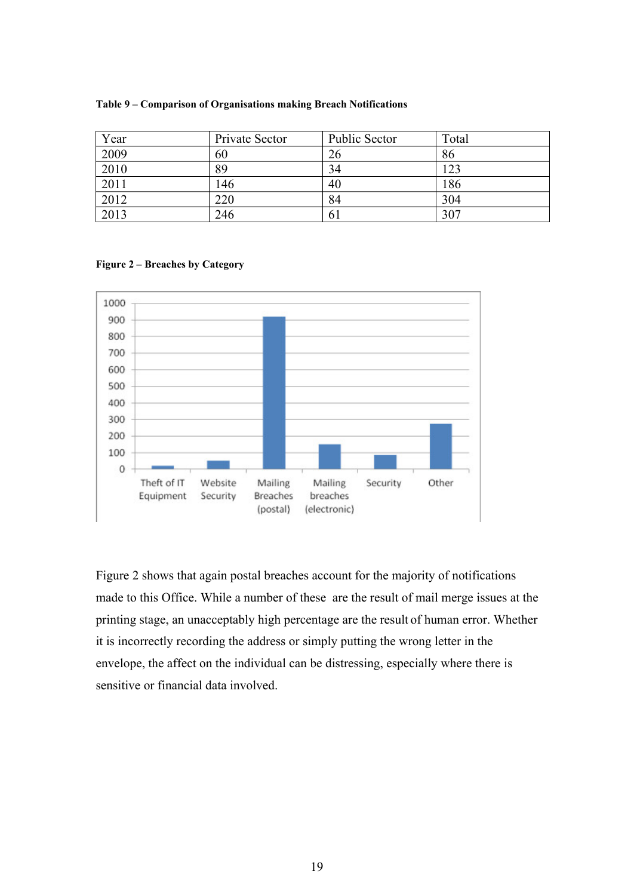**Table 9 – Comparison of Organisations making Breach Notifications**

| Year | Private Sector | Public Sector | Total |
|---|---|---|---|
| 2009 | 60 | 26 | 86 |
| 2010 | 89 | 34 | 123 |
| 2011 | 146 | 40 | 186 |
| 2012 | 220 | 84 | 304 |
| 2013 | 246 | 61 | 307 |

**Figure 2 – Breaches by Category**

Figure 2 shows that again postal breaches account for the majority of notifications made to this Office. While a number of these are the result of mail merge issues at the printing stage, an unacceptably high percentage are the result of human error. Whether it is incorrectly recording the address or simply putting the wrong letter in the envelope, the affect on the individual can be distressing, especially where there is sensitive or financial data involved.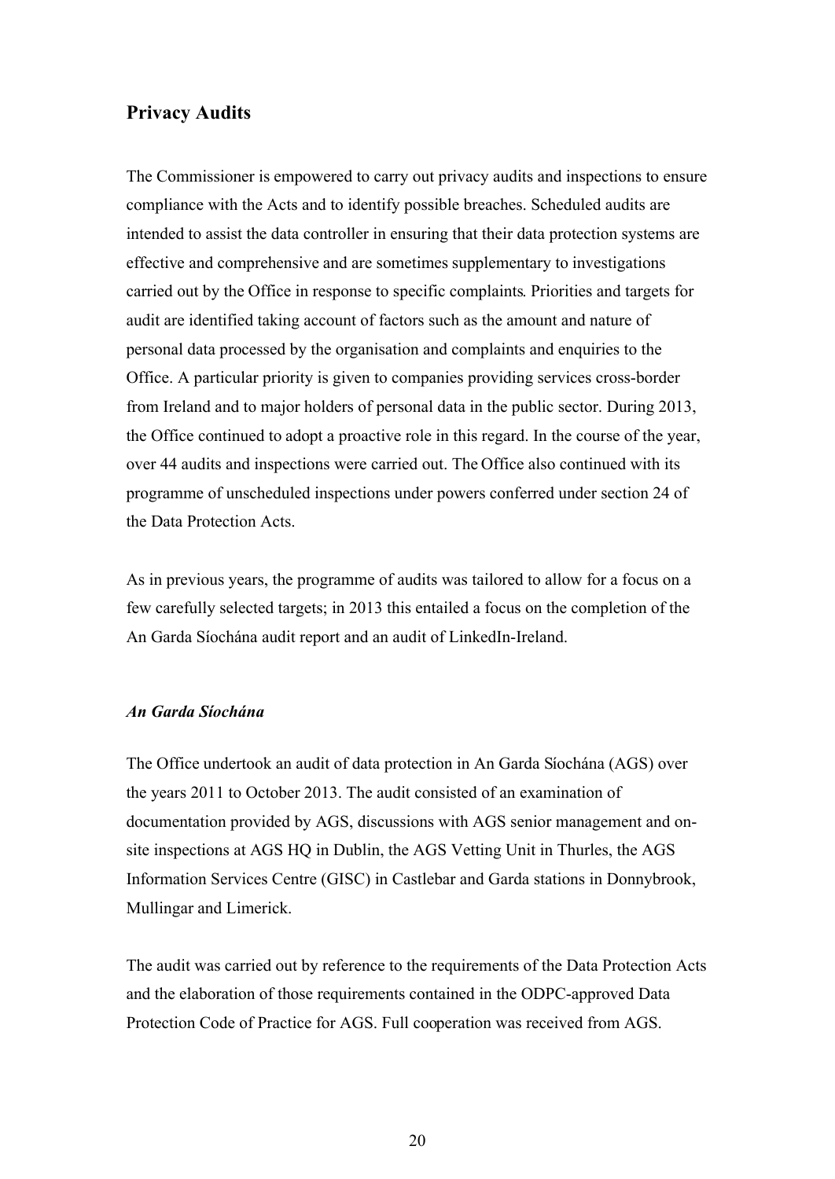## Privacy Audits

The Commissioner is empowered to carry out privacy audits and inspections to ensure compliance with the Acts and to identify possible breaches. Scheduled audits are intended to assist the data controller in ensuring that their data protection systems are effective and comprehensive and are sometimes supplementary to investigations carried out by the Office in response to specific complaints. Priorities and targets for audit are identified taking account of factors such as the amount and nature of personal data processed by the organisation and complaints and enquiries to the Office. A particular priority is given to companies providing services cross-border from Ireland and to major holders of personal data in the public sector. During 2013, the Office continued to adopt a proactive role in this regard. In the course of the year, over 44 audits and inspections were carried out. The Office also continued with its programme of unscheduled inspections under powers conferred under section 24 of the Data Protection Acts.

As in previous years, the programme of audits was tailored to allow for a focus on a few carefully selected targets; in 2013 this entailed a focus on the completion of the An Garda Síochána audit report and an audit of LinkedIn-Ireland.

### *An Garda Síochána*

The Office undertook an audit of data protection in An Garda Síochána (AGS) over the years 2011 to October 2013. The audit consisted of an examination of documentation provided by AGS, discussions with AGS senior management and on-site inspections at AGS HQ in Dublin, the AGS Vetting Unit in Thurles, the AGS Information Services Centre (GISC) in Castlebar and Garda stations in Donnybrook, Mullingar and Limerick.

The audit was carried out by reference to the requirements of the Data Protection Acts and the elaboration of those requirements contained in the ODPC-approved Data Protection Code of Practice for AGS. Full cooperation was received from AGS.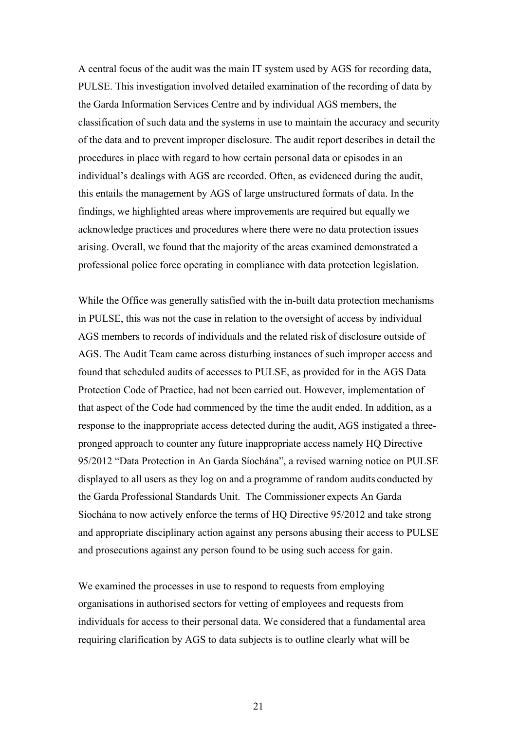A central focus of the audit was the main IT system used by AGS for recording data, PULSE. This investigation involved detailed examination of the recording of data by the Garda Information Services Centre and by individual AGS members, the classification of such data and the systems in use to maintain the accuracy and security of the data and to prevent improper disclosure. The audit report describes in detail the procedures in place with regard to how certain personal data or episodes in an individual's dealings with AGS are recorded. Often, as evidenced during the audit, this entails the management by AGS of large unstructured formats of data. In the findings, we highlighted areas where improvements are required but equally we acknowledge practices and procedures where there were no data protection issues arising. Overall, we found that the majority of the areas examined demonstrated a professional police force operating in compliance with data protection legislation.

While the Office was generally satisfied with the in-built data protection mechanisms in PULSE, this was not the case in relation to the oversight of access by individual AGS members to records of individuals and the related risk of disclosure outside of AGS. The Audit Team came across disturbing instances of such improper access and found that scheduled audits of accesses to PULSE, as provided for in the AGS Data Protection Code of Practice, had not been carried out. However, implementation of that aspect of the Code had commenced by the time the audit ended. In addition, as a response to the inappropriate access detected during the audit, AGS instigated a three-pronged approach to counter any future inappropriate access namely HQ Directive 95/2012 "Data Protection in An Garda Síochána", a revised warning notice on PULSE displayed to all users as they log on and a programme of random audits conducted by the Garda Professional Standards Unit. The Commissioner expects An Garda Síochána to now actively enforce the terms of HQ Directive 95/2012 and take strong and appropriate disciplinary action against any persons abusing their access to PULSE and prosecutions against any person found to be using such access for gain.

We examined the processes in use to respond to requests from employing organisations in authorised sectors for vetting of employees and requests from individuals for access to their personal data. We considered that a fundamental area requiring clarification by AGS to data subjects is to outline clearly what will be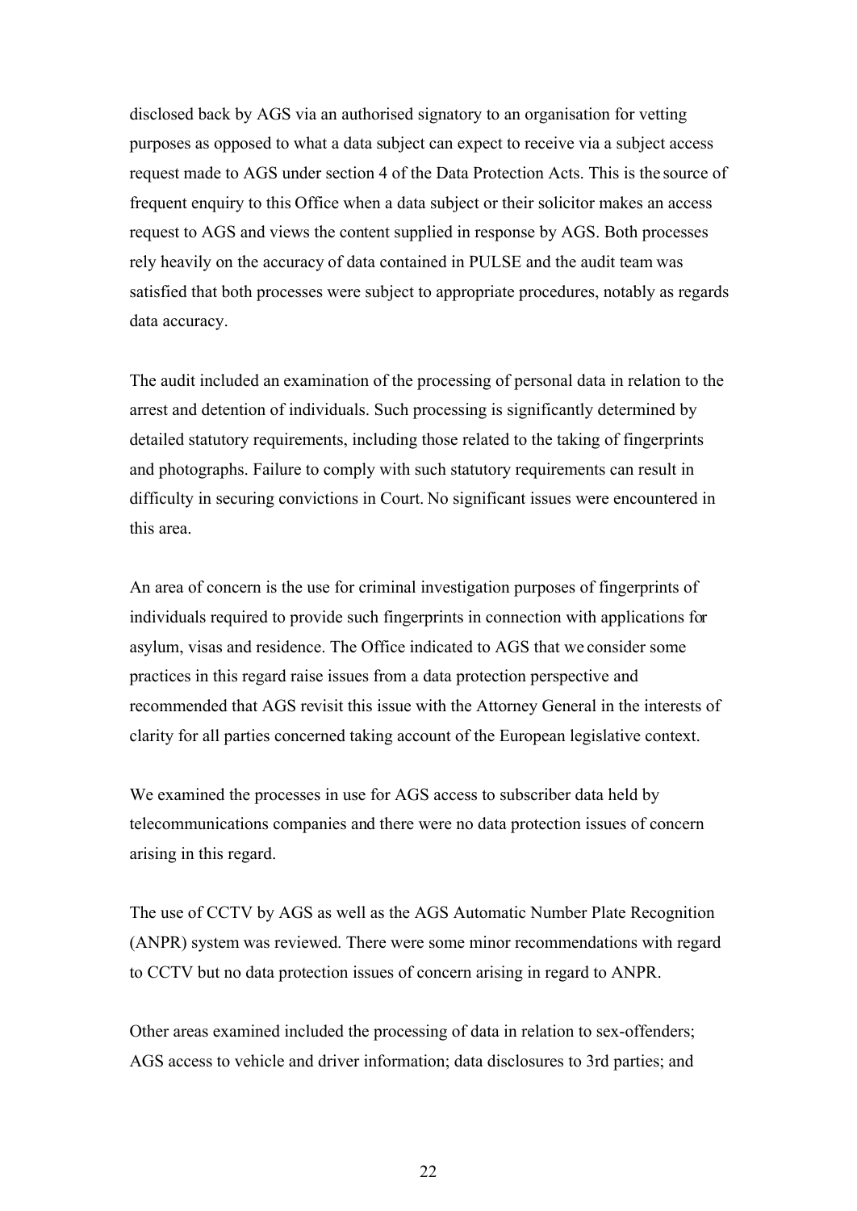disclosed back by AGS via an authorised signatory to an organisation for vetting purposes as opposed to what a data subject can expect to receive via a subject access request made to AGS under section 4 of the Data Protection Acts. This is the source of frequent enquiry to this Office when a data subject or their solicitor makes an access request to AGS and views the content supplied in response by AGS. Both processes rely heavily on the accuracy of data contained in PULSE and the audit team was satisfied that both processes were subject to appropriate procedures, notably as regards data accuracy.

The audit included an examination of the processing of personal data in relation to the arrest and detention of individuals. Such processing is significantly determined by detailed statutory requirements, including those related to the taking of fingerprints and photographs. Failure to comply with such statutory requirements can result in difficulty in securing convictions in Court. No significant issues were encountered in this area.

An area of concern is the use for criminal investigation purposes of fingerprints of individuals required to provide such fingerprints in connection with applications for asylum, visas and residence. The Office indicated to AGS that we consider some practices in this regard raise issues from a data protection perspective and recommended that AGS revisit this issue with the Attorney General in the interests of clarity for all parties concerned taking account of the European legislative context.

We examined the processes in use for AGS access to subscriber data held by telecommunications companies and there were no data protection issues of concern arising in this regard.

The use of CCTV by AGS as well as the AGS Automatic Number Plate Recognition (ANPR) system was reviewed. There were some minor recommendations with regard to CCTV but no data protection issues of concern arising in regard to ANPR.

Other areas examined included the processing of data in relation to sex-offenders; AGS access to vehicle and driver information; data disclosures to 3rd parties; and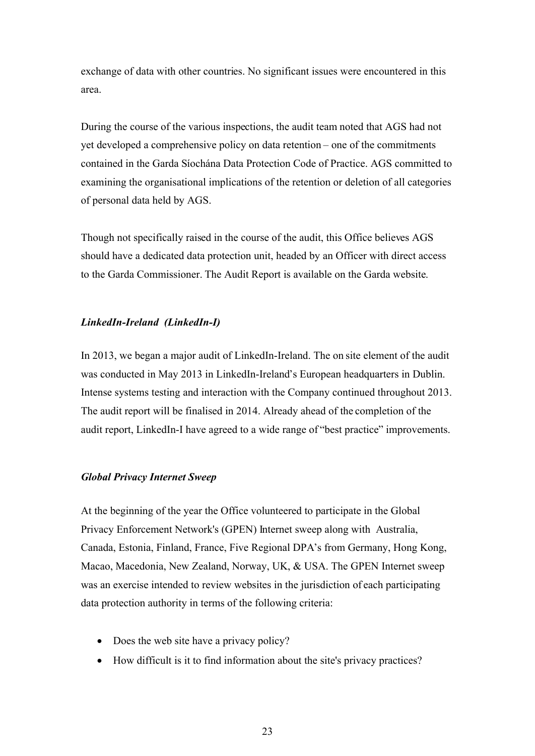exchange of data with other countries. No significant issues were encountered in this area.

During the course of the various inspections, the audit team noted that AGS had not yet developed a comprehensive policy on data retention – one of the commitments contained in the Garda Síochána Data Protection Code of Practice. AGS committed to examining the organisational implications of the retention or deletion of all categories of personal data held by AGS.

Though not specifically raised in the course of the audit, this Office believes AGS should have a dedicated data protection unit, headed by an Officer with direct access to the Garda Commissioner. The Audit Report is available on the Garda website.

### *LinkedIn-Ireland (LinkedIn-I)*

In 2013, we began a major audit of LinkedIn-Ireland. The on site element of the audit was conducted in May 2013 in LinkedIn-Ireland's European headquarters in Dublin. Intense systems testing and interaction with the Company continued throughout 2013. The audit report will be finalised in 2014. Already ahead of the completion of the audit report, LinkedIn-I have agreed to a wide range of "best practice" improvements.

### *Global Privacy Internet Sweep*

At the beginning of the year the Office volunteered to participate in the Global Privacy Enforcement Network's (GPEN) Internet sweep along with Australia, Canada, Estonia, Finland, France, Five Regional DPA's from Germany, Hong Kong, Macao, Macedonia, New Zealand, Norway, UK, & USA. The GPEN Internet sweep was an exercise intended to review websites in the jurisdiction of each participating data protection authority in terms of the following criteria:

- Does the web site have a privacy policy?
- How difficult is it to find information about the site's privacy practices?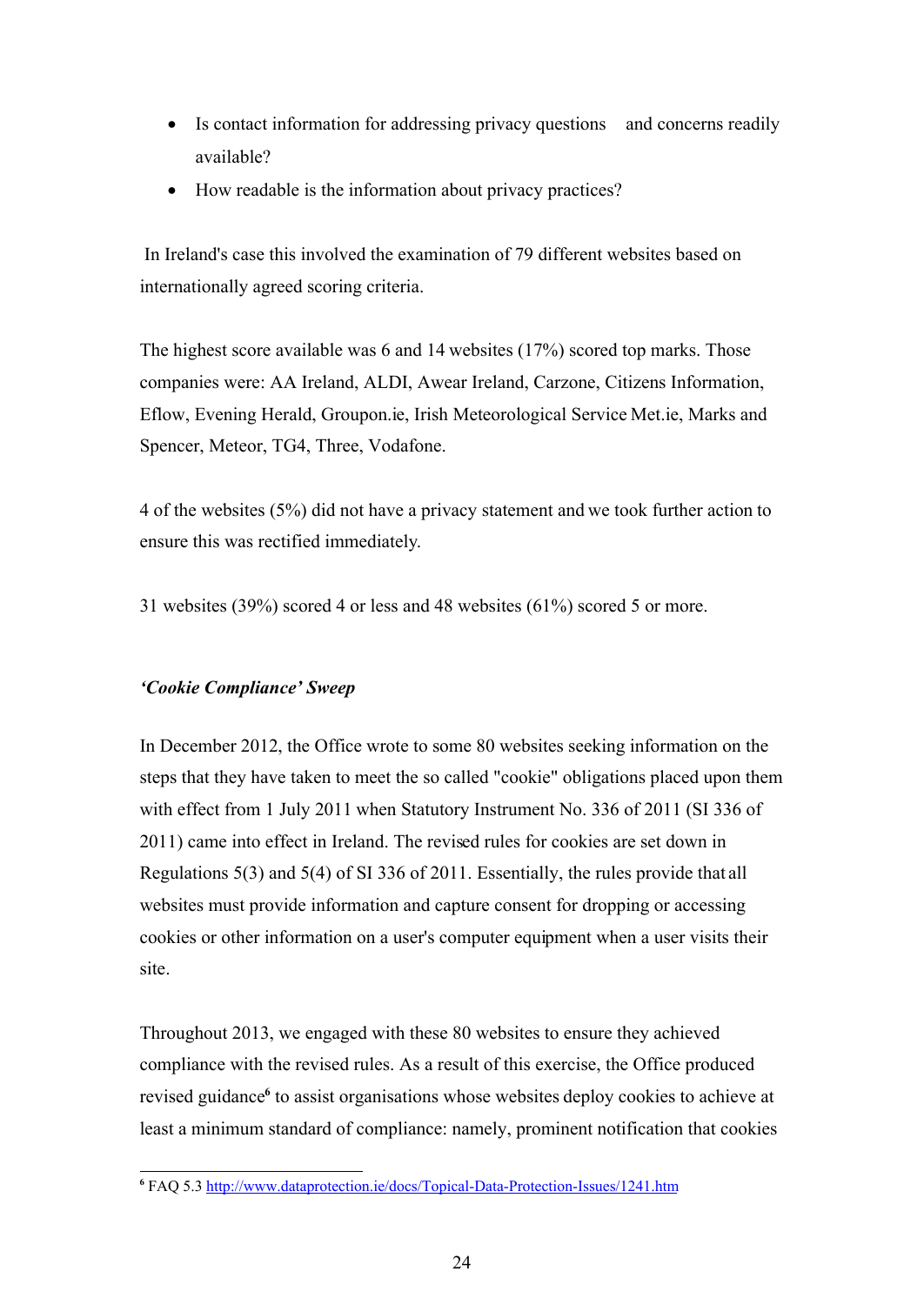- Is contact information for addressing privacy questions and concerns readily available?
- How readable is the information about privacy practices?

In Ireland's case this involved the examination of 79 different websites based on internationally agreed scoring criteria.

The highest score available was 6 and 14 websites (17%) scored top marks. Those companies were: AA Ireland, ALDI, Awear Ireland, Carzone, Citizens Information, Eflow, Evening Herald, Groupon.ie, Irish Meteorological Service Met.ie, Marks and Spencer, Meteor, TG4, Three, Vodafone.

4 of the websites (5%) did not have a privacy statement and we took further action to ensure this was rectified immediately.

31 websites (39%) scored 4 or less and 48 websites (61%) scored 5 or more.

***'Cookie Compliance' Sweep***

In December 2012, the Office wrote to some 80 websites seeking information on the steps that they have taken to meet the so called "cookie" obligations placed upon them with effect from 1 July 2011 when Statutory Instrument No. 336 of 2011 (SI 336 of 2011) came into effect in Ireland. The revised rules for cookies are set down in Regulations 5(3) and 5(4) of SI 336 of 2011. Essentially, the rules provide that all websites must provide information and capture consent for dropping or accessing cookies or other information on a user's computer equipment when a user visits their site.

Throughout 2013, we engaged with these 80 websites to ensure they achieved compliance with the revised rules. As a result of this exercise, the Office produced revised guidance[6] to assist organisations whose websites deploy cookies to achieve at least a minimum standard of compliance: namely, prominent notification that cookies

[6] FAQ 5.3 http://www.dataprotection.ie/docs/Topical-Data-Protection-Issues/1241.htm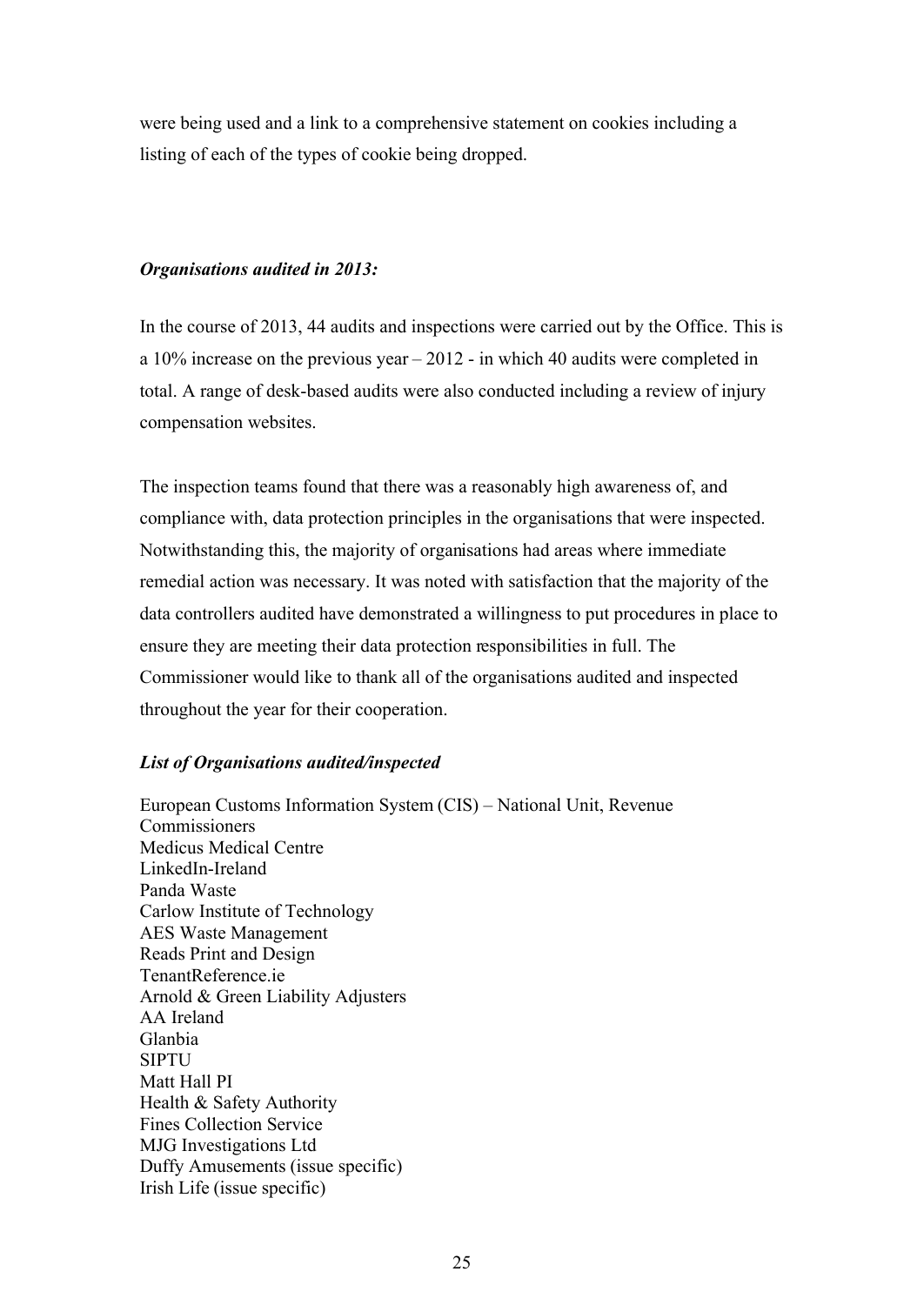were being used and a link to a comprehensive statement on cookies including a listing of each of the types of cookie being dropped.

***Organisations audited in 2013:***

In the course of 2013, 44 audits and inspections were carried out by the Office. This is a 10% increase on the previous year – 2012 - in which 40 audits were completed in total. A range of desk-based audits were also conducted including a review of injury compensation websites.

The inspection teams found that there was a reasonably high awareness of, and compliance with, data protection principles in the organisations that were inspected. Notwithstanding this, the majority of organisations had areas where immediate remedial action was necessary. It was noted with satisfaction that the majority of the data controllers audited have demonstrated a willingness to put procedures in place to ensure they are meeting their data protection responsibilities in full. The Commissioner would like to thank all of the organisations audited and inspected throughout the year for their cooperation.

***List of Organisations audited/inspected***

European Customs Information System (CIS) – National Unit, Revenue Commissioners
Medicus Medical Centre
LinkedIn-Ireland
Panda Waste
Carlow Institute of Technology
AES Waste Management
Reads Print and Design
TenantReference.ie
Arnold & Green Liability Adjusters
AA Ireland
Glanbia
SIPTU
Matt Hall PI
Health & Safety Authority
Fines Collection Service
MJG Investigations Ltd
Duffy Amusements (issue specific)
Irish Life (issue specific)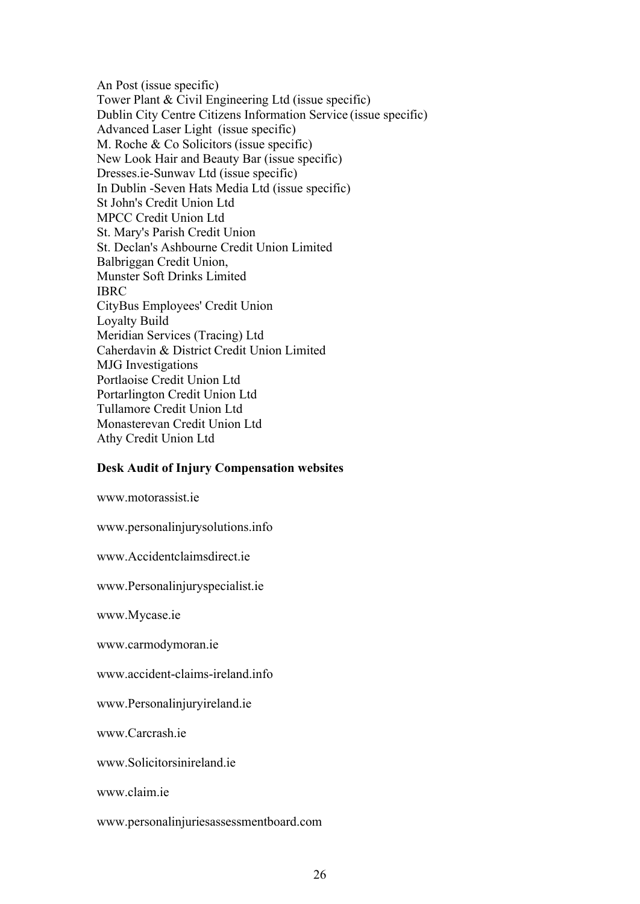An Post (issue specific)
Tower Plant & Civil Engineering Ltd (issue specific)
Dublin City Centre Citizens Information Service (issue specific)
Advanced Laser Light (issue specific)
M. Roche & Co Solicitors (issue specific)
New Look Hair and Beauty Bar (issue specific)
Dresses.ie-Sunwav Ltd (issue specific)
In Dublin -Seven Hats Media Ltd (issue specific)
St John's Credit Union Ltd
MPCC Credit Union Ltd
St. Mary's Parish Credit Union
St. Declan's Ashbourne Credit Union Limited
Balbriggan Credit Union,
Munster Soft Drinks Limited
IBRC
CityBus Employees' Credit Union
Loyalty Build
Meridian Services (Tracing) Ltd
Caherdavin & District Credit Union Limited
MJG Investigations
Portlaoise Credit Union Ltd
Portarlington Credit Union Ltd
Tullamore Credit Union Ltd
Monasterevan Credit Union Ltd
Athy Credit Union Ltd

**Desk Audit of Injury Compensation websites**

www.motorassist.ie

www.personalinjurysolutions.info

www.Accidentclaimsdirect.ie

www.Personalinjuryspecialist.ie

www.Mycase.ie

www.carmodymoran.ie

www.accident-claims-ireland.info

www.Personalinjuryireland.ie

www.Carcrash.ie

www.Solicitorsinireland.ie

www.claim.ie

www.personalinjuriesassessmentboard.com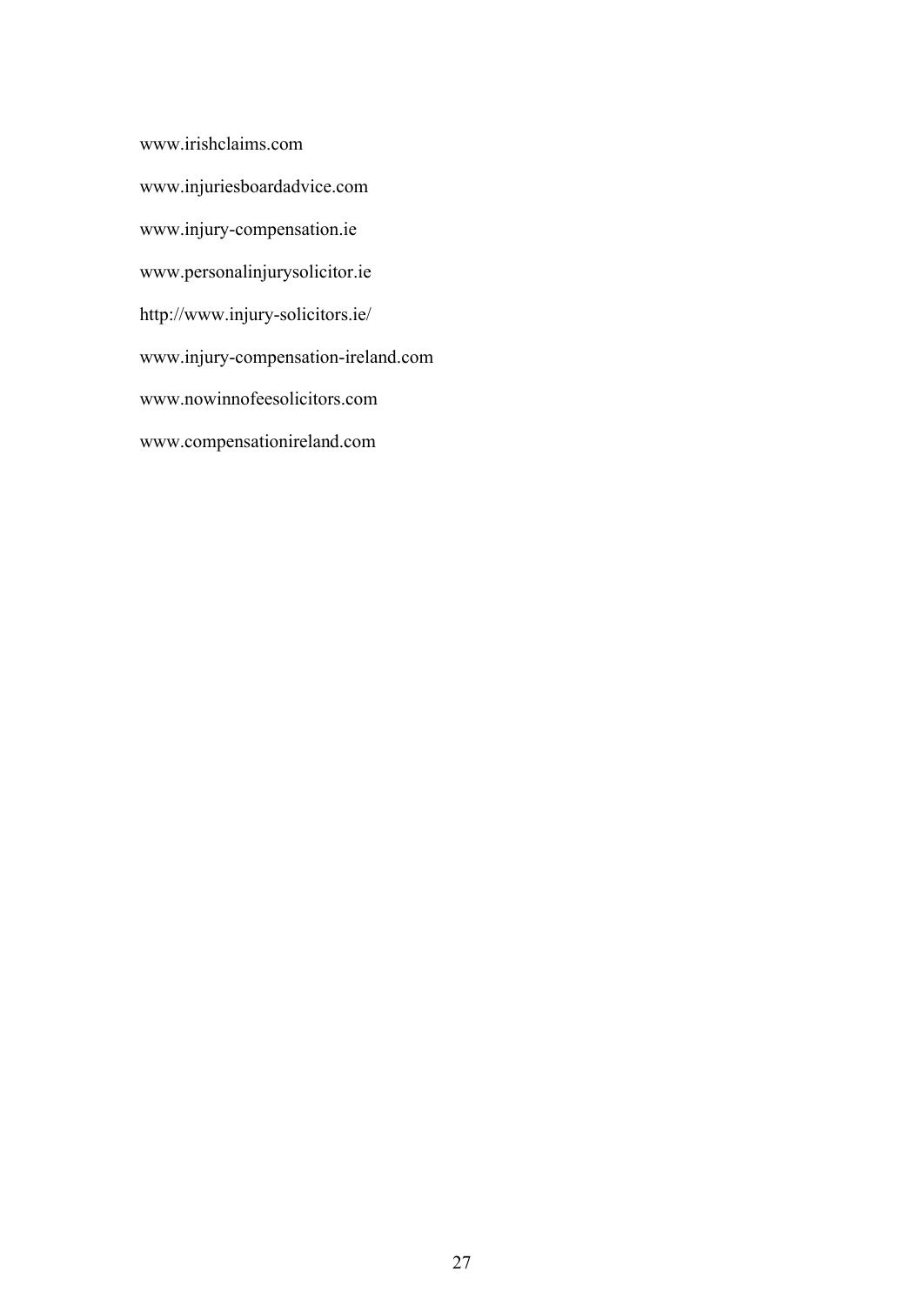www.irishclaims.com

www.injuriesboardadvice.com

www.injury-compensation.ie

www.personalinjurysolicitor.ie

http://www.injury-solicitors.ie/

www.injury-compensation-ireland.com

www.nowinnofeesolicitors.com

www.compensationireland.com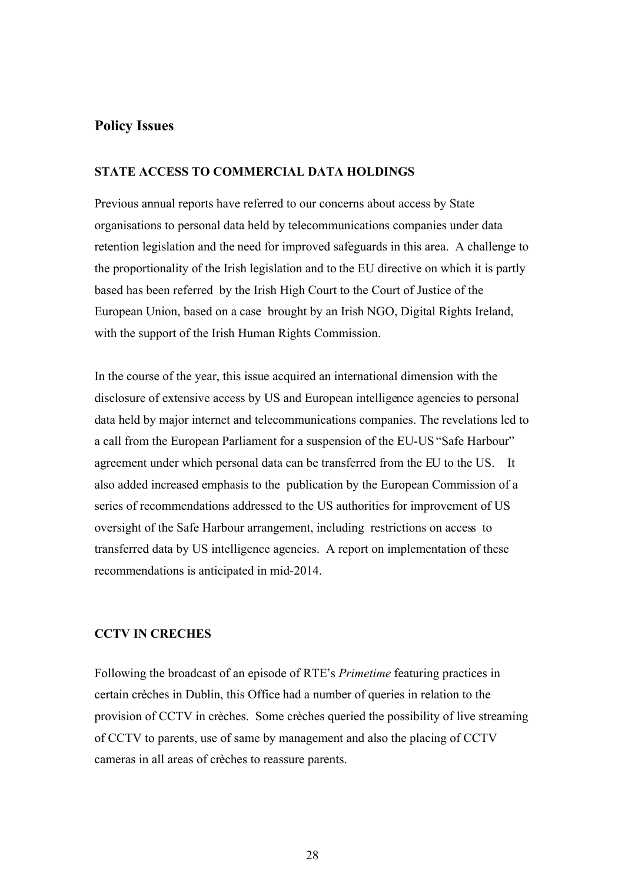## Policy Issues

### STATE ACCESS TO COMMERCIAL DATA HOLDINGS

Previous annual reports have referred to our concerns about access by State organisations to personal data held by telecommunications companies under data retention legislation and the need for improved safeguards in this area. A challenge to the proportionality of the Irish legislation and to the EU directive on which it is partly based has been referred by the Irish High Court to the Court of Justice of the European Union, based on a case brought by an Irish NGO, Digital Rights Ireland, with the support of the Irish Human Rights Commission.

In the course of the year, this issue acquired an international dimension with the disclosure of extensive access by US and European intelligence agencies to personal data held by major internet and telecommunications companies. The revelations led to a call from the European Parliament for a suspension of the EU-US "Safe Harbour" agreement under which personal data can be transferred from the EU to the US. It also added increased emphasis to the publication by the European Commission of a series of recommendations addressed to the US authorities for improvement of US oversight of the Safe Harbour arrangement, including restrictions on access to transferred data by US intelligence agencies. A report on implementation of these recommendations is anticipated in mid-2014.

### CCTV IN CRECHES

Following the broadcast of an episode of RTE's *Primetime* featuring practices in certain crèches in Dublin, this Office had a number of queries in relation to the provision of CCTV in crèches. Some crèches queried the possibility of live streaming of CCTV to parents, use of same by management and also the placing of CCTV cameras in all areas of crèches to reassure parents.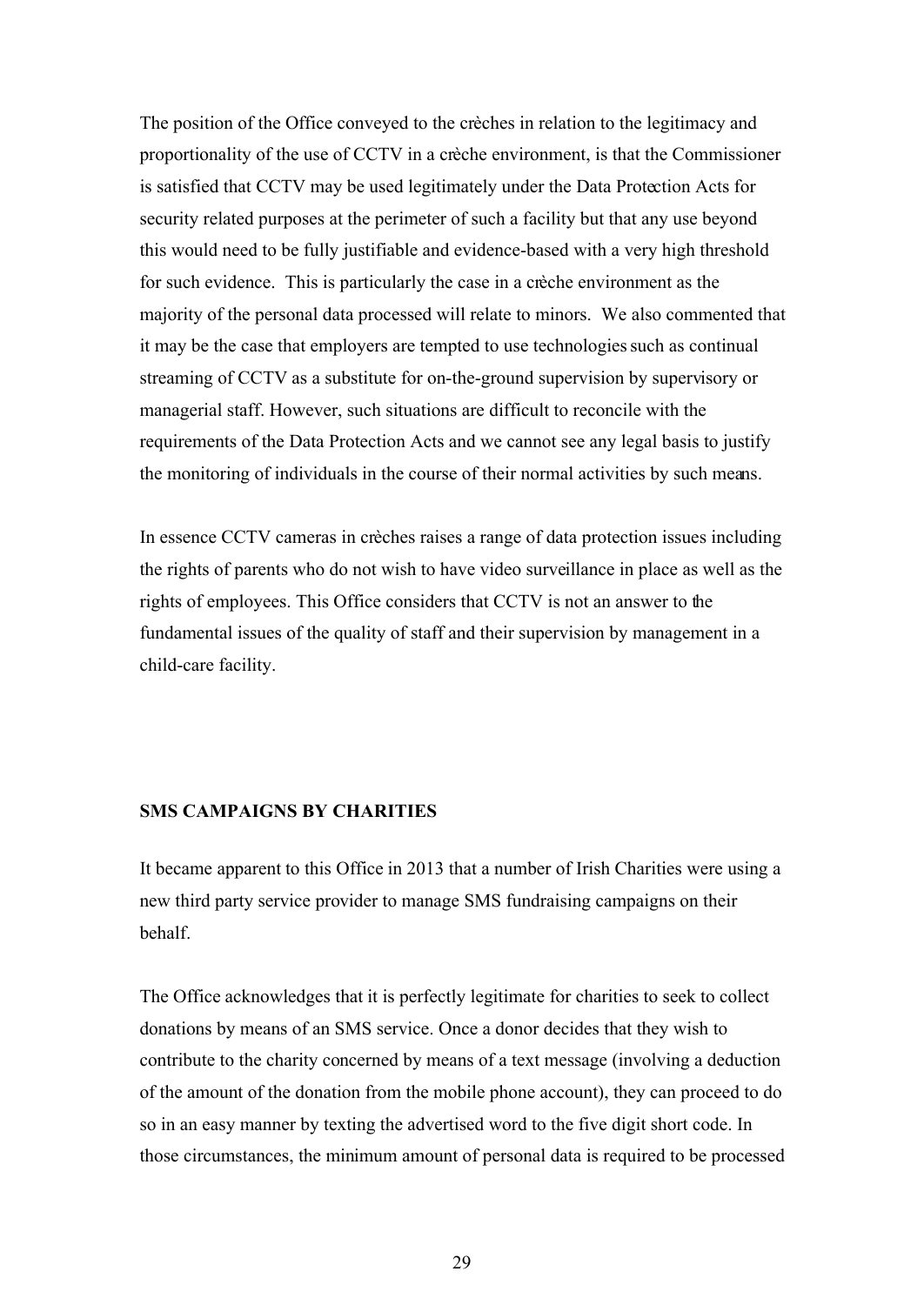The position of the Office conveyed to the crèches in relation to the legitimacy and proportionality of the use of CCTV in a crèche environment, is that the Commissioner is satisfied that CCTV may be used legitimately under the Data Protection Acts for security related purposes at the perimeter of such a facility but that any use beyond this would need to be fully justifiable and evidence-based with a very high threshold for such evidence. This is particularly the case in a crèche environment as the majority of the personal data processed will relate to minors. We also commented that it may be the case that employers are tempted to use technologies such as continual streaming of CCTV as a substitute for on-the-ground supervision by supervisory or managerial staff. However, such situations are difficult to reconcile with the requirements of the Data Protection Acts and we cannot see any legal basis to justify the monitoring of individuals in the course of their normal activities by such means.

In essence CCTV cameras in crèches raises a range of data protection issues including the rights of parents who do not wish to have video surveillance in place as well as the rights of employees. This Office considers that CCTV is not an answer to the fundamental issues of the quality of staff and their supervision by management in a child-care facility.

## SMS CAMPAIGNS BY CHARITIES

It became apparent to this Office in 2013 that a number of Irish Charities were using a new third party service provider to manage SMS fundraising campaigns on their behalf.

The Office acknowledges that it is perfectly legitimate for charities to seek to collect donations by means of an SMS service. Once a donor decides that they wish to contribute to the charity concerned by means of a text message (involving a deduction of the amount of the donation from the mobile phone account), they can proceed to do so in an easy manner by texting the advertised word to the five digit short code. In those circumstances, the minimum amount of personal data is required to be processed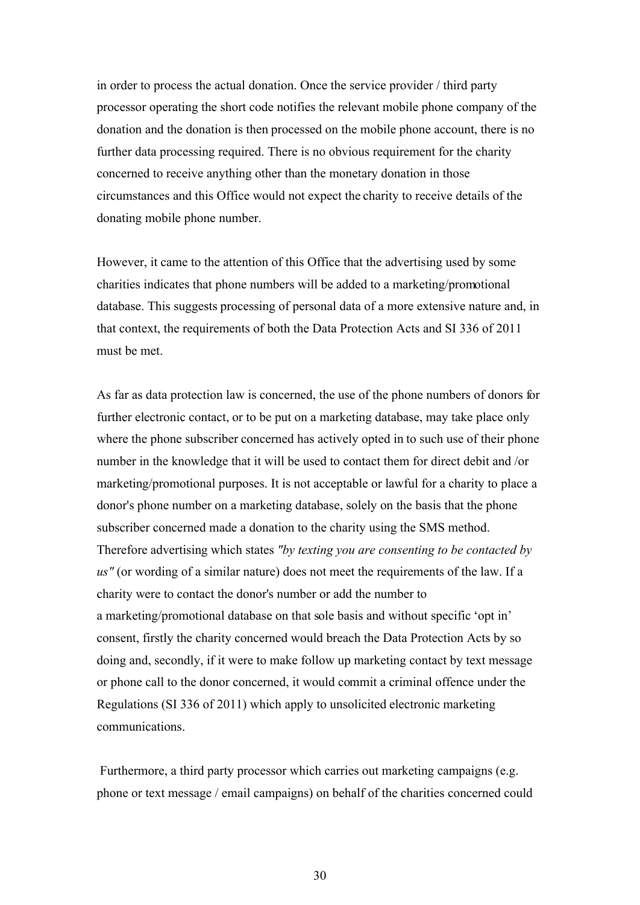in order to process the actual donation. Once the service provider / third party processor operating the short code notifies the relevant mobile phone company of the donation and the donation is then processed on the mobile phone account, there is no further data processing required. There is no obvious requirement for the charity concerned to receive anything other than the monetary donation in those circumstances and this Office would not expect the charity to receive details of the donating mobile phone number.

However, it came to the attention of this Office that the advertising used by some charities indicates that phone numbers will be added to a marketing/promotional database. This suggests processing of personal data of a more extensive nature and, in that context, the requirements of both the Data Protection Acts and SI 336 of 2011 must be met.

As far as data protection law is concerned, the use of the phone numbers of donors for further electronic contact, or to be put on a marketing database, may take place only where the phone subscriber concerned has actively opted in to such use of their phone number in the knowledge that it will be used to contact them for direct debit and /or marketing/promotional purposes. It is not acceptable or lawful for a charity to place a donor's phone number on a marketing database, solely on the basis that the phone subscriber concerned made a donation to the charity using the SMS method. Therefore advertising which states *"by texting you are consenting to be contacted by us"* (or wording of a similar nature) does not meet the requirements of the law. If a charity were to contact the donor's number or add the number to a marketing/promotional database on that sole basis and without specific 'opt in' consent, firstly the charity concerned would breach the Data Protection Acts by so doing and, secondly, if it were to make follow up marketing contact by text message or phone call to the donor concerned, it would commit a criminal offence under the Regulations (SI 336 of 2011) which apply to unsolicited electronic marketing communications.

Furthermore, a third party processor which carries out marketing campaigns (e.g. phone or text message / email campaigns) on behalf of the charities concerned could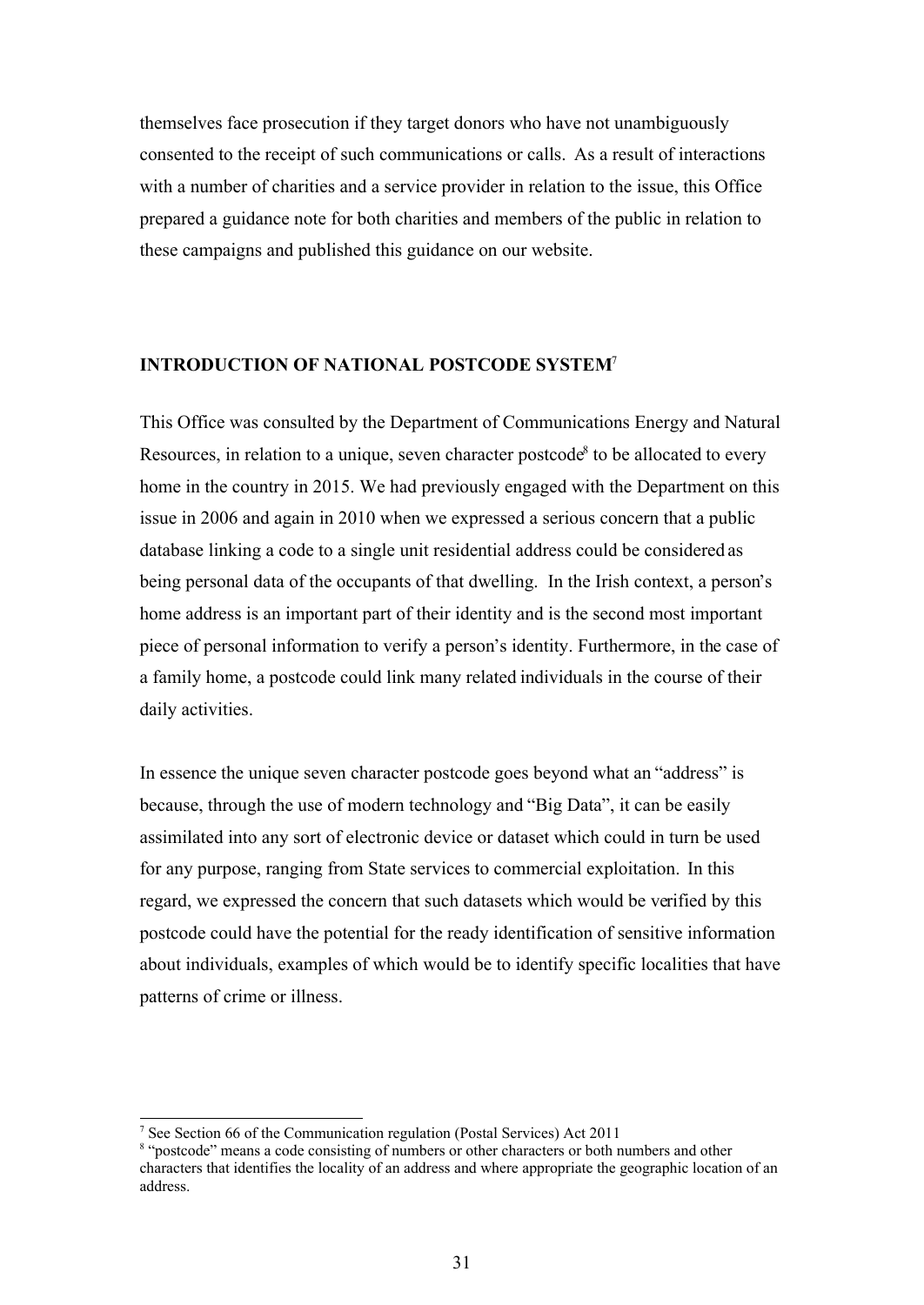themselves face prosecution if they target donors who have not unambiguously consented to the receipt of such communications or calls. As a result of interactions with a number of charities and a service provider in relation to the issue, this Office prepared a guidance note for both charities and members of the public in relation to these campaigns and published this guidance on our website.

## INTRODUCTION OF NATIONAL POSTCODE SYSTEM[7]

This Office was consulted by the Department of Communications Energy and Natural Resources, in relation to a unique, seven character postcode[8] to be allocated to every home in the country in 2015. We had previously engaged with the Department on this issue in 2006 and again in 2010 when we expressed a serious concern that a public database linking a code to a single unit residential address could be considered as being personal data of the occupants of that dwelling. In the Irish context, a person's home address is an important part of their identity and is the second most important piece of personal information to verify a person's identity. Furthermore, in the case of a family home, a postcode could link many related individuals in the course of their daily activities.

In essence the unique seven character postcode goes beyond what an "address" is because, through the use of modern technology and "Big Data", it can be easily assimilated into any sort of electronic device or dataset which could in turn be used for any purpose, ranging from State services to commercial exploitation. In this regard, we expressed the concern that such datasets which would be verified by this postcode could have the potential for the ready identification of sensitive information about individuals, examples of which would be to identify specific localities that have patterns of crime or illness.

---

[7] See Section 66 of the Communication regulation (Postal Services) Act 2011

[8] "postcode" means a code consisting of numbers or other characters or both numbers and other characters that identifies the locality of an address and where appropriate the geographic location of an address.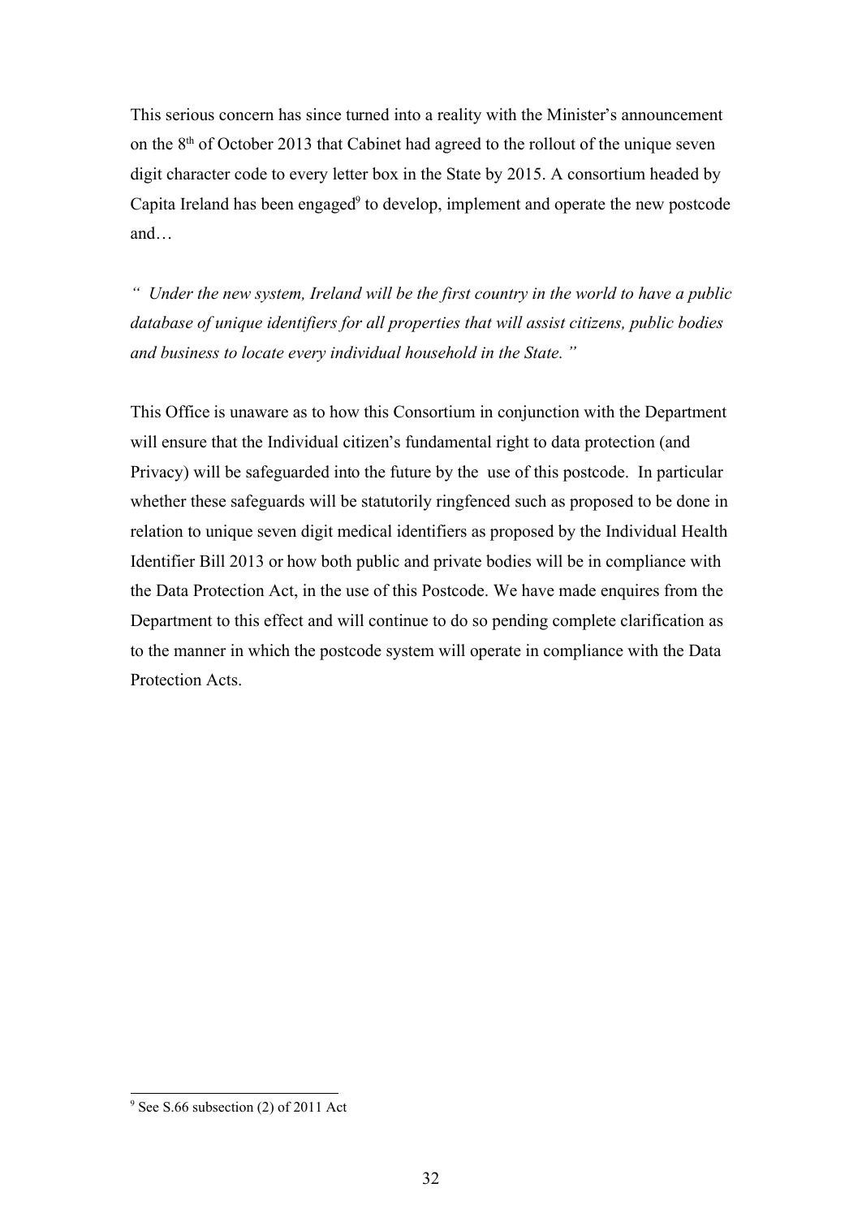This serious concern has since turned into a reality with the Minister's announcement on the 8th of October 2013 that Cabinet had agreed to the rollout of the unique seven digit character code to every letter box in the State by 2015. A consortium headed by Capita Ireland has been engaged[9] to develop, implement and operate the new postcode and…

*" Under the new system, Ireland will be the first country in the world to have a public database of unique identifiers for all properties that will assist citizens, public bodies and business to locate every individual household in the State. "*

This Office is unaware as to how this Consortium in conjunction with the Department will ensure that the Individual citizen's fundamental right to data protection (and Privacy) will be safeguarded into the future by the use of this postcode. In particular whether these safeguards will be statutorily ringfenced such as proposed to be done in relation to unique seven digit medical identifiers as proposed by the Individual Health Identifier Bill 2013 or how both public and private bodies will be in compliance with the Data Protection Act, in the use of this Postcode. We have made enquires from the Department to this effect and will continue to do so pending complete clarification as to the manner in which the postcode system will operate in compliance with the Data Protection Acts.

---

[9] See S.66 subsection (2) of 2011 Act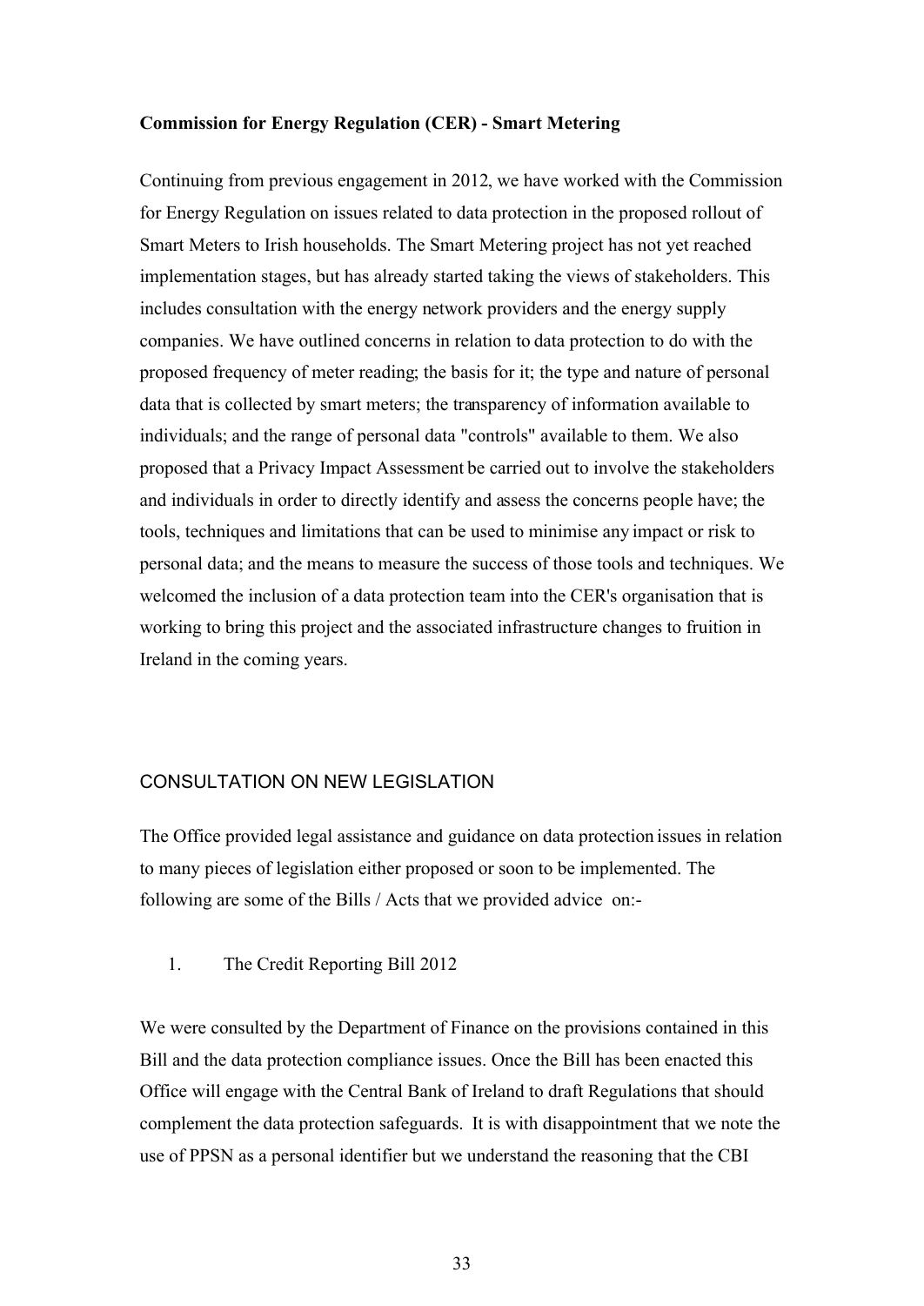**Commission for Energy Regulation (CER) - Smart Metering**

Continuing from previous engagement in 2012, we have worked with the Commission for Energy Regulation on issues related to data protection in the proposed rollout of Smart Meters to Irish households. The Smart Metering project has not yet reached implementation stages, but has already started taking the views of stakeholders. This includes consultation with the energy network providers and the energy supply companies. We have outlined concerns in relation to data protection to do with the proposed frequency of meter reading; the basis for it; the type and nature of personal data that is collected by smart meters; the transparency of information available to individuals; and the range of personal data "controls" available to them. We also proposed that a Privacy Impact Assessment be carried out to involve the stakeholders and individuals in order to directly identify and assess the concerns people have; the tools, techniques and limitations that can be used to minimise any impact or risk to personal data; and the means to measure the success of those tools and techniques. We welcomed the inclusion of a data protection team into the CER's organisation that is working to bring this project and the associated infrastructure changes to fruition in Ireland in the coming years.

## CONSULTATION ON NEW LEGISLATION

The Office provided legal assistance and guidance on data protection issues in relation to many pieces of legislation either proposed or soon to be implemented. The following are some of the Bills / Acts that we provided advice on:-

1. The Credit Reporting Bill 2012

We were consulted by the Department of Finance on the provisions contained in this Bill and the data protection compliance issues. Once the Bill has been enacted this Office will engage with the Central Bank of Ireland to draft Regulations that should complement the data protection safeguards. It is with disappointment that we note the use of PPSN as a personal identifier but we understand the reasoning that the CBI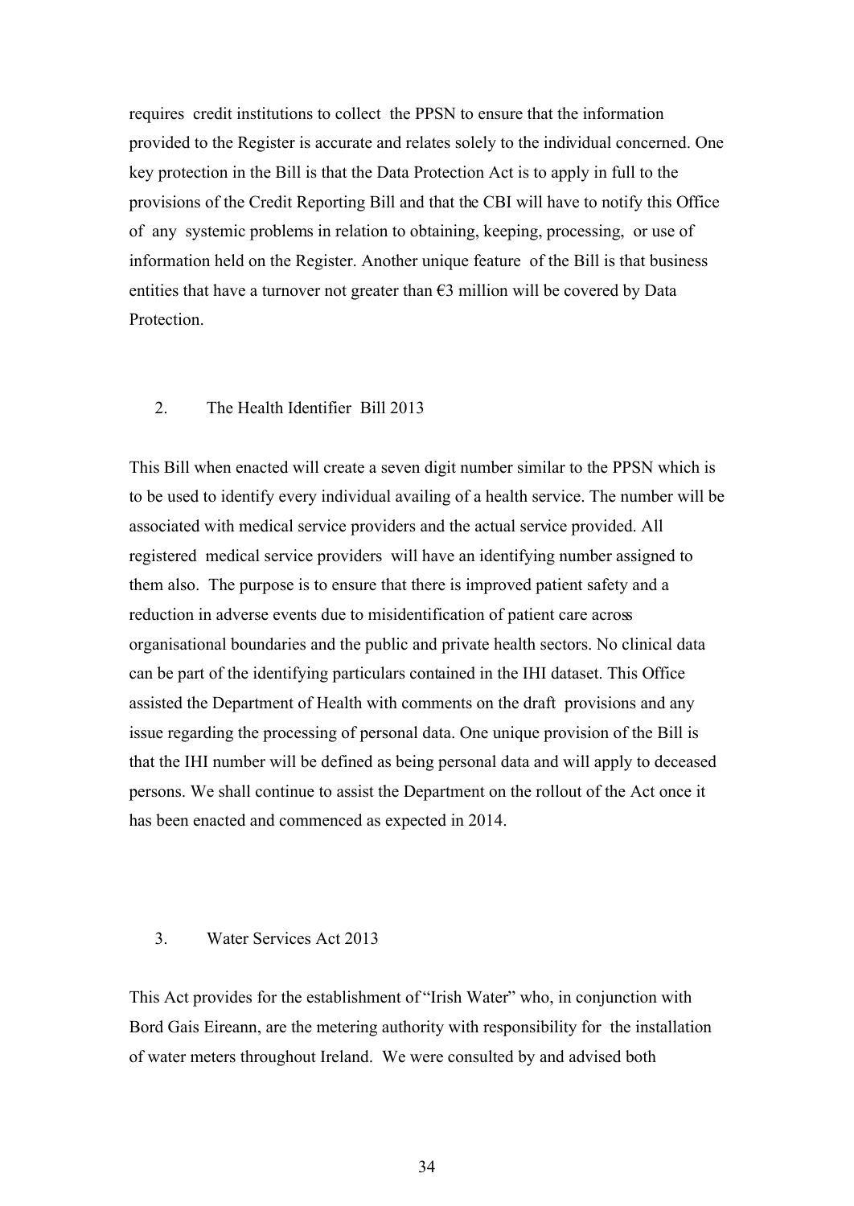requires credit institutions to collect the PPSN to ensure that the information provided to the Register is accurate and relates solely to the individual concerned. One key protection in the Bill is that the Data Protection Act is to apply in full to the provisions of the Credit Reporting Bill and that the CBI will have to notify this Office of any systemic problems in relation to obtaining, keeping, processing, or use of information held on the Register. Another unique feature of the Bill is that business entities that have a turnover not greater than €3 million will be covered by Data Protection.

2. The Health Identifier Bill 2013

This Bill when enacted will create a seven digit number similar to the PPSN which is to be used to identify every individual availing of a health service. The number will be associated with medical service providers and the actual service provided. All registered medical service providers will have an identifying number assigned to them also. The purpose is to ensure that there is improved patient safety and a reduction in adverse events due to misidentification of patient care across organisational boundaries and the public and private health sectors. No clinical data can be part of the identifying particulars contained in the IHI dataset. This Office assisted the Department of Health with comments on the draft provisions and any issue regarding the processing of personal data. One unique provision of the Bill is that the IHI number will be defined as being personal data and will apply to deceased persons. We shall continue to assist the Department on the rollout of the Act once it has been enacted and commenced as expected in 2014.

3. Water Services Act 2013

This Act provides for the establishment of "Irish Water" who, in conjunction with Bord Gais Eireann, are the metering authority with responsibility for the installation of water meters throughout Ireland. We were consulted by and advised both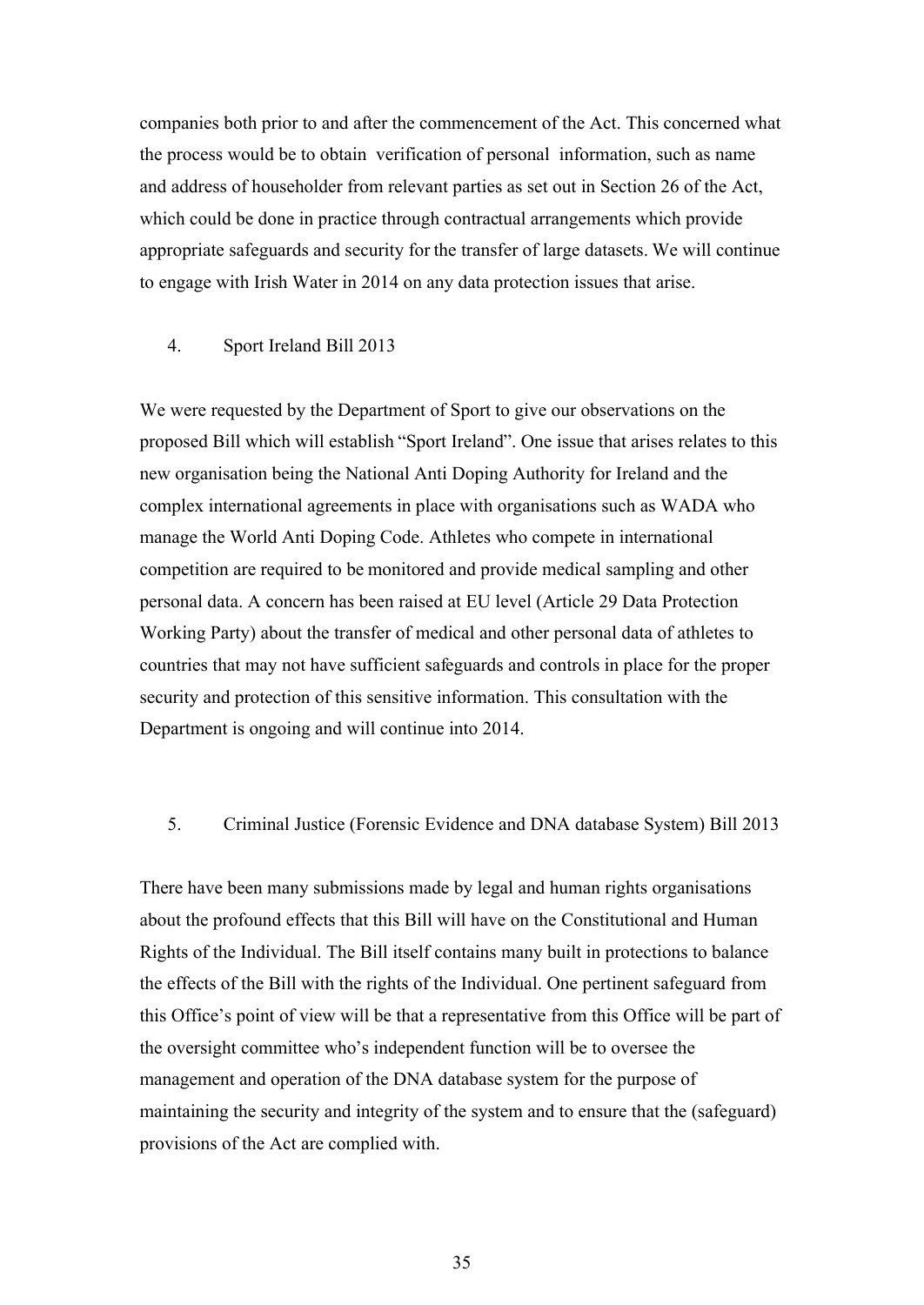companies both prior to and after the commencement of the Act. This concerned what the process would be to obtain verification of personal information, such as name and address of householder from relevant parties as set out in Section 26 of the Act, which could be done in practice through contractual arrangements which provide appropriate safeguards and security for the transfer of large datasets. We will continue to engage with Irish Water in 2014 on any data protection issues that arise.

4. Sport Ireland Bill 2013

We were requested by the Department of Sport to give our observations on the proposed Bill which will establish "Sport Ireland". One issue that arises relates to this new organisation being the National Anti Doping Authority for Ireland and the complex international agreements in place with organisations such as WADA who manage the World Anti Doping Code. Athletes who compete in international competition are required to be monitored and provide medical sampling and other personal data. A concern has been raised at EU level (Article 29 Data Protection Working Party) about the transfer of medical and other personal data of athletes to countries that may not have sufficient safeguards and controls in place for the proper security and protection of this sensitive information. This consultation with the Department is ongoing and will continue into 2014.

5. Criminal Justice (Forensic Evidence and DNA database System) Bill 2013

There have been many submissions made by legal and human rights organisations about the profound effects that this Bill will have on the Constitutional and Human Rights of the Individual. The Bill itself contains many built in protections to balance the effects of the Bill with the rights of the Individual. One pertinent safeguard from this Office's point of view will be that a representative from this Office will be part of the oversight committee who's independent function will be to oversee the management and operation of the DNA database system for the purpose of maintaining the security and integrity of the system and to ensure that the (safeguard) provisions of the Act are complied with.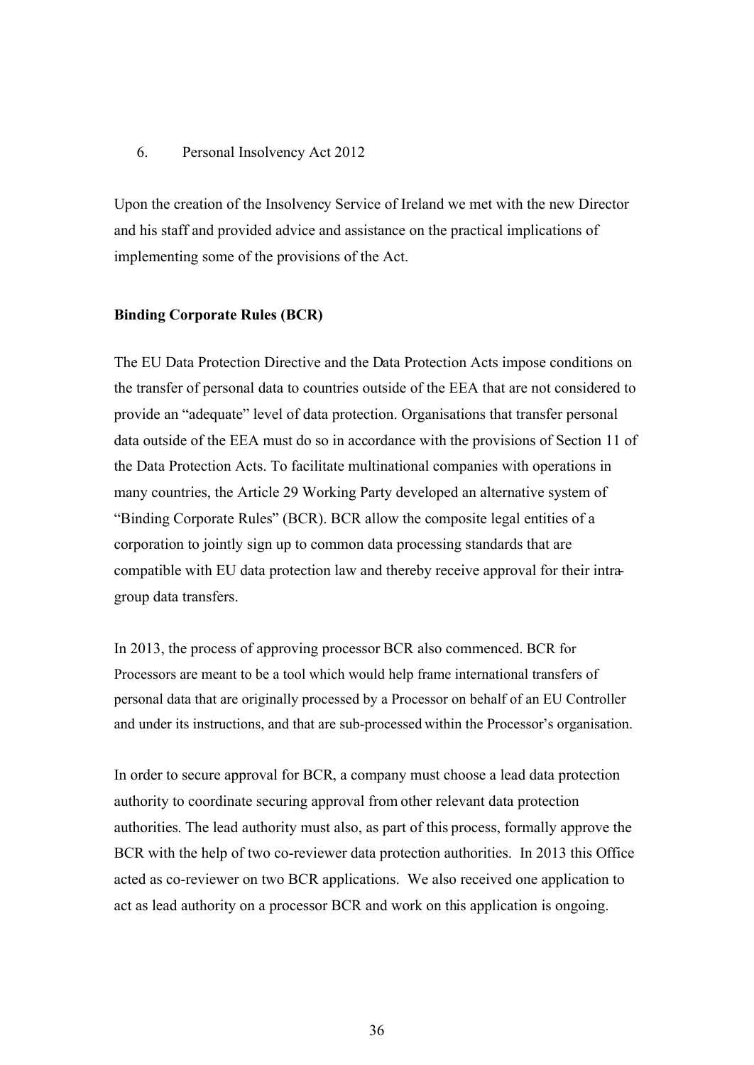6. Personal Insolvency Act 2012

Upon the creation of the Insolvency Service of Ireland we met with the new Director and his staff and provided advice and assistance on the practical implications of implementing some of the provisions of the Act.

**Binding Corporate Rules (BCR)**

The EU Data Protection Directive and the Data Protection Acts impose conditions on the transfer of personal data to countries outside of the EEA that are not considered to provide an "adequate" level of data protection. Organisations that transfer personal data outside of the EEA must do so in accordance with the provisions of Section 11 of the Data Protection Acts. To facilitate multinational companies with operations in many countries, the Article 29 Working Party developed an alternative system of "Binding Corporate Rules" (BCR). BCR allow the composite legal entities of a corporation to jointly sign up to common data processing standards that are compatible with EU data protection law and thereby receive approval for their intra-group data transfers.

In 2013, the process of approving processor BCR also commenced. BCR for Processors are meant to be a tool which would help frame international transfers of personal data that are originally processed by a Processor on behalf of an EU Controller and under its instructions, and that are sub-processed within the Processor's organisation.

In order to secure approval for BCR, a company must choose a lead data protection authority to coordinate securing approval from other relevant data protection authorities. The lead authority must also, as part of this process, formally approve the BCR with the help of two co-reviewer data protection authorities. In 2013 this Office acted as co-reviewer on two BCR applications. We also received one application to act as lead authority on a processor BCR and work on this application is ongoing.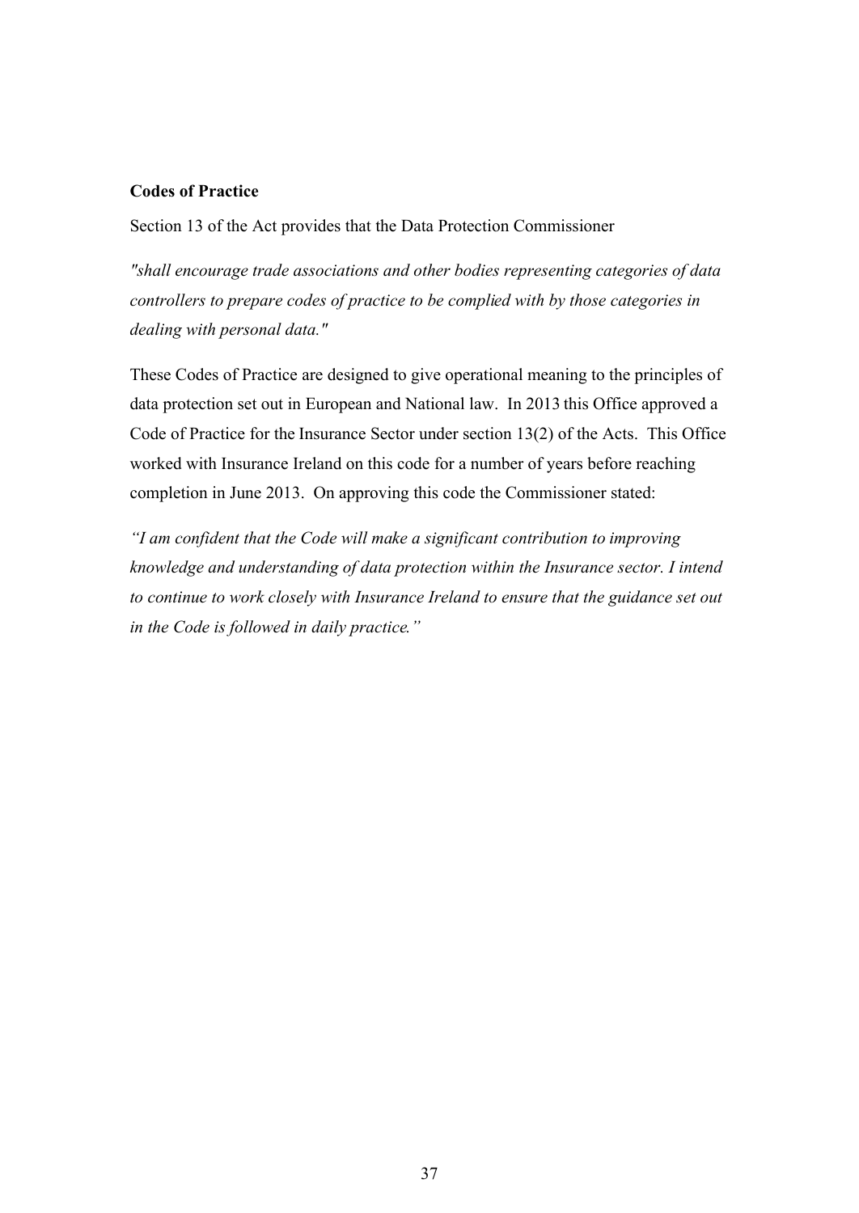**Codes of Practice**

Section 13 of the Act provides that the Data Protection Commissioner

*"shall encourage trade associations and other bodies representing categories of data controllers to prepare codes of practice to be complied with by those categories in dealing with personal data."*

These Codes of Practice are designed to give operational meaning to the principles of data protection set out in European and National law. In 2013 this Office approved a Code of Practice for the Insurance Sector under section 13(2) of the Acts. This Office worked with Insurance Ireland on this code for a number of years before reaching completion in June 2013. On approving this code the Commissioner stated:

*"I am confident that the Code will make a significant contribution to improving knowledge and understanding of data protection within the Insurance sector. I intend to continue to work closely with Insurance Ireland to ensure that the guidance set out in the Code is followed in daily practice."*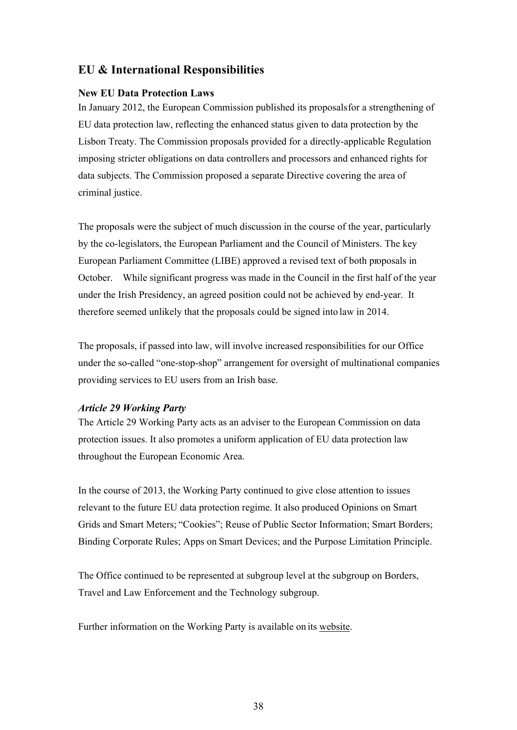## EU & International Responsibilities

### New EU Data Protection Laws

In January 2012, the European Commission published its proposals for a strengthening of EU data protection law, reflecting the enhanced status given to data protection by the Lisbon Treaty. The Commission proposals provided for a directly-applicable Regulation imposing stricter obligations on data controllers and processors and enhanced rights for data subjects. The Commission proposed a separate Directive covering the area of criminal justice.

The proposals were the subject of much discussion in the course of the year, particularly by the co-legislators, the European Parliament and the Council of Ministers. The key European Parliament Committee (LIBE) approved a revised text of both proposals in October. While significant progress was made in the Council in the first half of the year under the Irish Presidency, an agreed position could not be achieved by end-year. It therefore seemed unlikely that the proposals could be signed into law in 2014.

The proposals, if passed into law, will involve increased responsibilities for our Office under the so-called "one-stop-shop" arrangement for oversight of multinational companies providing services to EU users from an Irish base.

### *Article 29 Working Party*

The Article 29 Working Party acts as an adviser to the European Commission on data protection issues. It also promotes a uniform application of EU data protection law throughout the European Economic Area.

In the course of 2013, the Working Party continued to give close attention to issues relevant to the future EU data protection regime. It also produced Opinions on Smart Grids and Smart Meters; "Cookies"; Reuse of Public Sector Information; Smart Borders; Binding Corporate Rules; Apps on Smart Devices; and the Purpose Limitation Principle.

The Office continued to be represented at subgroup level at the subgroup on Borders, Travel and Law Enforcement and the Technology subgroup.

Further information on the Working Party is available on its website.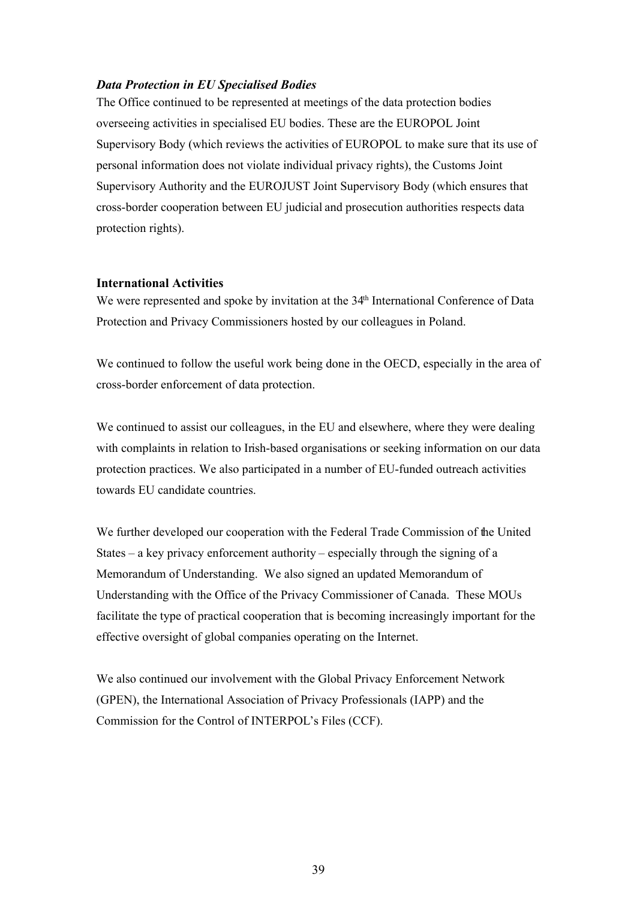***Data Protection in EU Specialised Bodies***

The Office continued to be represented at meetings of the data protection bodies overseeing activities in specialised EU bodies. These are the EUROPOL Joint Supervisory Body (which reviews the activities of EUROPOL to make sure that its use of personal information does not violate individual privacy rights), the Customs Joint Supervisory Authority and the EUROJUST Joint Supervisory Body (which ensures that cross-border cooperation between EU judicial and prosecution authorities respects data protection rights).

**International Activities**

We were represented and spoke by invitation at the 34th International Conference of Data Protection and Privacy Commissioners hosted by our colleagues in Poland.

We continued to follow the useful work being done in the OECD, especially in the area of cross-border enforcement of data protection.

We continued to assist our colleagues, in the EU and elsewhere, where they were dealing with complaints in relation to Irish-based organisations or seeking information on our data protection practices. We also participated in a number of EU-funded outreach activities towards EU candidate countries.

We further developed our cooperation with the Federal Trade Commission of the United States – a key privacy enforcement authority – especially through the signing of a Memorandum of Understanding. We also signed an updated Memorandum of Understanding with the Office of the Privacy Commissioner of Canada. These MOUs facilitate the type of practical cooperation that is becoming increasingly important for the effective oversight of global companies operating on the Internet.

We also continued our involvement with the Global Privacy Enforcement Network (GPEN), the International Association of Privacy Professionals (IAPP) and the Commission for the Control of INTERPOL's Files (CCF).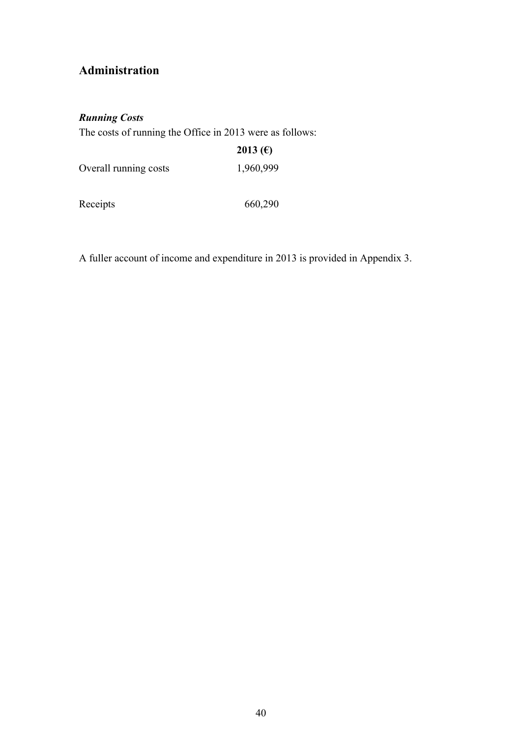## Administration

***Running Costs***

The costs of running the Office in 2013 were as follows:

| | **2013 (€)** |
|---|---|
| Overall running costs | 1,960,999 |
| Receipts | 660,290 |

A fuller account of income and expenditure in 2013 is provided in Appendix 3.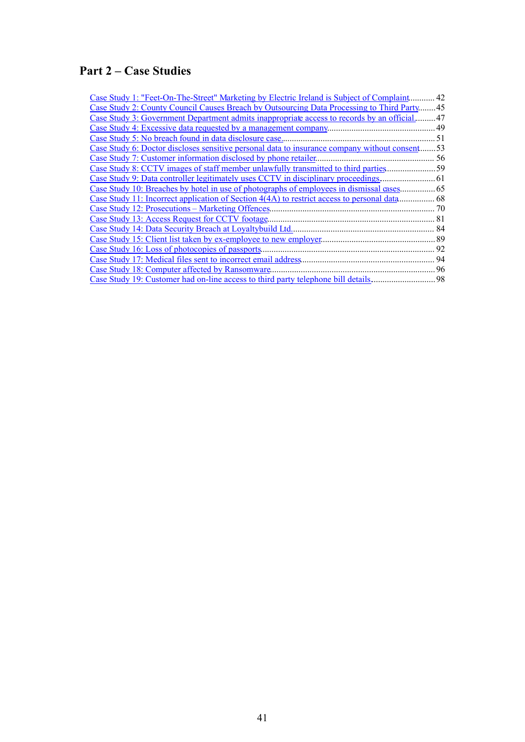## Part 2 – Case Studies

Case Study 1: "Feet-On-The-Street" Marketing by Electric Ireland is Subject of Complaint........... 42
Case Study 2: County Council Causes Breach by Outsourcing Data Processing to Third Party........ 45
Case Study 3: Government Department admits inappropriate access to records by an official.......... 47
Case Study 4: Excessive data requested by a management company................................................ 49
Case Study 5: No breach found in data disclosure case..................................................................... 51
Case Study 6: Doctor discloses sensitive personal data to insurance company without consent....... 53
Case Study 7: Customer information disclosed by phone retailer..................................................... 56
Case Study 8: CCTV images of staff member unlawfully transmitted to third parties...................... 59
Case Study 9: Data controller legitimately uses CCTV in disciplinary proceedings......................... 61
Case Study 10: Breaches by hotel in use of photographs of employees in dismissal cases................ 65
Case Study 11: Incorrect application of Section 4(4A) to restrict access to personal data................ 68
Case Study 12: Prosecutions – Marketing Offences.......................................................................... 70
Case Study 13: Access Request for CCTV footage........................................................................... 81
Case Study 14: Data Security Breach at Loyaltybuild Ltd................................................................. 84
Case Study 15: Client list taken by ex-employee to new employer................................................... 89
Case Study 16: Loss of photocopies of passports.............................................................................. 92
Case Study 17: Medical files sent to incorrect email address............................................................ 94
Case Study 18: Computer affected by Ransomware.......................................................................... 96
Case Study 19: Customer had on-line access to third party telephone bill details............................. 98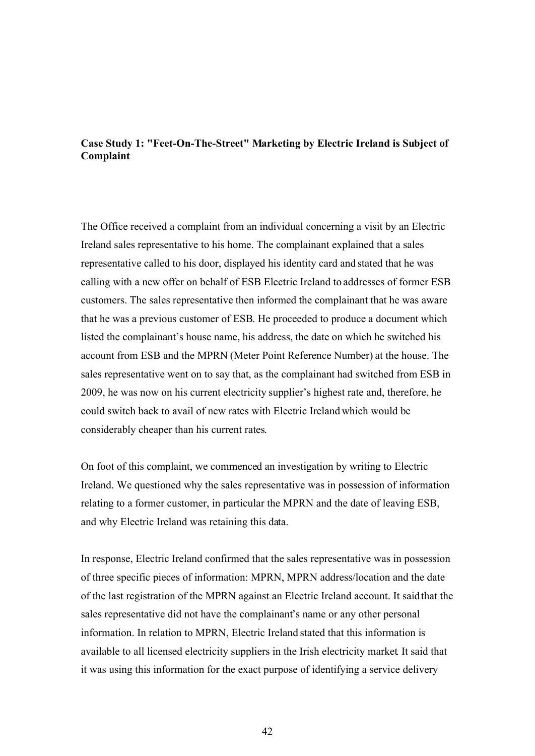**Case Study 1: "Feet-On-The-Street" Marketing by Electric Ireland is Subject of Complaint**

The Office received a complaint from an individual concerning a visit by an Electric Ireland sales representative to his home. The complainant explained that a sales representative called to his door, displayed his identity card and stated that he was calling with a new offer on behalf of ESB Electric Ireland to addresses of former ESB customers. The sales representative then informed the complainant that he was aware that he was a previous customer of ESB. He proceeded to produce a document which listed the complainant's house name, his address, the date on which he switched his account from ESB and the MPRN (Meter Point Reference Number) at the house. The sales representative went on to say that, as the complainant had switched from ESB in 2009, he was now on his current electricity supplier's highest rate and, therefore, he could switch back to avail of new rates with Electric Ireland which would be considerably cheaper than his current rates.

On foot of this complaint, we commenced an investigation by writing to Electric Ireland. We questioned why the sales representative was in possession of information relating to a former customer, in particular the MPRN and the date of leaving ESB, and why Electric Ireland was retaining this data.

In response, Electric Ireland confirmed that the sales representative was in possession of three specific pieces of information: MPRN, MPRN address/location and the date of the last registration of the MPRN against an Electric Ireland account. It said that the sales representative did not have the complainant's name or any other personal information. In relation to MPRN, Electric Ireland stated that this information is available to all licensed electricity suppliers in the Irish electricity market. It said that it was using this information for the exact purpose of identifying a service delivery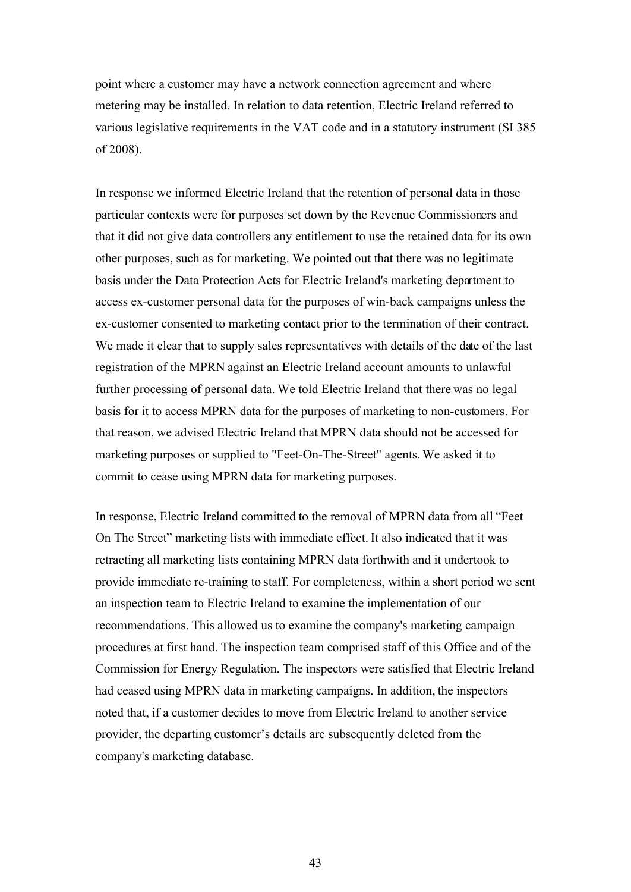point where a customer may have a network connection agreement and where metering may be installed. In relation to data retention, Electric Ireland referred to various legislative requirements in the VAT code and in a statutory instrument (SI 385 of 2008).

In response we informed Electric Ireland that the retention of personal data in those particular contexts were for purposes set down by the Revenue Commissioners and that it did not give data controllers any entitlement to use the retained data for its own other purposes, such as for marketing. We pointed out that there was no legitimate basis under the Data Protection Acts for Electric Ireland's marketing department to access ex-customer personal data for the purposes of win-back campaigns unless the ex-customer consented to marketing contact prior to the termination of their contract. We made it clear that to supply sales representatives with details of the date of the last registration of the MPRN against an Electric Ireland account amounts to unlawful further processing of personal data. We told Electric Ireland that there was no legal basis for it to access MPRN data for the purposes of marketing to non-customers. For that reason, we advised Electric Ireland that MPRN data should not be accessed for marketing purposes or supplied to "Feet-On-The-Street" agents. We asked it to commit to cease using MPRN data for marketing purposes.

In response, Electric Ireland committed to the removal of MPRN data from all “Feet On The Street” marketing lists with immediate effect. It also indicated that it was retracting all marketing lists containing MPRN data forthwith and it undertook to provide immediate re-training to staff. For completeness, within a short period we sent an inspection team to Electric Ireland to examine the implementation of our recommendations. This allowed us to examine the company's marketing campaign procedures at first hand. The inspection team comprised staff of this Office and of the Commission for Energy Regulation. The inspectors were satisfied that Electric Ireland had ceased using MPRN data in marketing campaigns. In addition, the inspectors noted that, if a customer decides to move from Electric Ireland to another service provider, the departing customer’s details are subsequently deleted from the company's marketing database.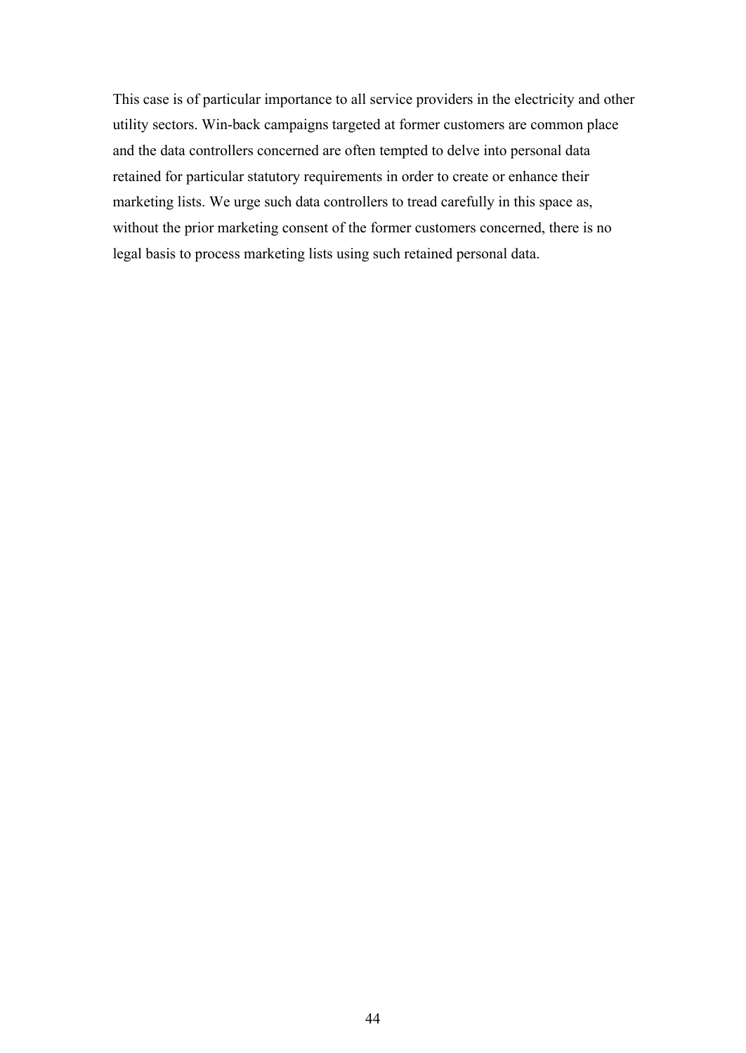This case is of particular importance to all service providers in the electricity and other utility sectors. Win-back campaigns targeted at former customers are common place and the data controllers concerned are often tempted to delve into personal data retained for particular statutory requirements in order to create or enhance their marketing lists. We urge such data controllers to tread carefully in this space as, without the prior marketing consent of the former customers concerned, there is no legal basis to process marketing lists using such retained personal data.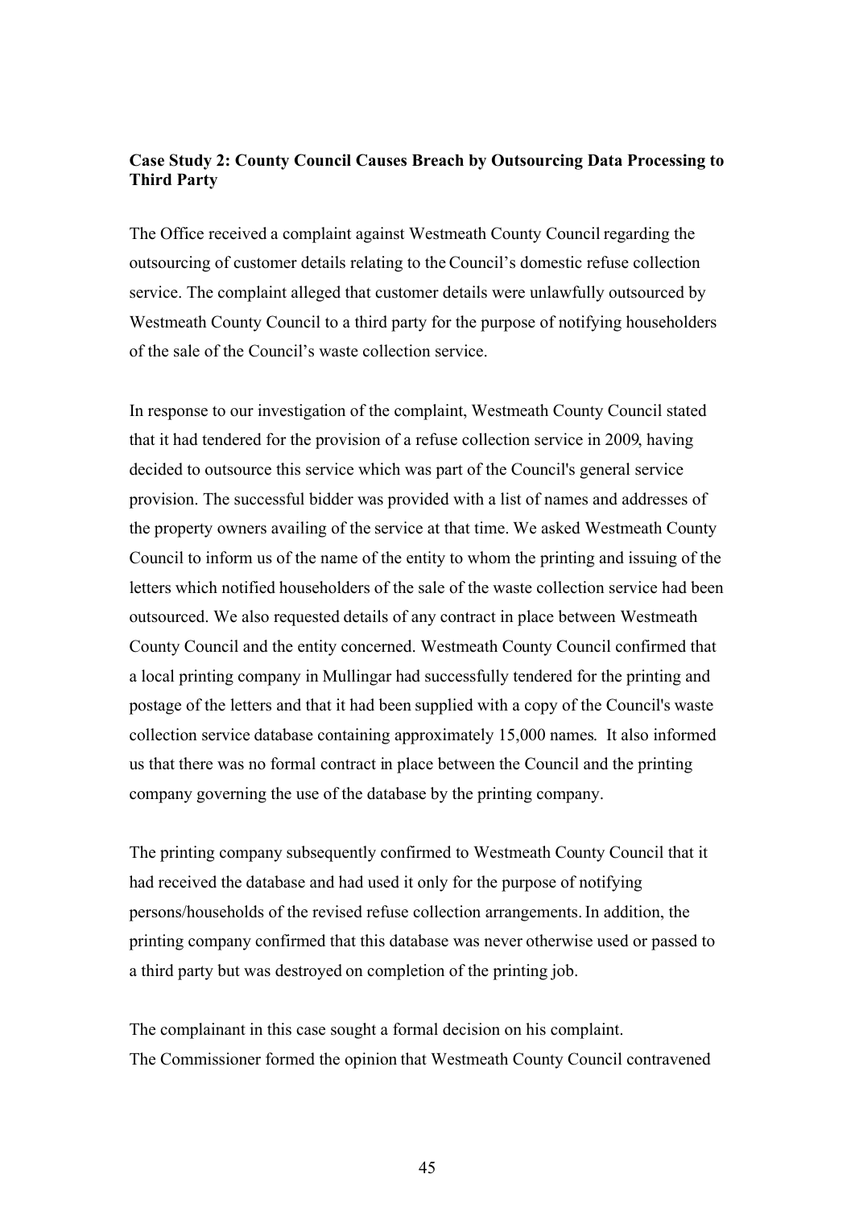**Case Study 2: County Council Causes Breach by Outsourcing Data Processing to Third Party**

The Office received a complaint against Westmeath County Council regarding the outsourcing of customer details relating to the Council's domestic refuse collection service. The complaint alleged that customer details were unlawfully outsourced by Westmeath County Council to a third party for the purpose of notifying householders of the sale of the Council's waste collection service.

In response to our investigation of the complaint, Westmeath County Council stated that it had tendered for the provision of a refuse collection service in 2009, having decided to outsource this service which was part of the Council's general service provision. The successful bidder was provided with a list of names and addresses of the property owners availing of the service at that time. We asked Westmeath County Council to inform us of the name of the entity to whom the printing and issuing of the letters which notified householders of the sale of the waste collection service had been outsourced. We also requested details of any contract in place between Westmeath County Council and the entity concerned. Westmeath County Council confirmed that a local printing company in Mullingar had successfully tendered for the printing and postage of the letters and that it had been supplied with a copy of the Council's waste collection service database containing approximately 15,000 names. It also informed us that there was no formal contract in place between the Council and the printing company governing the use of the database by the printing company.

The printing company subsequently confirmed to Westmeath County Council that it had received the database and had used it only for the purpose of notifying persons/households of the revised refuse collection arrangements. In addition, the printing company confirmed that this database was never otherwise used or passed to a third party but was destroyed on completion of the printing job.

The complainant in this case sought a formal decision on his complaint.
The Commissioner formed the opinion that Westmeath County Council contravened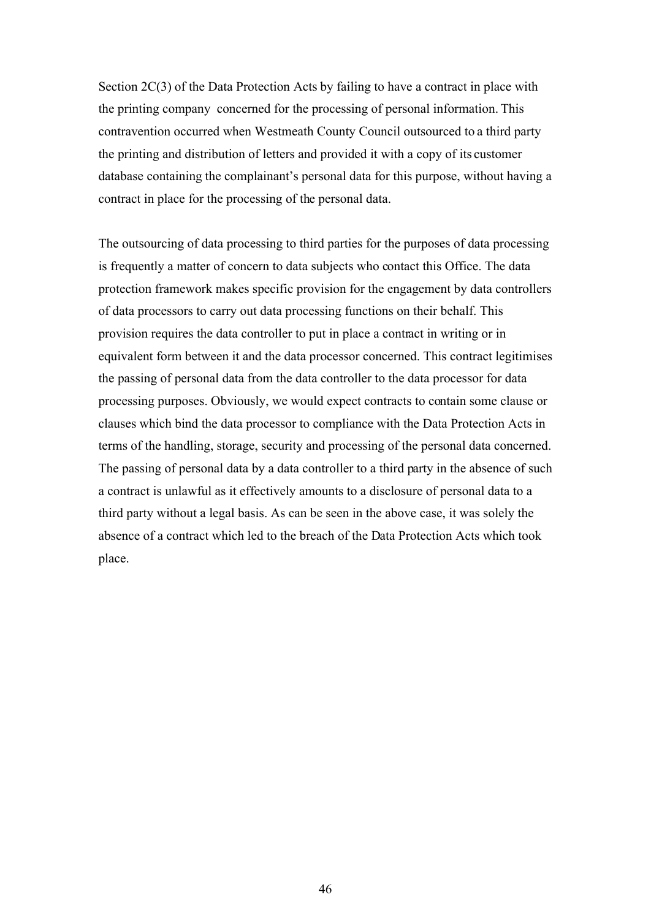Section 2C(3) of the Data Protection Acts by failing to have a contract in place with the printing company concerned for the processing of personal information. This contravention occurred when Westmeath County Council outsourced to a third party the printing and distribution of letters and provided it with a copy of its customer database containing the complainant's personal data for this purpose, without having a contract in place for the processing of the personal data.

The outsourcing of data processing to third parties for the purposes of data processing is frequently a matter of concern to data subjects who contact this Office. The data protection framework makes specific provision for the engagement by data controllers of data processors to carry out data processing functions on their behalf. This provision requires the data controller to put in place a contract in writing or in equivalent form between it and the data processor concerned. This contract legitimises the passing of personal data from the data controller to the data processor for data processing purposes. Obviously, we would expect contracts to contain some clause or clauses which bind the data processor to compliance with the Data Protection Acts in terms of the handling, storage, security and processing of the personal data concerned. The passing of personal data by a data controller to a third party in the absence of such a contract is unlawful as it effectively amounts to a disclosure of personal data to a third party without a legal basis. As can be seen in the above case, it was solely the absence of a contract which led to the breach of the Data Protection Acts which took place.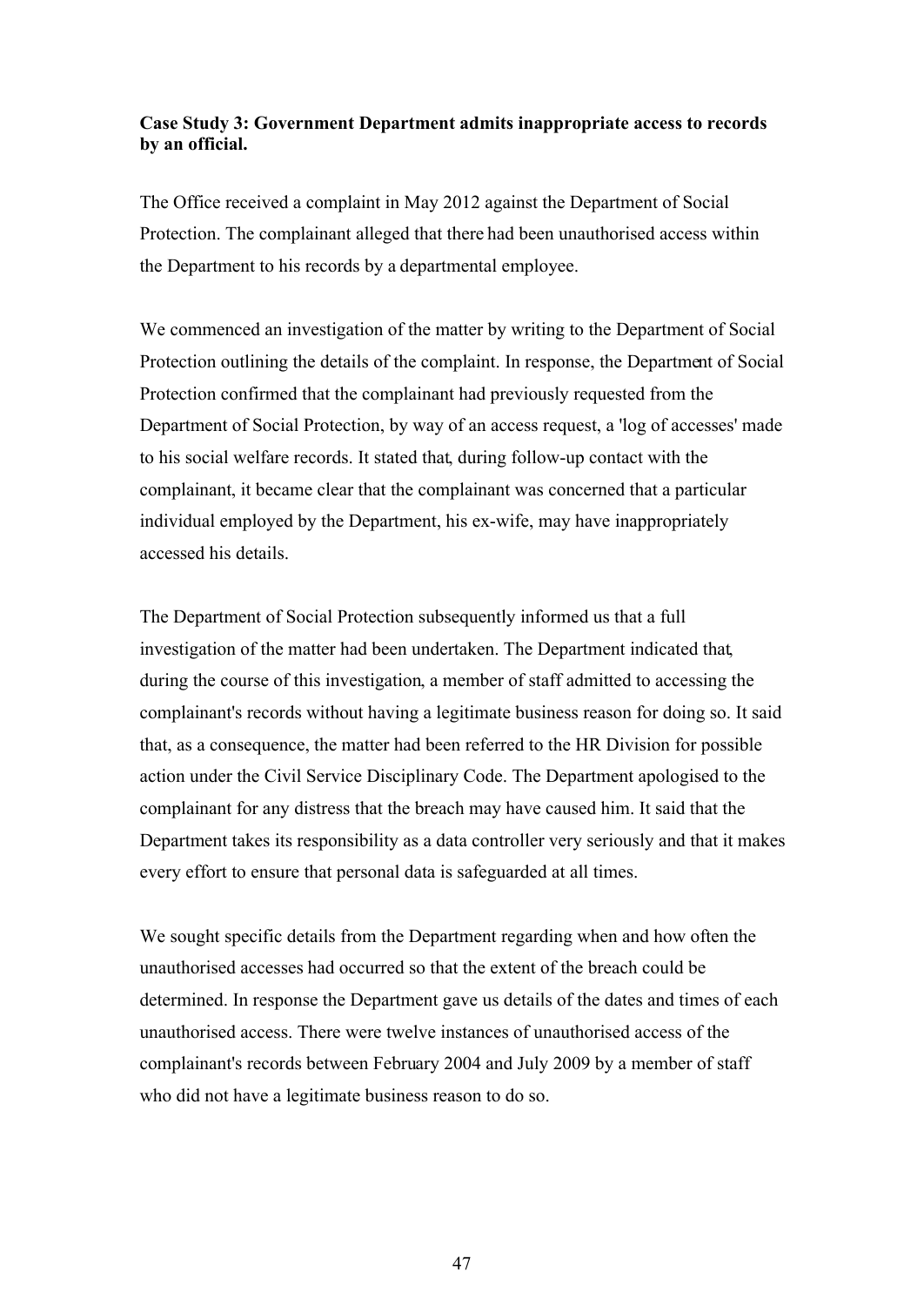**Case Study 3: Government Department admits inappropriate access to records by an official.**

The Office received a complaint in May 2012 against the Department of Social Protection. The complainant alleged that there had been unauthorised access within the Department to his records by a departmental employee.

We commenced an investigation of the matter by writing to the Department of Social Protection outlining the details of the complaint. In response, the Department of Social Protection confirmed that the complainant had previously requested from the Department of Social Protection, by way of an access request, a 'log of accesses' made to his social welfare records. It stated that, during follow-up contact with the complainant, it became clear that the complainant was concerned that a particular individual employed by the Department, his ex-wife, may have inappropriately accessed his details.

The Department of Social Protection subsequently informed us that a full investigation of the matter had been undertaken. The Department indicated that, during the course of this investigation, a member of staff admitted to accessing the complainant's records without having a legitimate business reason for doing so. It said that, as a consequence, the matter had been referred to the HR Division for possible action under the Civil Service Disciplinary Code. The Department apologised to the complainant for any distress that the breach may have caused him. It said that the Department takes its responsibility as a data controller very seriously and that it makes every effort to ensure that personal data is safeguarded at all times.

We sought specific details from the Department regarding when and how often the unauthorised accesses had occurred so that the extent of the breach could be determined. In response the Department gave us details of the dates and times of each unauthorised access. There were twelve instances of unauthorised access of the complainant's records between February 2004 and July 2009 by a member of staff who did not have a legitimate business reason to do so.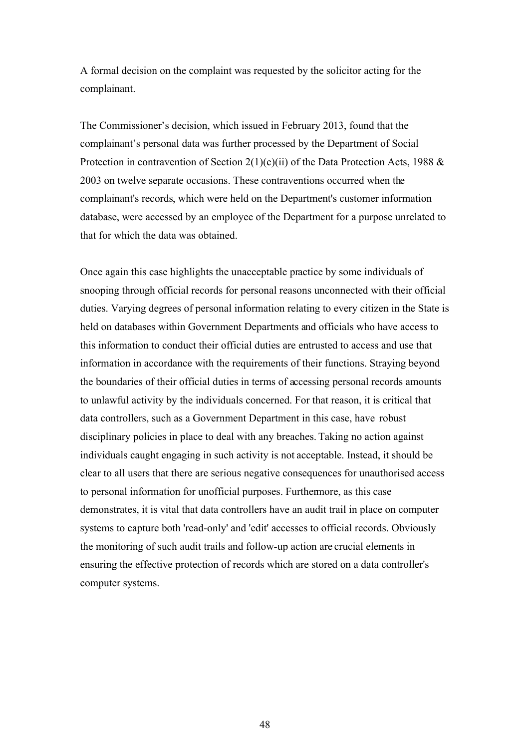A formal decision on the complaint was requested by the solicitor acting for the complainant.

The Commissioner's decision, which issued in February 2013, found that the complainant's personal data was further processed by the Department of Social Protection in contravention of Section 2(1)(c)(ii) of the Data Protection Acts, 1988 & 2003 on twelve separate occasions. These contraventions occurred when the complainant's records, which were held on the Department's customer information database, were accessed by an employee of the Department for a purpose unrelated to that for which the data was obtained.

Once again this case highlights the unacceptable practice by some individuals of snooping through official records for personal reasons unconnected with their official duties. Varying degrees of personal information relating to every citizen in the State is held on databases within Government Departments and officials who have access to this information to conduct their official duties are entrusted to access and use that information in accordance with the requirements of their functions. Straying beyond the boundaries of their official duties in terms of accessing personal records amounts to unlawful activity by the individuals concerned. For that reason, it is critical that data controllers, such as a Government Department in this case, have robust disciplinary policies in place to deal with any breaches. Taking no action against individuals caught engaging in such activity is not acceptable. Instead, it should be clear to all users that there are serious negative consequences for unauthorised access to personal information for unofficial purposes. Furthermore, as this case demonstrates, it is vital that data controllers have an audit trail in place on computer systems to capture both 'read-only' and 'edit' accesses to official records. Obviously the monitoring of such audit trails and follow-up action are crucial elements in ensuring the effective protection of records which are stored on a data controller's computer systems.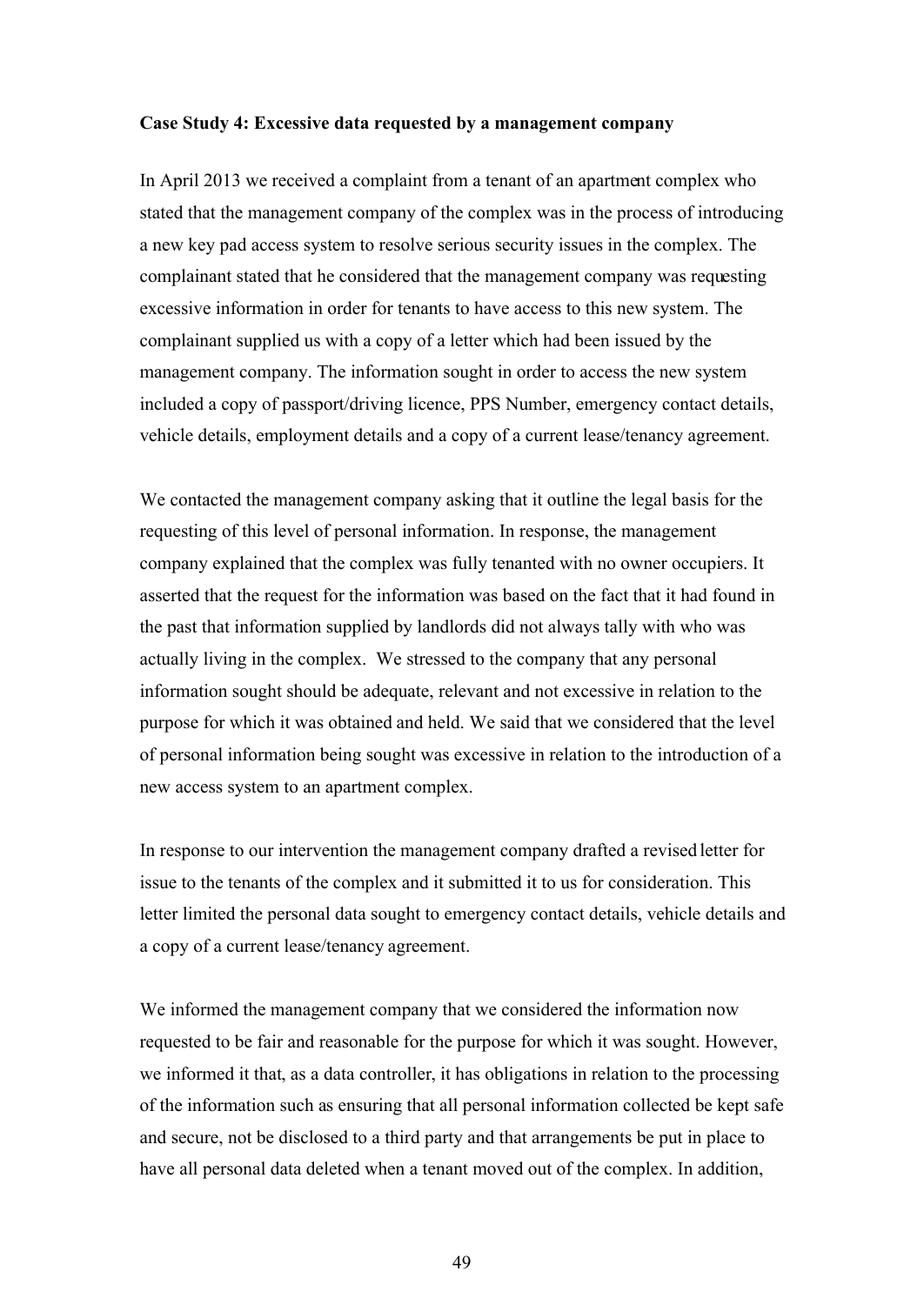**Case Study 4: Excessive data requested by a management company**

In April 2013 we received a complaint from a tenant of an apartment complex who stated that the management company of the complex was in the process of introducing a new key pad access system to resolve serious security issues in the complex. The complainant stated that he considered that the management company was requesting excessive information in order for tenants to have access to this new system. The complainant supplied us with a copy of a letter which had been issued by the management company. The information sought in order to access the new system included a copy of passport/driving licence, PPS Number, emergency contact details, vehicle details, employment details and a copy of a current lease/tenancy agreement.

We contacted the management company asking that it outline the legal basis for the requesting of this level of personal information. In response, the management company explained that the complex was fully tenanted with no owner occupiers. It asserted that the request for the information was based on the fact that it had found in the past that information supplied by landlords did not always tally with who was actually living in the complex. We stressed to the company that any personal information sought should be adequate, relevant and not excessive in relation to the purpose for which it was obtained and held. We said that we considered that the level of personal information being sought was excessive in relation to the introduction of a new access system to an apartment complex.

In response to our intervention the management company drafted a revised letter for issue to the tenants of the complex and it submitted it to us for consideration. This letter limited the personal data sought to emergency contact details, vehicle details and a copy of a current lease/tenancy agreement.

We informed the management company that we considered the information now requested to be fair and reasonable for the purpose for which it was sought. However, we informed it that, as a data controller, it has obligations in relation to the processing of the information such as ensuring that all personal information collected be kept safe and secure, not be disclosed to a third party and that arrangements be put in place to have all personal data deleted when a tenant moved out of the complex. In addition,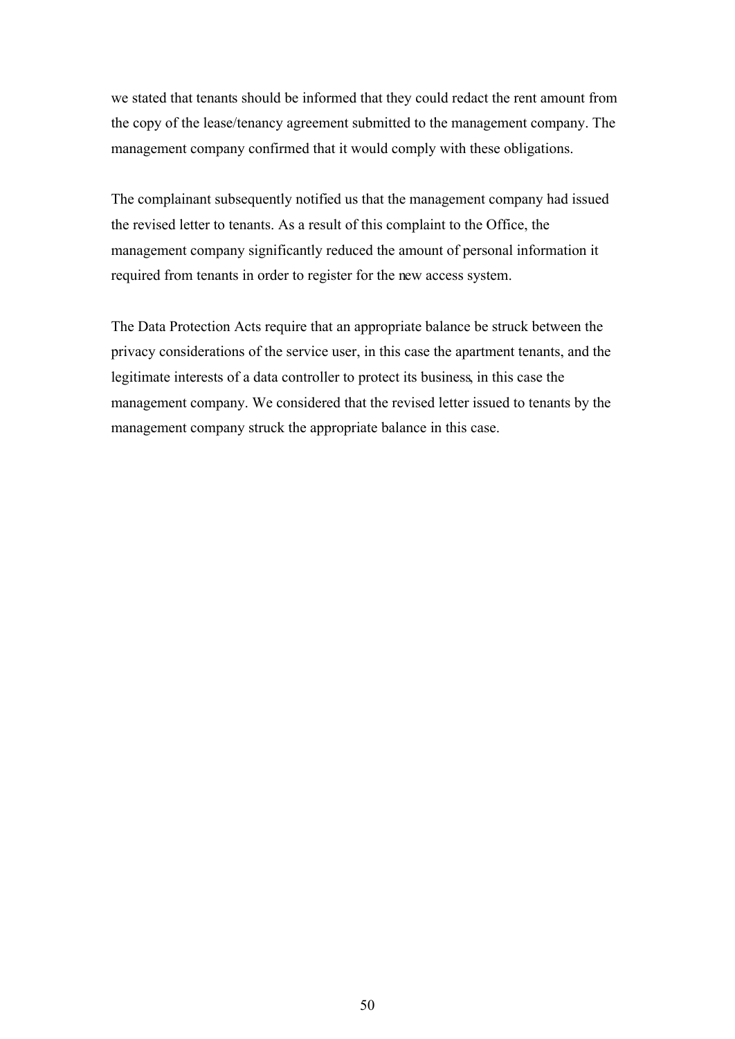we stated that tenants should be informed that they could redact the rent amount from the copy of the lease/tenancy agreement submitted to the management company. The management company confirmed that it would comply with these obligations.

The complainant subsequently notified us that the management company had issued the revised letter to tenants. As a result of this complaint to the Office, the management company significantly reduced the amount of personal information it required from tenants in order to register for the new access system.

The Data Protection Acts require that an appropriate balance be struck between the privacy considerations of the service user, in this case the apartment tenants, and the legitimate interests of a data controller to protect its business, in this case the management company. We considered that the revised letter issued to tenants by the management company struck the appropriate balance in this case.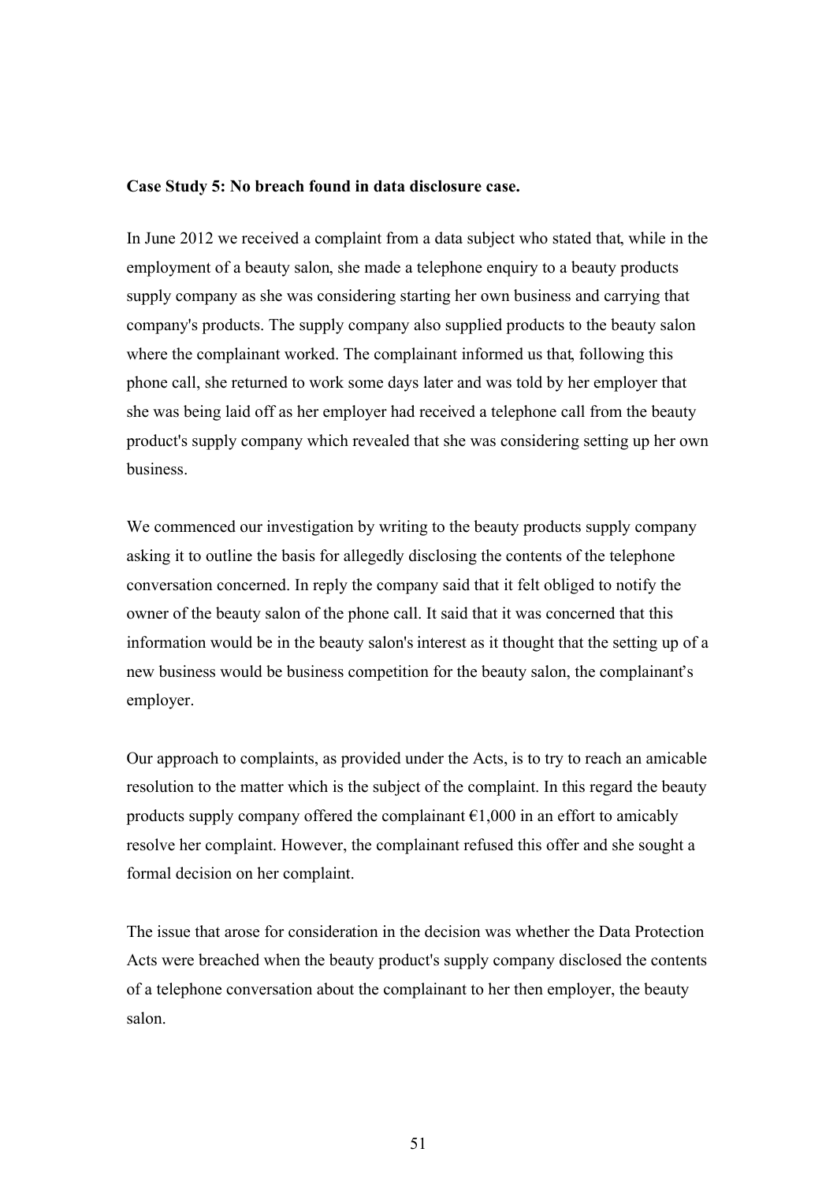**Case Study 5: No breach found in data disclosure case.**

In June 2012 we received a complaint from a data subject who stated that, while in the employment of a beauty salon, she made a telephone enquiry to a beauty products supply company as she was considering starting her own business and carrying that company's products. The supply company also supplied products to the beauty salon where the complainant worked. The complainant informed us that, following this phone call, she returned to work some days later and was told by her employer that she was being laid off as her employer had received a telephone call from the beauty product's supply company which revealed that she was considering setting up her own business.

We commenced our investigation by writing to the beauty products supply company asking it to outline the basis for allegedly disclosing the contents of the telephone conversation concerned. In reply the company said that it felt obliged to notify the owner of the beauty salon of the phone call. It said that it was concerned that this information would be in the beauty salon's interest as it thought that the setting up of a new business would be business competition for the beauty salon, the complainant's employer.

Our approach to complaints, as provided under the Acts, is to try to reach an amicable resolution to the matter which is the subject of the complaint. In this regard the beauty products supply company offered the complainant €1,000 in an effort to amicably resolve her complaint. However, the complainant refused this offer and she sought a formal decision on her complaint.

The issue that arose for consideration in the decision was whether the Data Protection Acts were breached when the beauty product's supply company disclosed the contents of a telephone conversation about the complainant to her then employer, the beauty salon.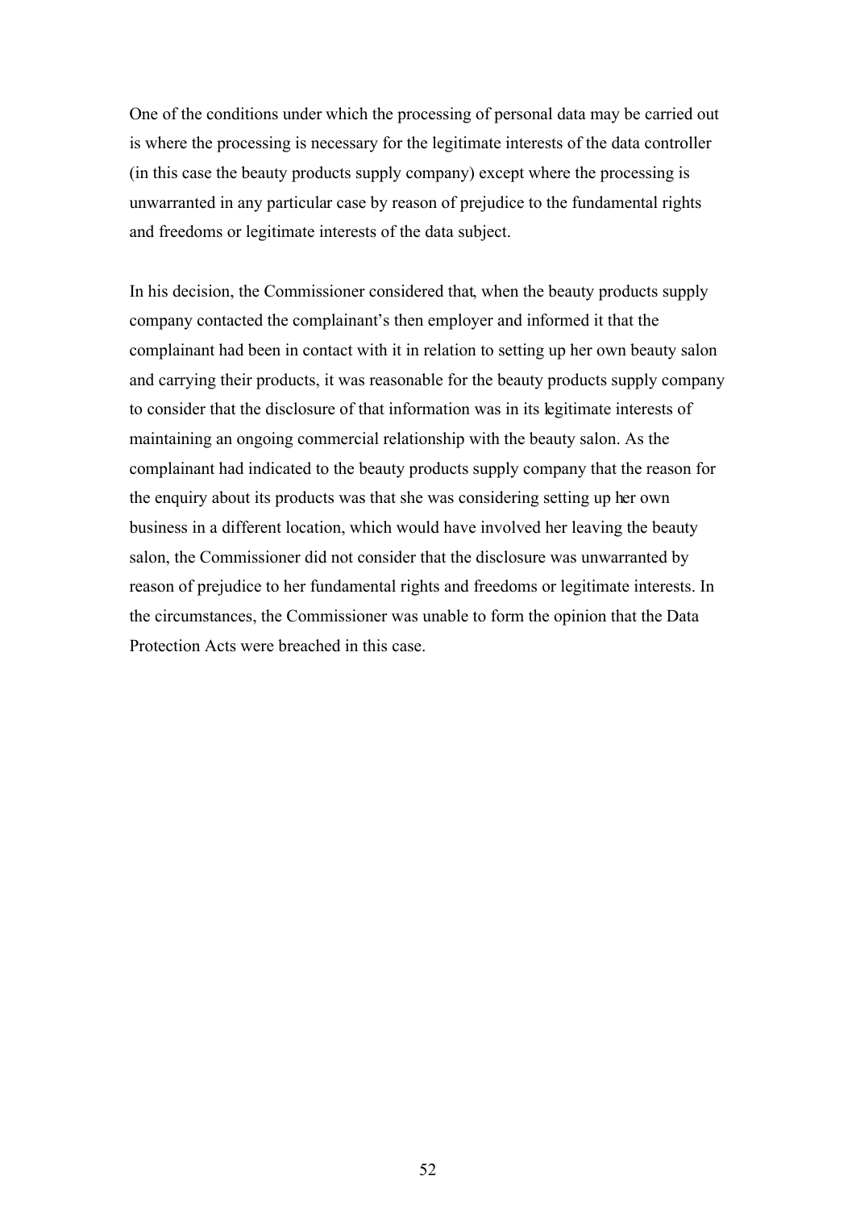One of the conditions under which the processing of personal data may be carried out is where the processing is necessary for the legitimate interests of the data controller (in this case the beauty products supply company) except where the processing is unwarranted in any particular case by reason of prejudice to the fundamental rights and freedoms or legitimate interests of the data subject.

In his decision, the Commissioner considered that, when the beauty products supply company contacted the complainant's then employer and informed it that the complainant had been in contact with it in relation to setting up her own beauty salon and carrying their products, it was reasonable for the beauty products supply company to consider that the disclosure of that information was in its legitimate interests of maintaining an ongoing commercial relationship with the beauty salon. As the complainant had indicated to the beauty products supply company that the reason for the enquiry about its products was that she was considering setting up her own business in a different location, which would have involved her leaving the beauty salon, the Commissioner did not consider that the disclosure was unwarranted by reason of prejudice to her fundamental rights and freedoms or legitimate interests. In the circumstances, the Commissioner was unable to form the opinion that the Data Protection Acts were breached in this case.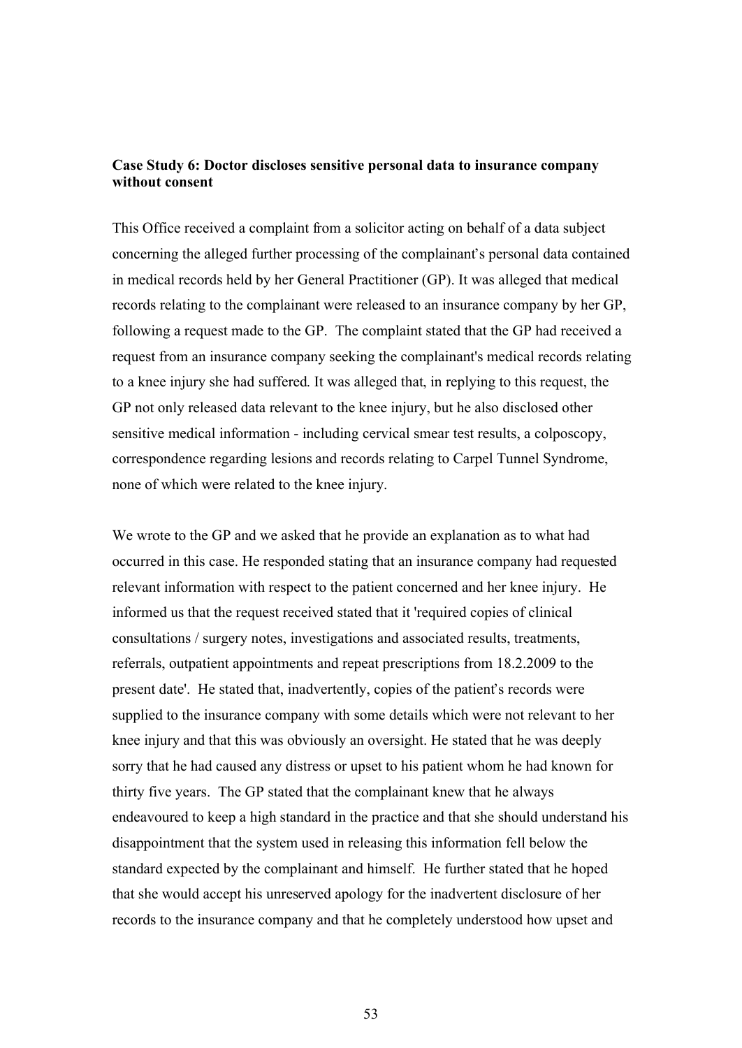**Case Study 6: Doctor discloses sensitive personal data to insurance company without consent**

This Office received a complaint from a solicitor acting on behalf of a data subject concerning the alleged further processing of the complainant's personal data contained in medical records held by her General Practitioner (GP). It was alleged that medical records relating to the complainant were released to an insurance company by her GP, following a request made to the GP. The complaint stated that the GP had received a request from an insurance company seeking the complainant's medical records relating to a knee injury she had suffered. It was alleged that, in replying to this request, the GP not only released data relevant to the knee injury, but he also disclosed other sensitive medical information - including cervical smear test results, a colposcopy, correspondence regarding lesions and records relating to Carpel Tunnel Syndrome, none of which were related to the knee injury.

We wrote to the GP and we asked that he provide an explanation as to what had occurred in this case. He responded stating that an insurance company had requested relevant information with respect to the patient concerned and her knee injury. He informed us that the request received stated that it 'required copies of clinical consultations / surgery notes, investigations and associated results, treatments, referrals, outpatient appointments and repeat prescriptions from 18.2.2009 to the present date'. He stated that, inadvertently, copies of the patient's records were supplied to the insurance company with some details which were not relevant to her knee injury and that this was obviously an oversight. He stated that he was deeply sorry that he had caused any distress or upset to his patient whom he had known for thirty five years. The GP stated that the complainant knew that he always endeavoured to keep a high standard in the practice and that she should understand his disappointment that the system used in releasing this information fell below the standard expected by the complainant and himself. He further stated that he hoped that she would accept his unreserved apology for the inadvertent disclosure of her records to the insurance company and that he completely understood how upset and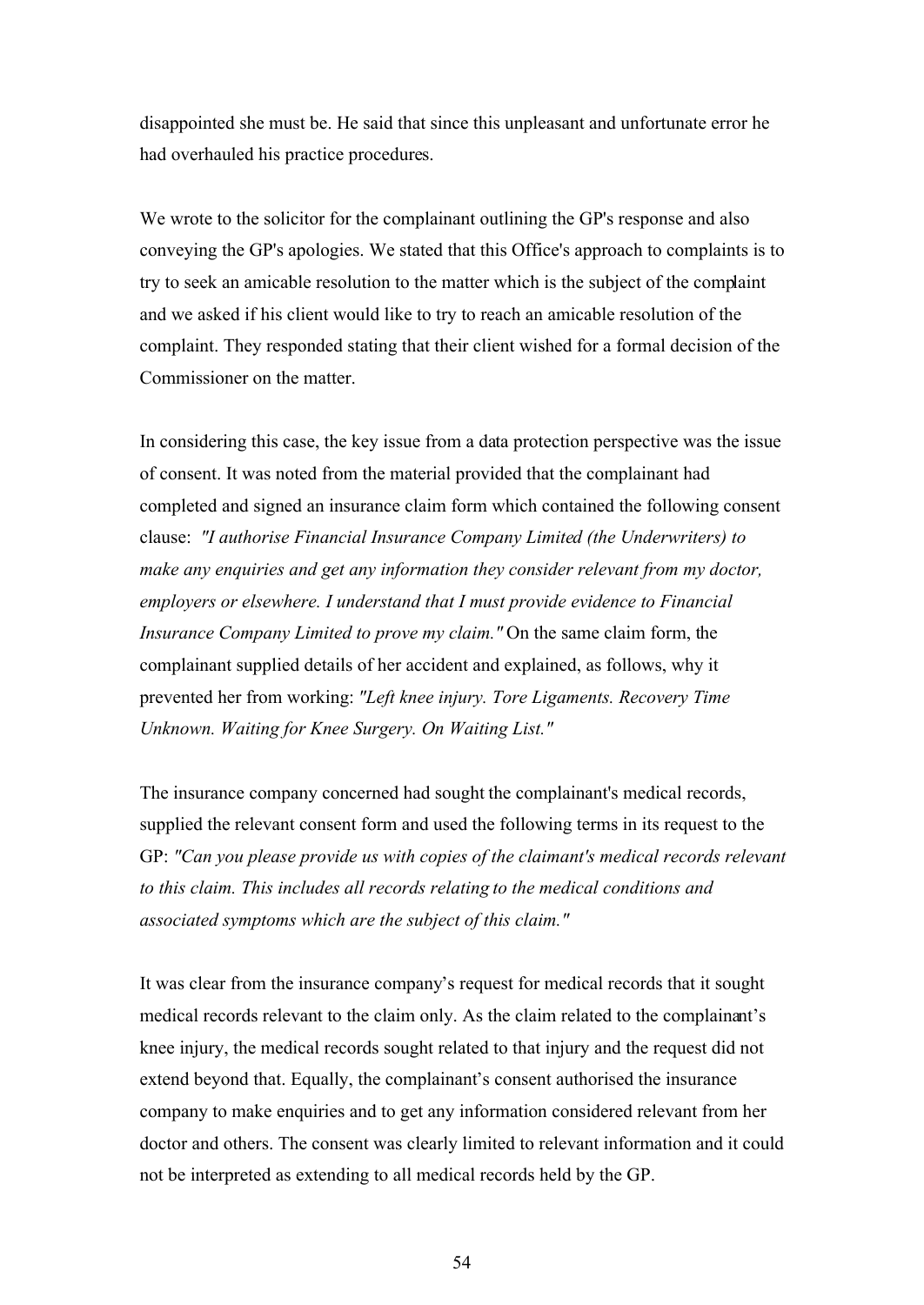disappointed she must be. He said that since this unpleasant and unfortunate error he had overhauled his practice procedures.

We wrote to the solicitor for the complainant outlining the GP's response and also conveying the GP's apologies. We stated that this Office's approach to complaints is to try to seek an amicable resolution to the matter which is the subject of the complaint and we asked if his client would like to try to reach an amicable resolution of the complaint. They responded stating that their client wished for a formal decision of the Commissioner on the matter.

In considering this case, the key issue from a data protection perspective was the issue of consent. It was noted from the material provided that the complainant had completed and signed an insurance claim form which contained the following consent clause: *"I authorise Financial Insurance Company Limited (the Underwriters) to make any enquiries and get any information they consider relevant from my doctor, employers or elsewhere. I understand that I must provide evidence to Financial Insurance Company Limited to prove my claim."* On the same claim form, the complainant supplied details of her accident and explained, as follows, why it prevented her from working: *"Left knee injury. Tore Ligaments. Recovery Time Unknown. Waiting for Knee Surgery. On Waiting List."*

The insurance company concerned had sought the complainant's medical records, supplied the relevant consent form and used the following terms in its request to the GP: *"Can you please provide us with copies of the claimant's medical records relevant to this claim. This includes all records relating to the medical conditions and associated symptoms which are the subject of this claim."*

It was clear from the insurance company's request for medical records that it sought medical records relevant to the claim only. As the claim related to the complainant's knee injury, the medical records sought related to that injury and the request did not extend beyond that. Equally, the complainant's consent authorised the insurance company to make enquiries and to get any information considered relevant from her doctor and others. The consent was clearly limited to relevant information and it could not be interpreted as extending to all medical records held by the GP.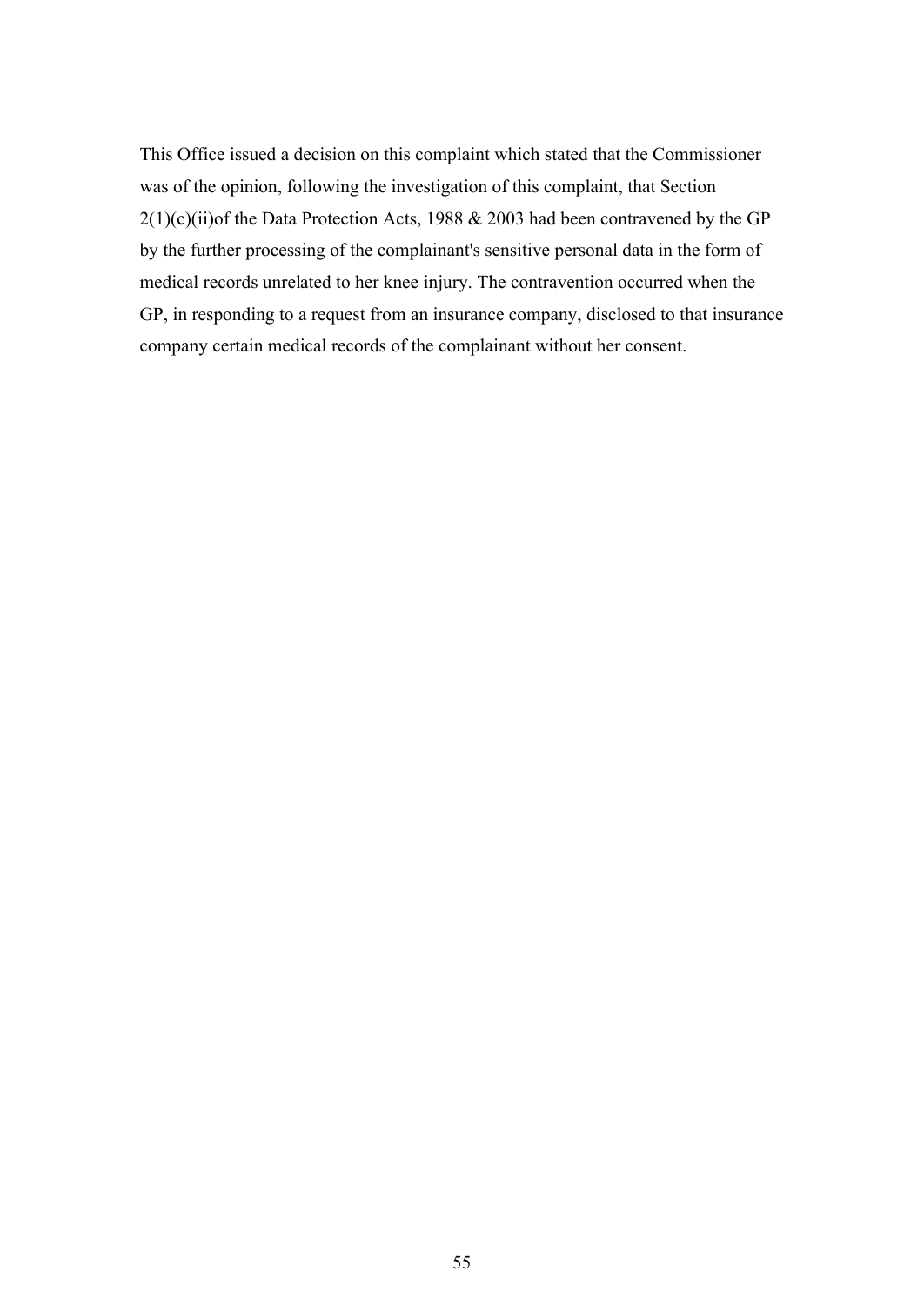This Office issued a decision on this complaint which stated that the Commissioner was of the opinion, following the investigation of this complaint, that Section 2(1)(c)(ii)of the Data Protection Acts, 1988 & 2003 had been contravened by the GP by the further processing of the complainant's sensitive personal data in the form of medical records unrelated to her knee injury. The contravention occurred when the GP, in responding to a request from an insurance company, disclosed to that insurance company certain medical records of the complainant without her consent.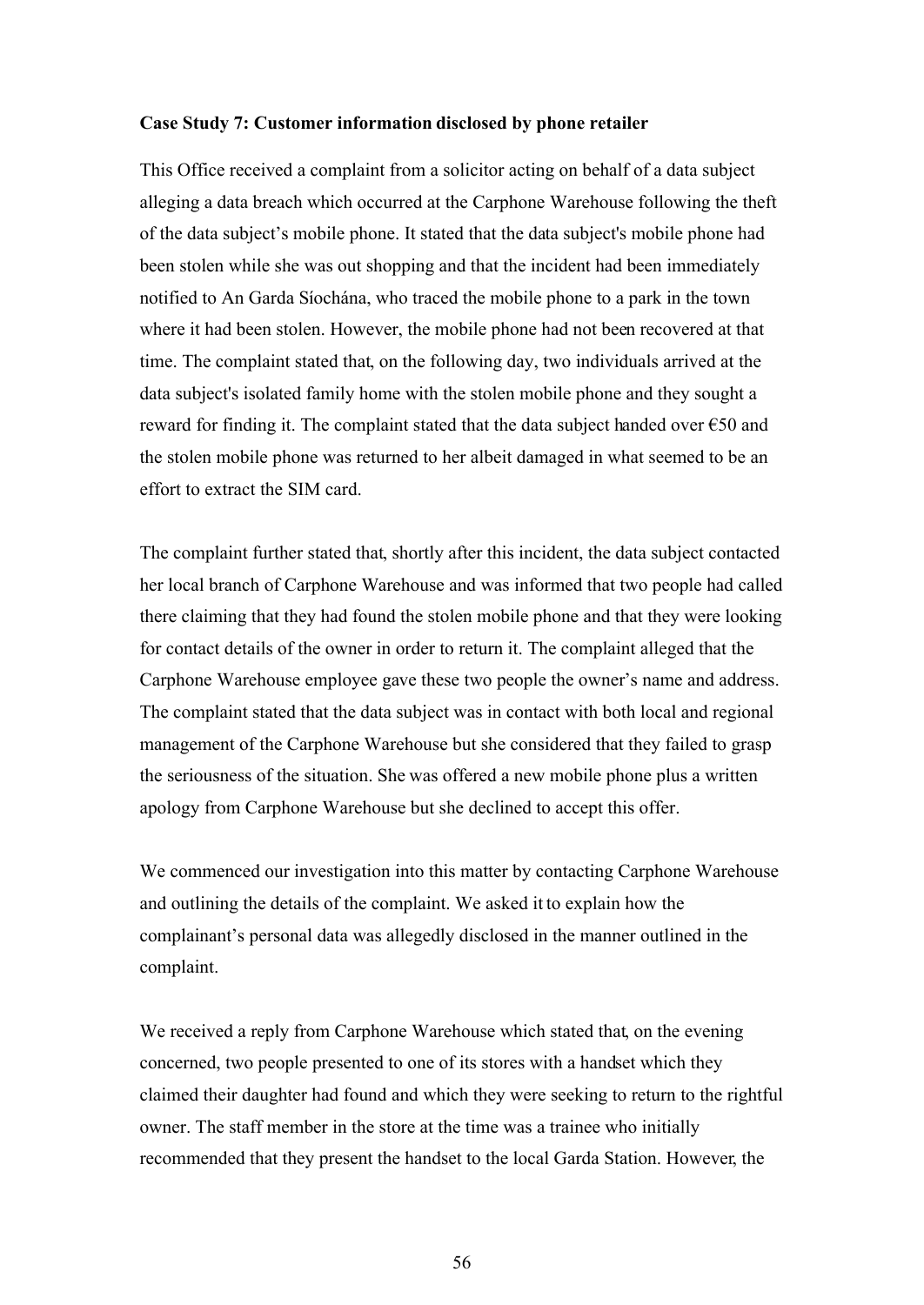**Case Study 7: Customer information disclosed by phone retailer**

This Office received a complaint from a solicitor acting on behalf of a data subject alleging a data breach which occurred at the Carphone Warehouse following the theft of the data subject's mobile phone. It stated that the data subject's mobile phone had been stolen while she was out shopping and that the incident had been immediately notified to An Garda Síochána, who traced the mobile phone to a park in the town where it had been stolen. However, the mobile phone had not been recovered at that time. The complaint stated that, on the following day, two individuals arrived at the data subject's isolated family home with the stolen mobile phone and they sought a reward for finding it. The complaint stated that the data subject handed over €50 and the stolen mobile phone was returned to her albeit damaged in what seemed to be an effort to extract the SIM card.

The complaint further stated that, shortly after this incident, the data subject contacted her local branch of Carphone Warehouse and was informed that two people had called there claiming that they had found the stolen mobile phone and that they were looking for contact details of the owner in order to return it. The complaint alleged that the Carphone Warehouse employee gave these two people the owner's name and address. The complaint stated that the data subject was in contact with both local and regional management of the Carphone Warehouse but she considered that they failed to grasp the seriousness of the situation. She was offered a new mobile phone plus a written apology from Carphone Warehouse but she declined to accept this offer.

We commenced our investigation into this matter by contacting Carphone Warehouse and outlining the details of the complaint. We asked it to explain how the complainant's personal data was allegedly disclosed in the manner outlined in the complaint.

We received a reply from Carphone Warehouse which stated that, on the evening concerned, two people presented to one of its stores with a handset which they claimed their daughter had found and which they were seeking to return to the rightful owner. The staff member in the store at the time was a trainee who initially recommended that they present the handset to the local Garda Station. However, the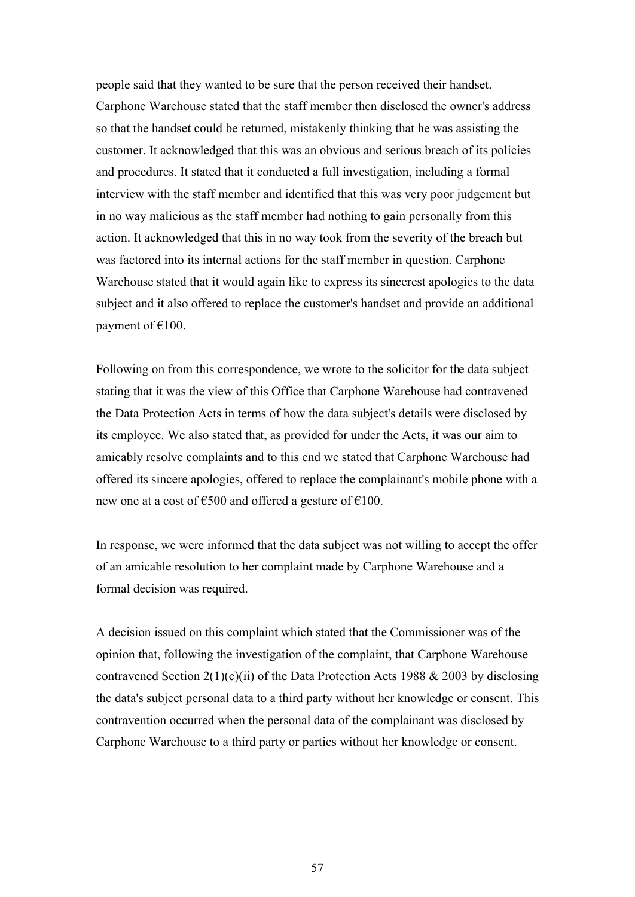people said that they wanted to be sure that the person received their handset. Carphone Warehouse stated that the staff member then disclosed the owner's address so that the handset could be returned, mistakenly thinking that he was assisting the customer. It acknowledged that this was an obvious and serious breach of its policies and procedures. It stated that it conducted a full investigation, including a formal interview with the staff member and identified that this was very poor judgement but in no way malicious as the staff member had nothing to gain personally from this action. It acknowledged that this in no way took from the severity of the breach but was factored into its internal actions for the staff member in question. Carphone Warehouse stated that it would again like to express its sincerest apologies to the data subject and it also offered to replace the customer's handset and provide an additional payment of €100.

Following on from this correspondence, we wrote to the solicitor for the data subject stating that it was the view of this Office that Carphone Warehouse had contravened the Data Protection Acts in terms of how the data subject's details were disclosed by its employee. We also stated that, as provided for under the Acts, it was our aim to amicably resolve complaints and to this end we stated that Carphone Warehouse had offered its sincere apologies, offered to replace the complainant's mobile phone with a new one at a cost of €500 and offered a gesture of €100.

In response, we were informed that the data subject was not willing to accept the offer of an amicable resolution to her complaint made by Carphone Warehouse and a formal decision was required.

A decision issued on this complaint which stated that the Commissioner was of the opinion that, following the investigation of the complaint, that Carphone Warehouse contravened Section 2(1)(c)(ii) of the Data Protection Acts 1988 & 2003 by disclosing the data's subject personal data to a third party without her knowledge or consent. This contravention occurred when the personal data of the complainant was disclosed by Carphone Warehouse to a third party or parties without her knowledge or consent.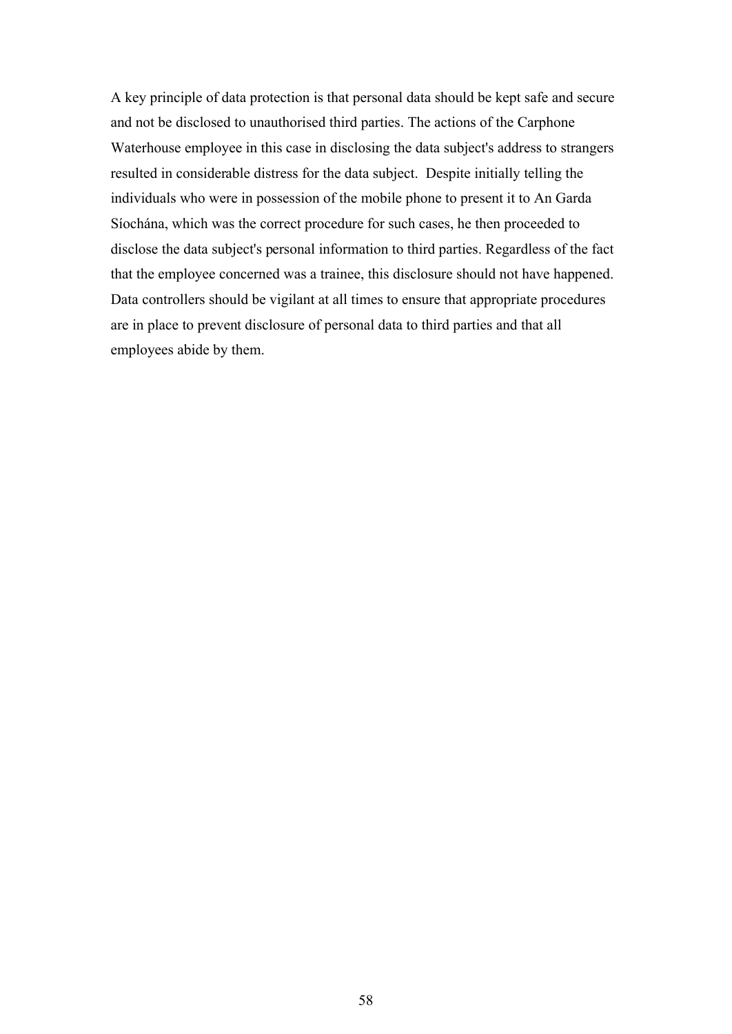A key principle of data protection is that personal data should be kept safe and secure and not be disclosed to unauthorised third parties. The actions of the Carphone Waterhouse employee in this case in disclosing the data subject's address to strangers resulted in considerable distress for the data subject. Despite initially telling the individuals who were in possession of the mobile phone to present it to An Garda Síochána, which was the correct procedure for such cases, he then proceeded to disclose the data subject's personal information to third parties. Regardless of the fact that the employee concerned was a trainee, this disclosure should not have happened. Data controllers should be vigilant at all times to ensure that appropriate procedures are in place to prevent disclosure of personal data to third parties and that all employees abide by them.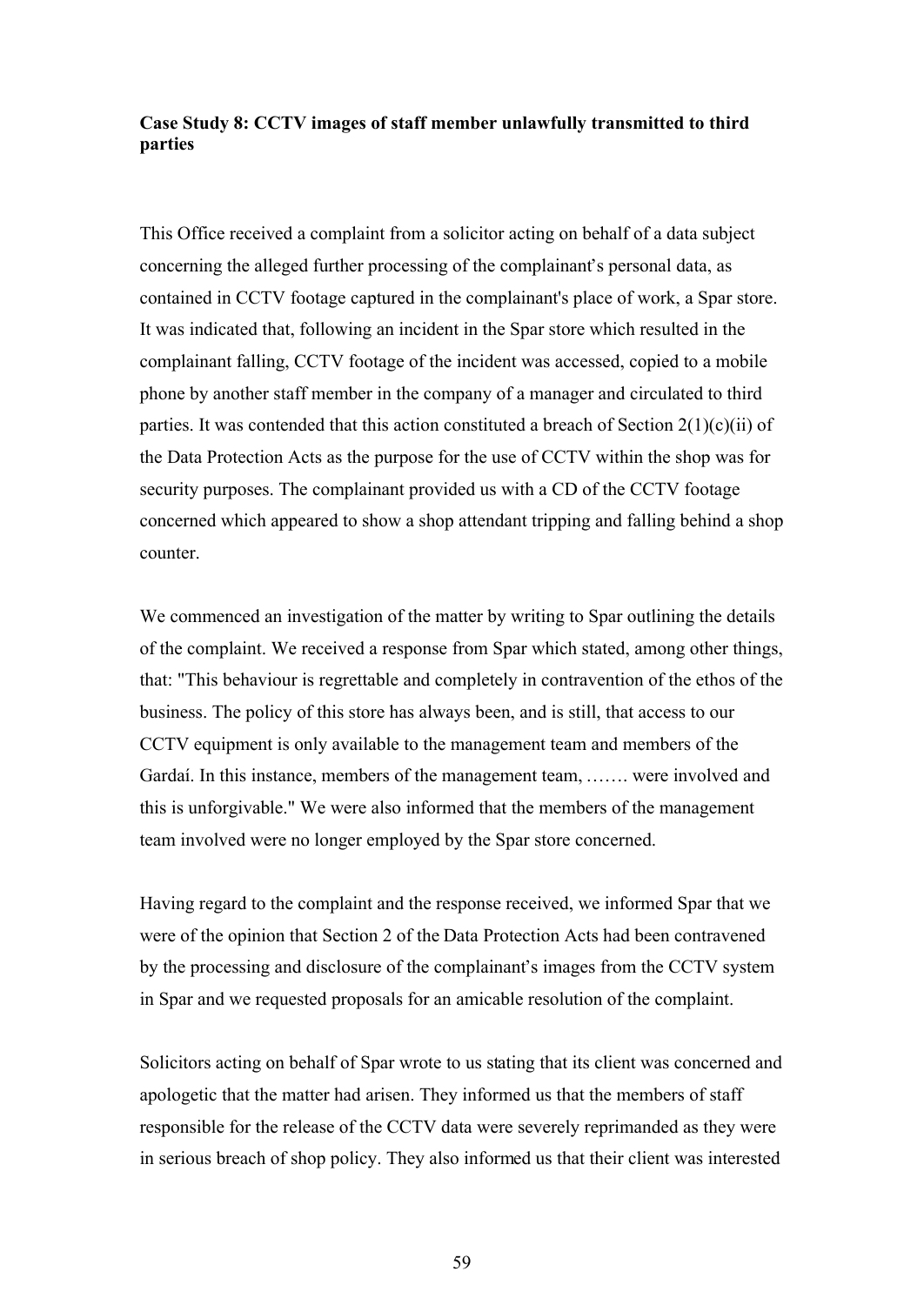**Case Study 8: CCTV images of staff member unlawfully transmitted to third parties**

This Office received a complaint from a solicitor acting on behalf of a data subject concerning the alleged further processing of the complainant's personal data, as contained in CCTV footage captured in the complainant's place of work, a Spar store. It was indicated that, following an incident in the Spar store which resulted in the complainant falling, CCTV footage of the incident was accessed, copied to a mobile phone by another staff member in the company of a manager and circulated to third parties. It was contended that this action constituted a breach of Section 2(1)(c)(ii) of the Data Protection Acts as the purpose for the use of CCTV within the shop was for security purposes. The complainant provided us with a CD of the CCTV footage concerned which appeared to show a shop attendant tripping and falling behind a shop counter.

We commenced an investigation of the matter by writing to Spar outlining the details of the complaint. We received a response from Spar which stated, among other things, that: "This behaviour is regrettable and completely in contravention of the ethos of the business. The policy of this store has always been, and is still, that access to our CCTV equipment is only available to the management team and members of the Gardaí. In this instance, members of the management team, ……. were involved and this is unforgivable." We were also informed that the members of the management team involved were no longer employed by the Spar store concerned.

Having regard to the complaint and the response received, we informed Spar that we were of the opinion that Section 2 of the Data Protection Acts had been contravened by the processing and disclosure of the complainant's images from the CCTV system in Spar and we requested proposals for an amicable resolution of the complaint.

Solicitors acting on behalf of Spar wrote to us stating that its client was concerned and apologetic that the matter had arisen. They informed us that the members of staff responsible for the release of the CCTV data were severely reprimanded as they were in serious breach of shop policy. They also informed us that their client was interested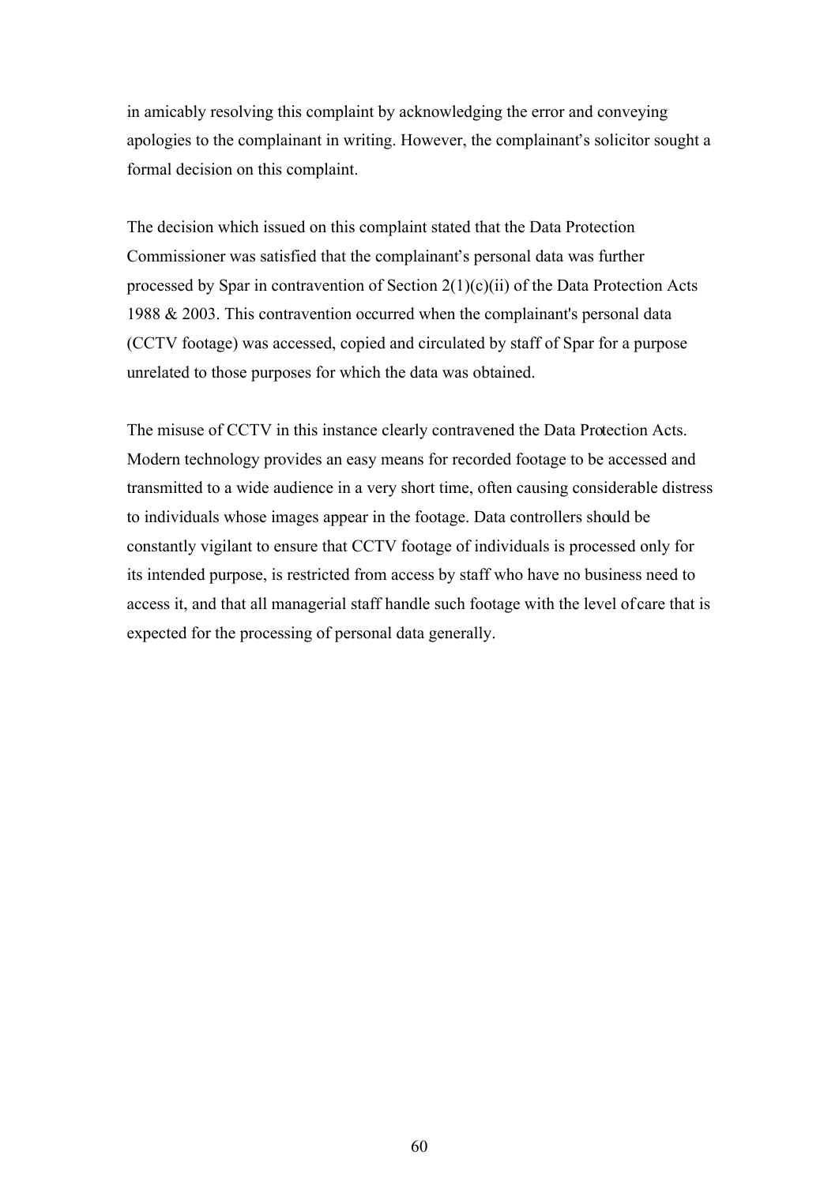in amicably resolving this complaint by acknowledging the error and conveying apologies to the complainant in writing. However, the complainant's solicitor sought a formal decision on this complaint.

The decision which issued on this complaint stated that the Data Protection Commissioner was satisfied that the complainant's personal data was further processed by Spar in contravention of Section 2(1)(c)(ii) of the Data Protection Acts 1988 & 2003. This contravention occurred when the complainant's personal data (CCTV footage) was accessed, copied and circulated by staff of Spar for a purpose unrelated to those purposes for which the data was obtained.

The misuse of CCTV in this instance clearly contravened the Data Protection Acts. Modern technology provides an easy means for recorded footage to be accessed and transmitted to a wide audience in a very short time, often causing considerable distress to individuals whose images appear in the footage. Data controllers should be constantly vigilant to ensure that CCTV footage of individuals is processed only for its intended purpose, is restricted from access by staff who have no business need to access it, and that all managerial staff handle such footage with the level of care that is expected for the processing of personal data generally.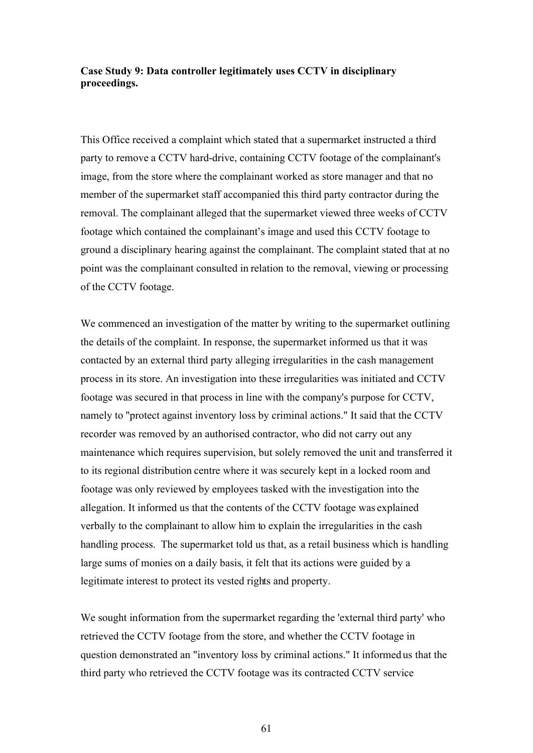**Case Study 9: Data controller legitimately uses CCTV in disciplinary proceedings.**

This Office received a complaint which stated that a supermarket instructed a third party to remove a CCTV hard-drive, containing CCTV footage of the complainant's image, from the store where the complainant worked as store manager and that no member of the supermarket staff accompanied this third party contractor during the removal. The complainant alleged that the supermarket viewed three weeks of CCTV footage which contained the complainant's image and used this CCTV footage to ground a disciplinary hearing against the complainant. The complaint stated that at no point was the complainant consulted in relation to the removal, viewing or processing of the CCTV footage.

We commenced an investigation of the matter by writing to the supermarket outlining the details of the complaint. In response, the supermarket informed us that it was contacted by an external third party alleging irregularities in the cash management process in its store. An investigation into these irregularities was initiated and CCTV footage was secured in that process in line with the company's purpose for CCTV, namely to "protect against inventory loss by criminal actions." It said that the CCTV recorder was removed by an authorised contractor, who did not carry out any maintenance which requires supervision, but solely removed the unit and transferred it to its regional distribution centre where it was securely kept in a locked room and footage was only reviewed by employees tasked with the investigation into the allegation. It informed us that the contents of the CCTV footage was explained verbally to the complainant to allow him to explain the irregularities in the cash handling process. The supermarket told us that, as a retail business which is handling large sums of monies on a daily basis, it felt that its actions were guided by a legitimate interest to protect its vested rights and property.

We sought information from the supermarket regarding the 'external third party' who retrieved the CCTV footage from the store, and whether the CCTV footage in question demonstrated an "inventory loss by criminal actions." It informed us that the third party who retrieved the CCTV footage was its contracted CCTV service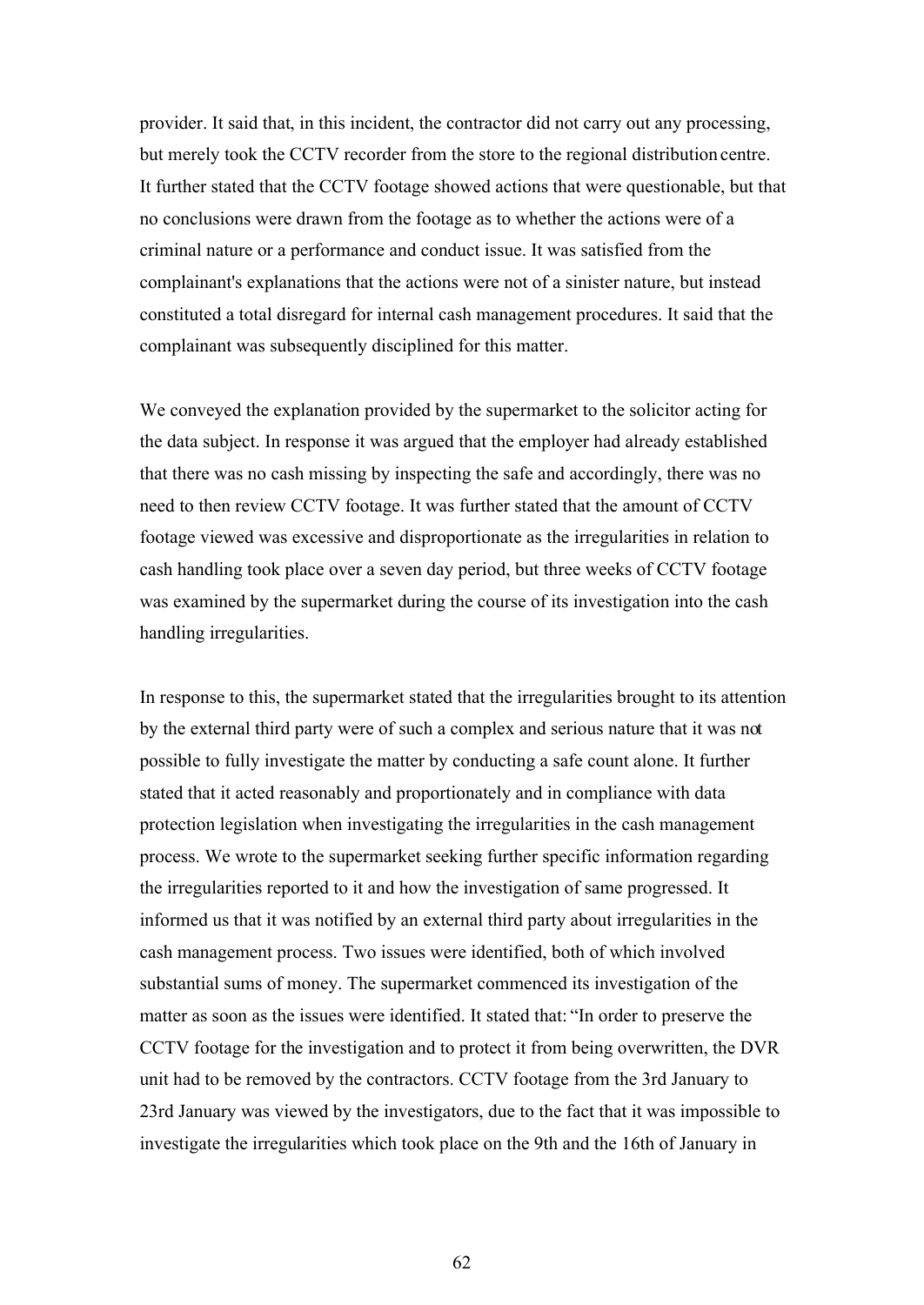provider. It said that, in this incident, the contractor did not carry out any processing, but merely took the CCTV recorder from the store to the regional distribution centre. It further stated that the CCTV footage showed actions that were questionable, but that no conclusions were drawn from the footage as to whether the actions were of a criminal nature or a performance and conduct issue. It was satisfied from the complainant's explanations that the actions were not of a sinister nature, but instead constituted a total disregard for internal cash management procedures. It said that the complainant was subsequently disciplined for this matter.

We conveyed the explanation provided by the supermarket to the solicitor acting for the data subject. In response it was argued that the employer had already established that there was no cash missing by inspecting the safe and accordingly, there was no need to then review CCTV footage. It was further stated that the amount of CCTV footage viewed was excessive and disproportionate as the irregularities in relation to cash handling took place over a seven day period, but three weeks of CCTV footage was examined by the supermarket during the course of its investigation into the cash handling irregularities.

In response to this, the supermarket stated that the irregularities brought to its attention by the external third party were of such a complex and serious nature that it was not possible to fully investigate the matter by conducting a safe count alone. It further stated that it acted reasonably and proportionately and in compliance with data protection legislation when investigating the irregularities in the cash management process. We wrote to the supermarket seeking further specific information regarding the irregularities reported to it and how the investigation of same progressed. It informed us that it was notified by an external third party about irregularities in the cash management process. Two issues were identified, both of which involved substantial sums of money. The supermarket commenced its investigation of the matter as soon as the issues were identified. It stated that: "In order to preserve the CCTV footage for the investigation and to protect it from being overwritten, the DVR unit had to be removed by the contractors. CCTV footage from the 3rd January to 23rd January was viewed by the investigators, due to the fact that it was impossible to investigate the irregularities which took place on the 9th and the 16th of January in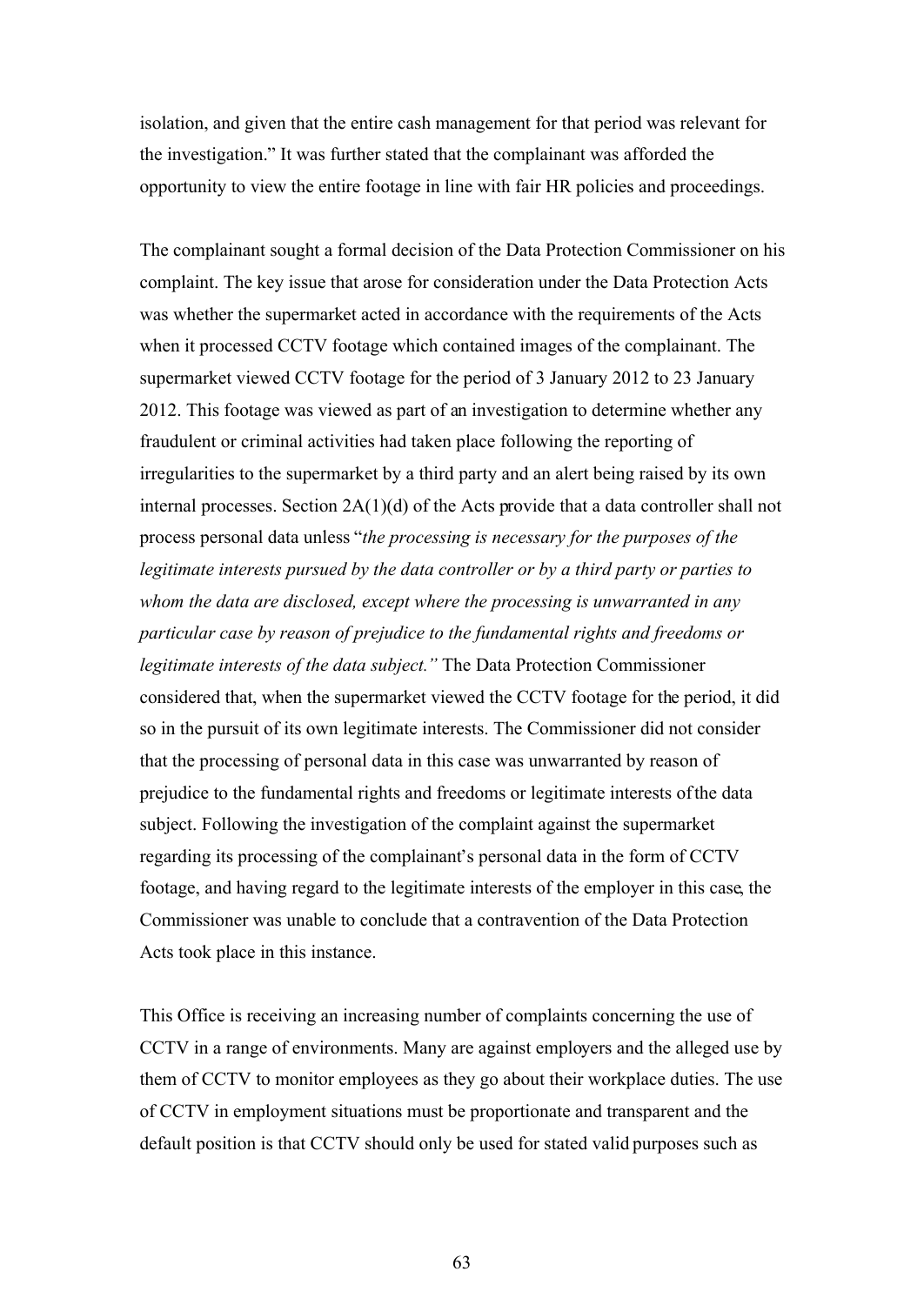isolation, and given that the entire cash management for that period was relevant for the investigation." It was further stated that the complainant was afforded the opportunity to view the entire footage in line with fair HR policies and proceedings.

The complainant sought a formal decision of the Data Protection Commissioner on his complaint. The key issue that arose for consideration under the Data Protection Acts was whether the supermarket acted in accordance with the requirements of the Acts when it processed CCTV footage which contained images of the complainant. The supermarket viewed CCTV footage for the period of 3 January 2012 to 23 January 2012. This footage was viewed as part of an investigation to determine whether any fraudulent or criminal activities had taken place following the reporting of irregularities to the supermarket by a third party and an alert being raised by its own internal processes. Section 2A(1)(d) of the Acts provide that a data controller shall not process personal data unless "*the processing is necessary for the purposes of the legitimate interests pursued by the data controller or by a third party or parties to whom the data are disclosed, except where the processing is unwarranted in any particular case by reason of prejudice to the fundamental rights and freedoms or legitimate interests of the data subject.*" The Data Protection Commissioner considered that, when the supermarket viewed the CCTV footage for the period, it did so in the pursuit of its own legitimate interests. The Commissioner did not consider that the processing of personal data in this case was unwarranted by reason of prejudice to the fundamental rights and freedoms or legitimate interests of the data subject. Following the investigation of the complaint against the supermarket regarding its processing of the complainant's personal data in the form of CCTV footage, and having regard to the legitimate interests of the employer in this case, the Commissioner was unable to conclude that a contravention of the Data Protection Acts took place in this instance.

This Office is receiving an increasing number of complaints concerning the use of CCTV in a range of environments. Many are against employers and the alleged use by them of CCTV to monitor employees as they go about their workplace duties. The use of CCTV in employment situations must be proportionate and transparent and the default position is that CCTV should only be used for stated valid purposes such as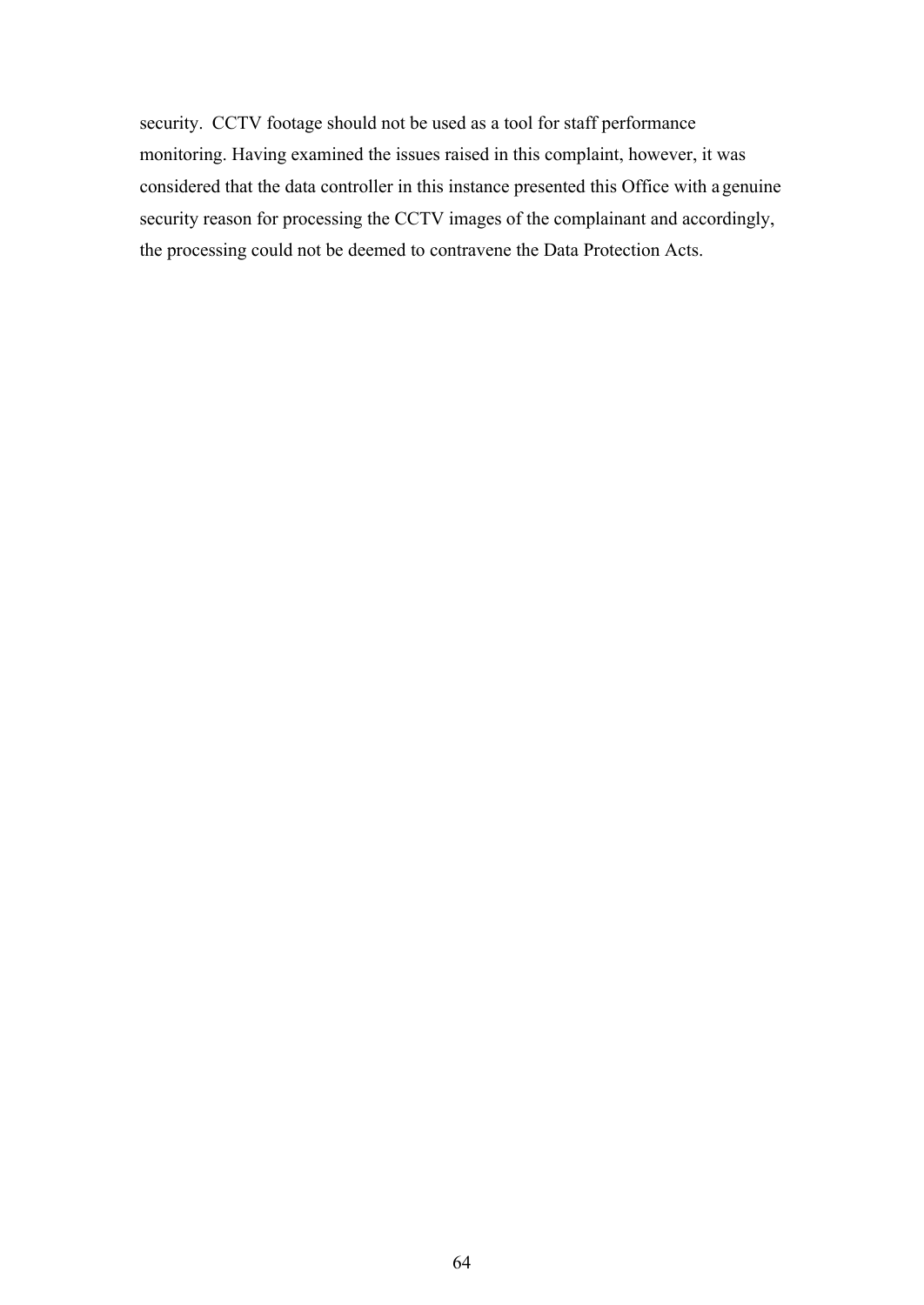security. CCTV footage should not be used as a tool for staff performance monitoring. Having examined the issues raised in this complaint, however, it was considered that the data controller in this instance presented this Office with a genuine security reason for processing the CCTV images of the complainant and accordingly, the processing could not be deemed to contravene the Data Protection Acts.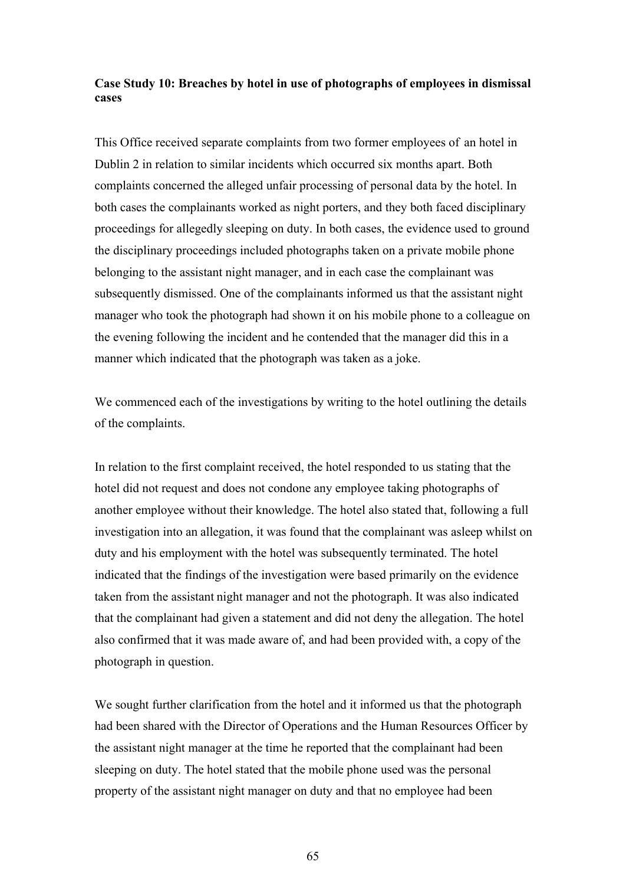**Case Study 10: Breaches by hotel in use of photographs of employees in dismissal cases**

This Office received separate complaints from two former employees of an hotel in Dublin 2 in relation to similar incidents which occurred six months apart. Both complaints concerned the alleged unfair processing of personal data by the hotel. In both cases the complainants worked as night porters, and they both faced disciplinary proceedings for allegedly sleeping on duty. In both cases, the evidence used to ground the disciplinary proceedings included photographs taken on a private mobile phone belonging to the assistant night manager, and in each case the complainant was subsequently dismissed. One of the complainants informed us that the assistant night manager who took the photograph had shown it on his mobile phone to a colleague on the evening following the incident and he contended that the manager did this in a manner which indicated that the photograph was taken as a joke.

We commenced each of the investigations by writing to the hotel outlining the details of the complaints.

In relation to the first complaint received, the hotel responded to us stating that the hotel did not request and does not condone any employee taking photographs of another employee without their knowledge. The hotel also stated that, following a full investigation into an allegation, it was found that the complainant was asleep whilst on duty and his employment with the hotel was subsequently terminated. The hotel indicated that the findings of the investigation were based primarily on the evidence taken from the assistant night manager and not the photograph. It was also indicated that the complainant had given a statement and did not deny the allegation. The hotel also confirmed that it was made aware of, and had been provided with, a copy of the photograph in question.

We sought further clarification from the hotel and it informed us that the photograph had been shared with the Director of Operations and the Human Resources Officer by the assistant night manager at the time he reported that the complainant had been sleeping on duty. The hotel stated that the mobile phone used was the personal property of the assistant night manager on duty and that no employee had been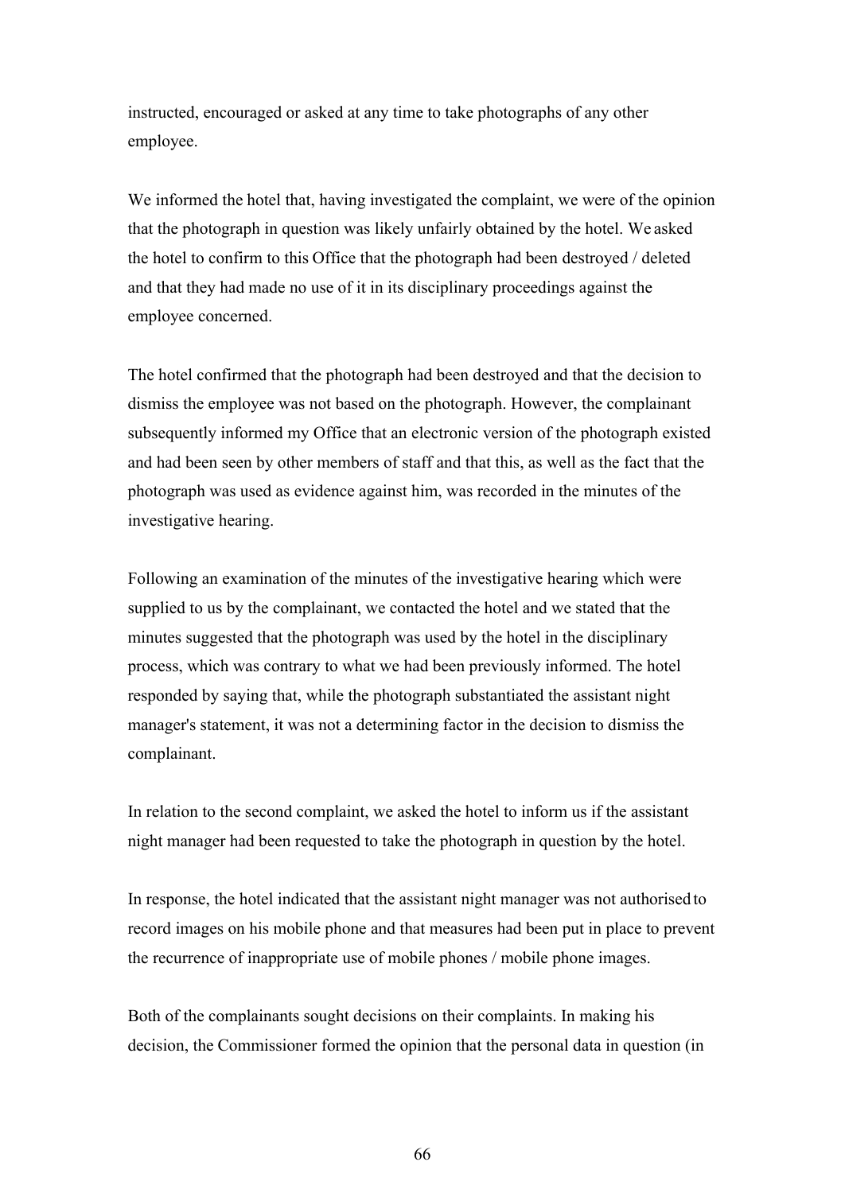instructed, encouraged or asked at any time to take photographs of any other employee.

We informed the hotel that, having investigated the complaint, we were of the opinion that the photograph in question was likely unfairly obtained by the hotel. We asked the hotel to confirm to this Office that the photograph had been destroyed / deleted and that they had made no use of it in its disciplinary proceedings against the employee concerned.

The hotel confirmed that the photograph had been destroyed and that the decision to dismiss the employee was not based on the photograph. However, the complainant subsequently informed my Office that an electronic version of the photograph existed and had been seen by other members of staff and that this, as well as the fact that the photograph was used as evidence against him, was recorded in the minutes of the investigative hearing.

Following an examination of the minutes of the investigative hearing which were supplied to us by the complainant, we contacted the hotel and we stated that the minutes suggested that the photograph was used by the hotel in the disciplinary process, which was contrary to what we had been previously informed. The hotel responded by saying that, while the photograph substantiated the assistant night manager's statement, it was not a determining factor in the decision to dismiss the complainant.

In relation to the second complaint, we asked the hotel to inform us if the assistant night manager had been requested to take the photograph in question by the hotel.

In response, the hotel indicated that the assistant night manager was not authorised to record images on his mobile phone and that measures had been put in place to prevent the recurrence of inappropriate use of mobile phones / mobile phone images.

Both of the complainants sought decisions on their complaints. In making his decision, the Commissioner formed the opinion that the personal data in question (in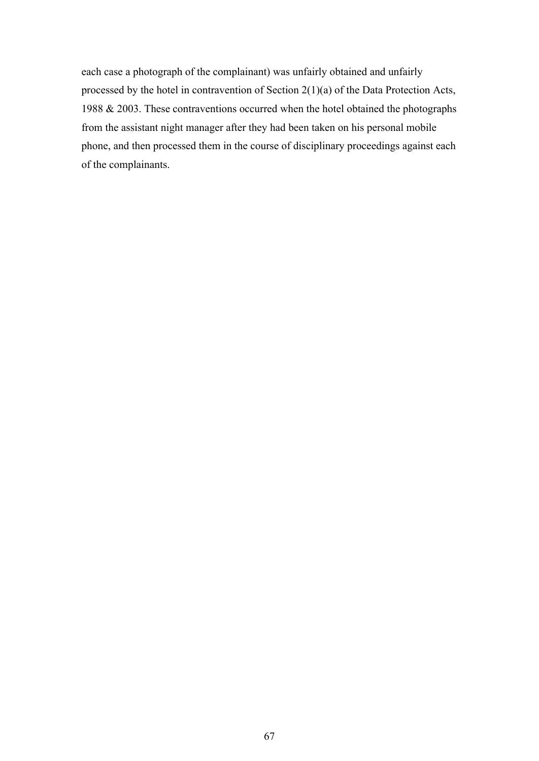each case a photograph of the complainant) was unfairly obtained and unfairly processed by the hotel in contravention of Section 2(1)(a) of the Data Protection Acts, 1988 & 2003. These contraventions occurred when the hotel obtained the photographs from the assistant night manager after they had been taken on his personal mobile phone, and then processed them in the course of disciplinary proceedings against each of the complainants.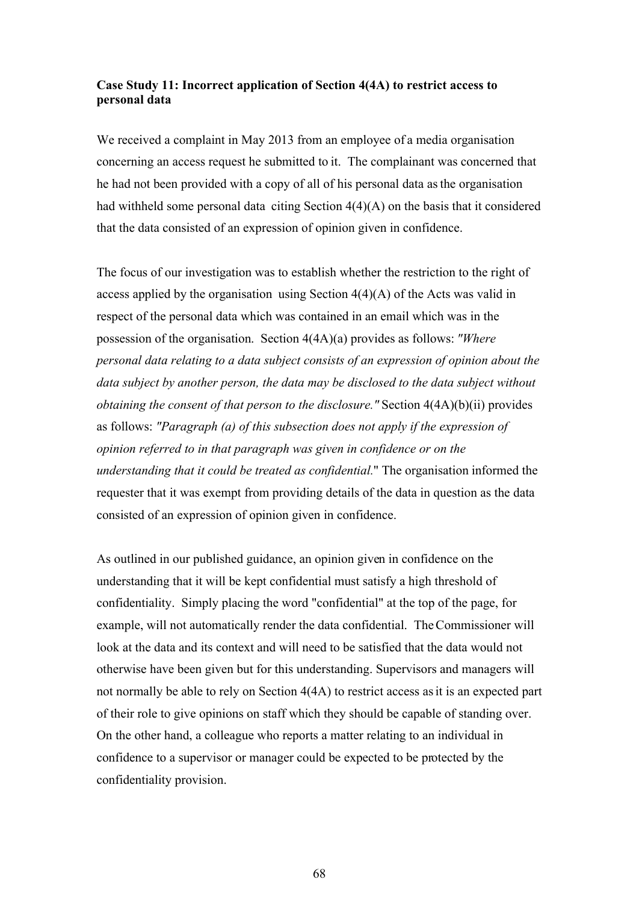**Case Study 11: Incorrect application of Section 4(4A) to restrict access to personal data**

We received a complaint in May 2013 from an employee of a media organisation concerning an access request he submitted to it. The complainant was concerned that he had not been provided with a copy of all of his personal data as the organisation had withheld some personal data citing Section 4(4)(A) on the basis that it considered that the data consisted of an expression of opinion given in confidence.

The focus of our investigation was to establish whether the restriction to the right of access applied by the organisation using Section 4(4)(A) of the Acts was valid in respect of the personal data which was contained in an email which was in the possession of the organisation. Section 4(4A)(a) provides as follows: *"Where personal data relating to a data subject consists of an expression of opinion about the data subject by another person, the data may be disclosed to the data subject without obtaining the consent of that person to the disclosure."* Section 4(4A)(b)(ii) provides as follows: *"Paragraph (a) of this subsection does not apply if the expression of opinion referred to in that paragraph was given in confidence or on the understanding that it could be treated as confidential.*" The organisation informed the requester that it was exempt from providing details of the data in question as the data consisted of an expression of opinion given in confidence.

As outlined in our published guidance, an opinion given in confidence on the understanding that it will be kept confidential must satisfy a high threshold of confidentiality. Simply placing the word "confidential" at the top of the page, for example, will not automatically render the data confidential. The Commissioner will look at the data and its context and will need to be satisfied that the data would not otherwise have been given but for this understanding. Supervisors and managers will not normally be able to rely on Section 4(4A) to restrict access as it is an expected part of their role to give opinions on staff which they should be capable of standing over. On the other hand, a colleague who reports a matter relating to an individual in confidence to a supervisor or manager could be expected to be protected by the confidentiality provision.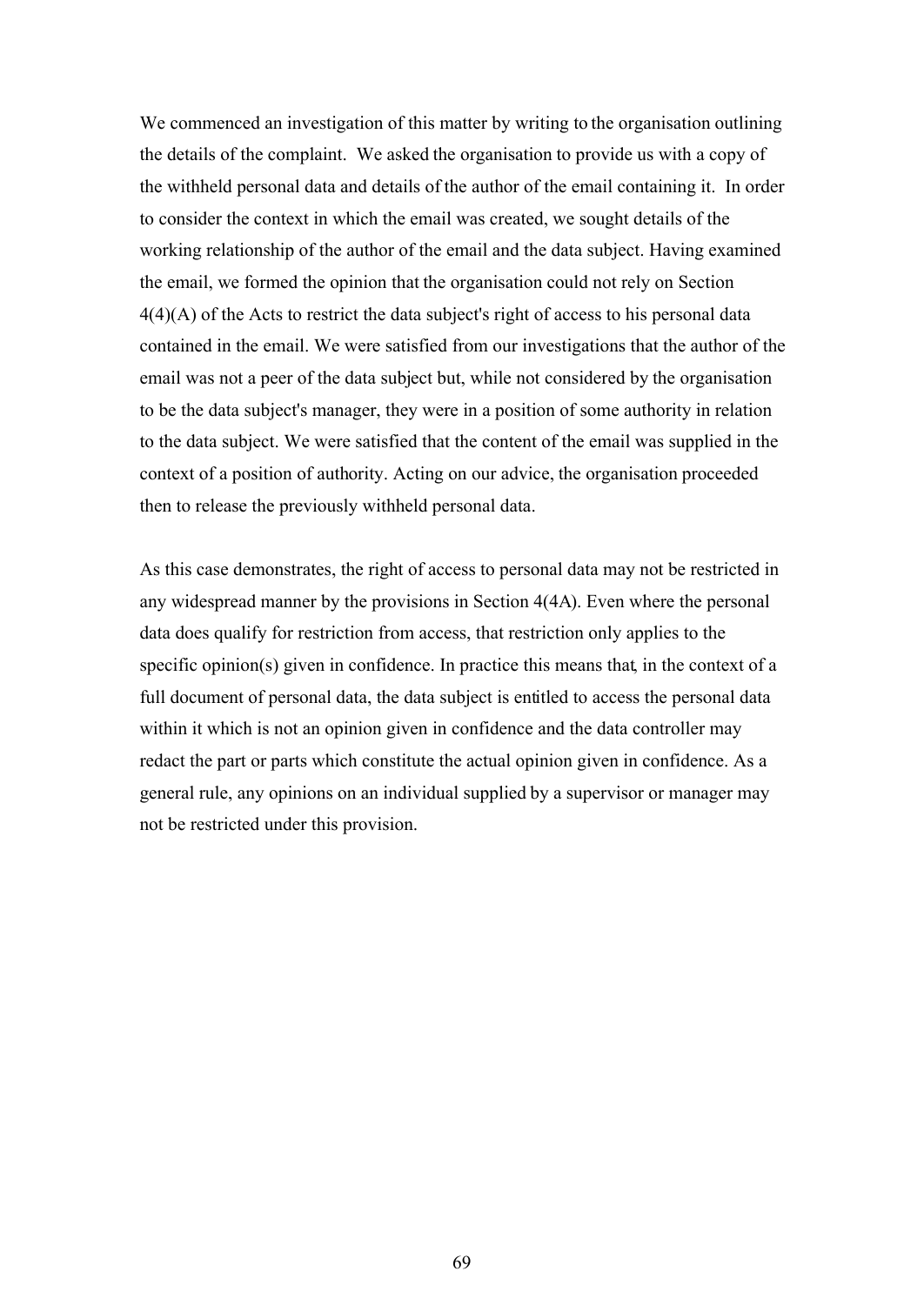We commenced an investigation of this matter by writing to the organisation outlining the details of the complaint. We asked the organisation to provide us with a copy of the withheld personal data and details of the author of the email containing it. In order to consider the context in which the email was created, we sought details of the working relationship of the author of the email and the data subject. Having examined the email, we formed the opinion that the organisation could not rely on Section 4(4)(A) of the Acts to restrict the data subject's right of access to his personal data contained in the email. We were satisfied from our investigations that the author of the email was not a peer of the data subject but, while not considered by the organisation to be the data subject's manager, they were in a position of some authority in relation to the data subject. We were satisfied that the content of the email was supplied in the context of a position of authority. Acting on our advice, the organisation proceeded then to release the previously withheld personal data.

As this case demonstrates, the right of access to personal data may not be restricted in any widespread manner by the provisions in Section 4(4A). Even where the personal data does qualify for restriction from access, that restriction only applies to the specific opinion(s) given in confidence. In practice this means that, in the context of a full document of personal data, the data subject is entitled to access the personal data within it which is not an opinion given in confidence and the data controller may redact the part or parts which constitute the actual opinion given in confidence. As a general rule, any opinions on an individual supplied by a supervisor or manager may not be restricted under this provision.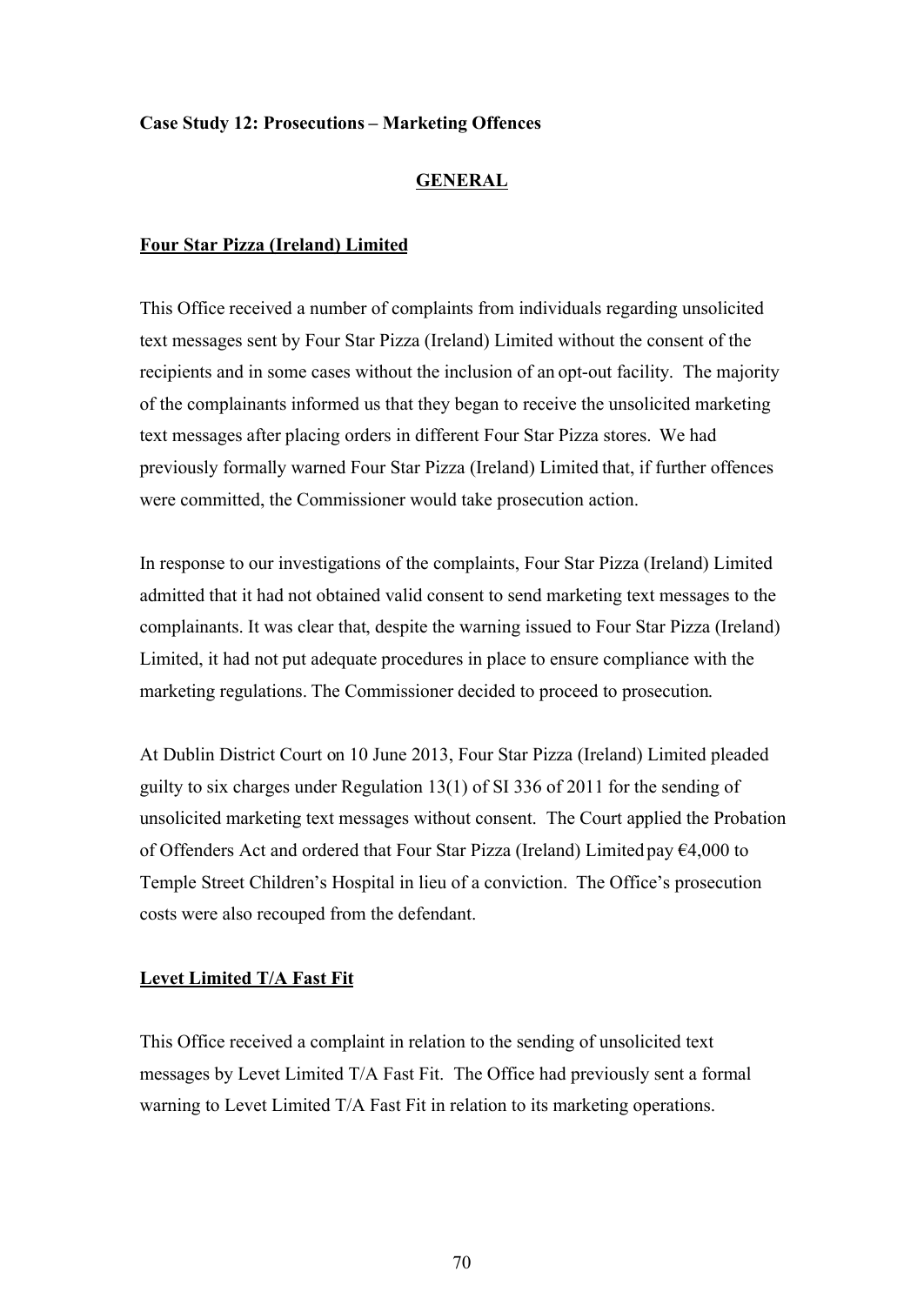**Case Study 12: Prosecutions – Marketing Offences**

**<u>GENERAL</u>**

**<u>Four Star Pizza (Ireland) Limited</u>**

This Office received a number of complaints from individuals regarding unsolicited text messages sent by Four Star Pizza (Ireland) Limited without the consent of the recipients and in some cases without the inclusion of an opt-out facility. The majority of the complainants informed us that they began to receive the unsolicited marketing text messages after placing orders in different Four Star Pizza stores. We had previously formally warned Four Star Pizza (Ireland) Limited that, if further offences were committed, the Commissioner would take prosecution action.

In response to our investigations of the complaints, Four Star Pizza (Ireland) Limited admitted that it had not obtained valid consent to send marketing text messages to the complainants. It was clear that, despite the warning issued to Four Star Pizza (Ireland) Limited, it had not put adequate procedures in place to ensure compliance with the marketing regulations. The Commissioner decided to proceed to prosecution.

At Dublin District Court on 10 June 2013, Four Star Pizza (Ireland) Limited pleaded guilty to six charges under Regulation 13(1) of SI 336 of 2011 for the sending of unsolicited marketing text messages without consent. The Court applied the Probation of Offenders Act and ordered that Four Star Pizza (Ireland) Limited pay €4,000 to Temple Street Children's Hospital in lieu of a conviction. The Office's prosecution costs were also recouped from the defendant.

**<u>Levet Limited T/A Fast Fit</u>**

This Office received a complaint in relation to the sending of unsolicited text messages by Levet Limited T/A Fast Fit. The Office had previously sent a formal warning to Levet Limited T/A Fast Fit in relation to its marketing operations.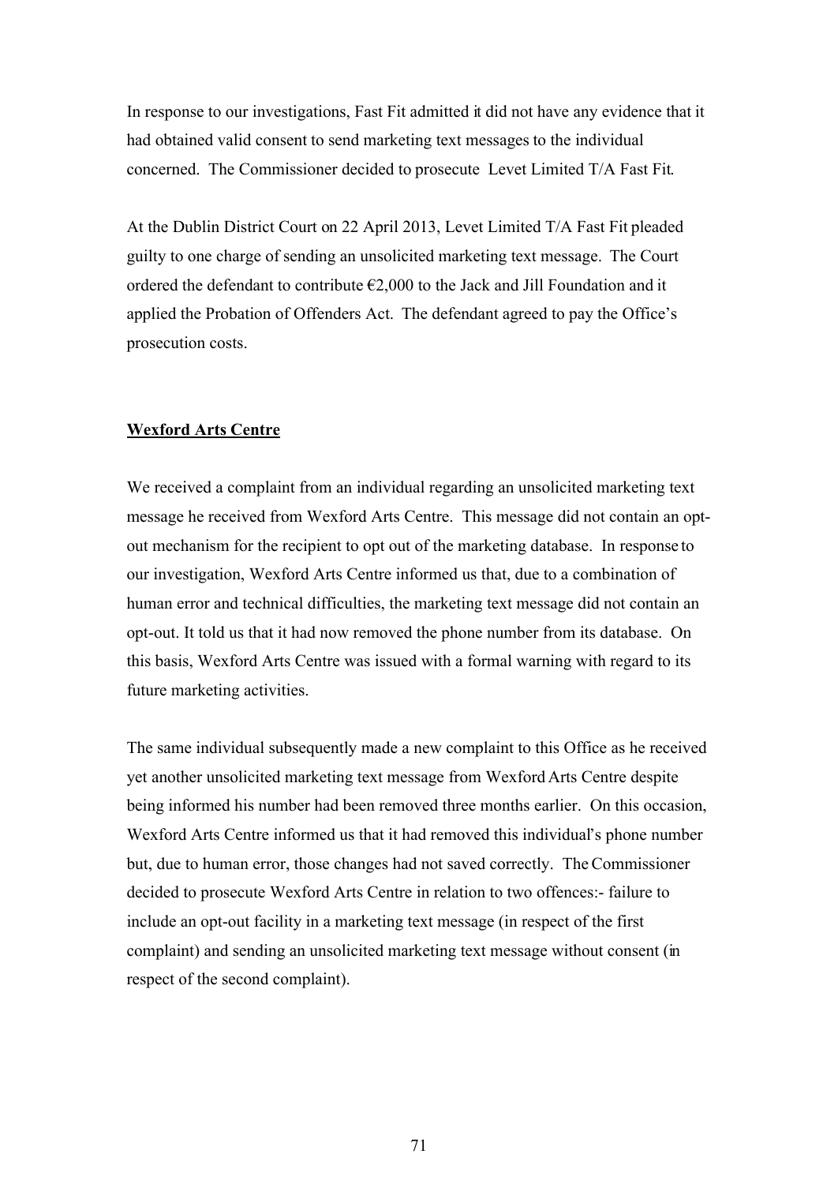In response to our investigations, Fast Fit admitted it did not have any evidence that it had obtained valid consent to send marketing text messages to the individual concerned. The Commissioner decided to prosecute Levet Limited T/A Fast Fit.

At the Dublin District Court on 22 April 2013, Levet Limited T/A Fast Fit pleaded guilty to one charge of sending an unsolicited marketing text message. The Court ordered the defendant to contribute €2,000 to the Jack and Jill Foundation and it applied the Probation of Offenders Act. The defendant agreed to pay the Office's prosecution costs.

**Wexford Arts Centre**

We received a complaint from an individual regarding an unsolicited marketing text message he received from Wexford Arts Centre. This message did not contain an opt-out mechanism for the recipient to opt out of the marketing database. In response to our investigation, Wexford Arts Centre informed us that, due to a combination of human error and technical difficulties, the marketing text message did not contain an opt-out. It told us that it had now removed the phone number from its database. On this basis, Wexford Arts Centre was issued with a formal warning with regard to its future marketing activities.

The same individual subsequently made a new complaint to this Office as he received yet another unsolicited marketing text message from Wexford Arts Centre despite being informed his number had been removed three months earlier. On this occasion, Wexford Arts Centre informed us that it had removed this individual's phone number but, due to human error, those changes had not saved correctly. The Commissioner decided to prosecute Wexford Arts Centre in relation to two offences:- failure to include an opt-out facility in a marketing text message (in respect of the first complaint) and sending an unsolicited marketing text message without consent (in respect of the second complaint).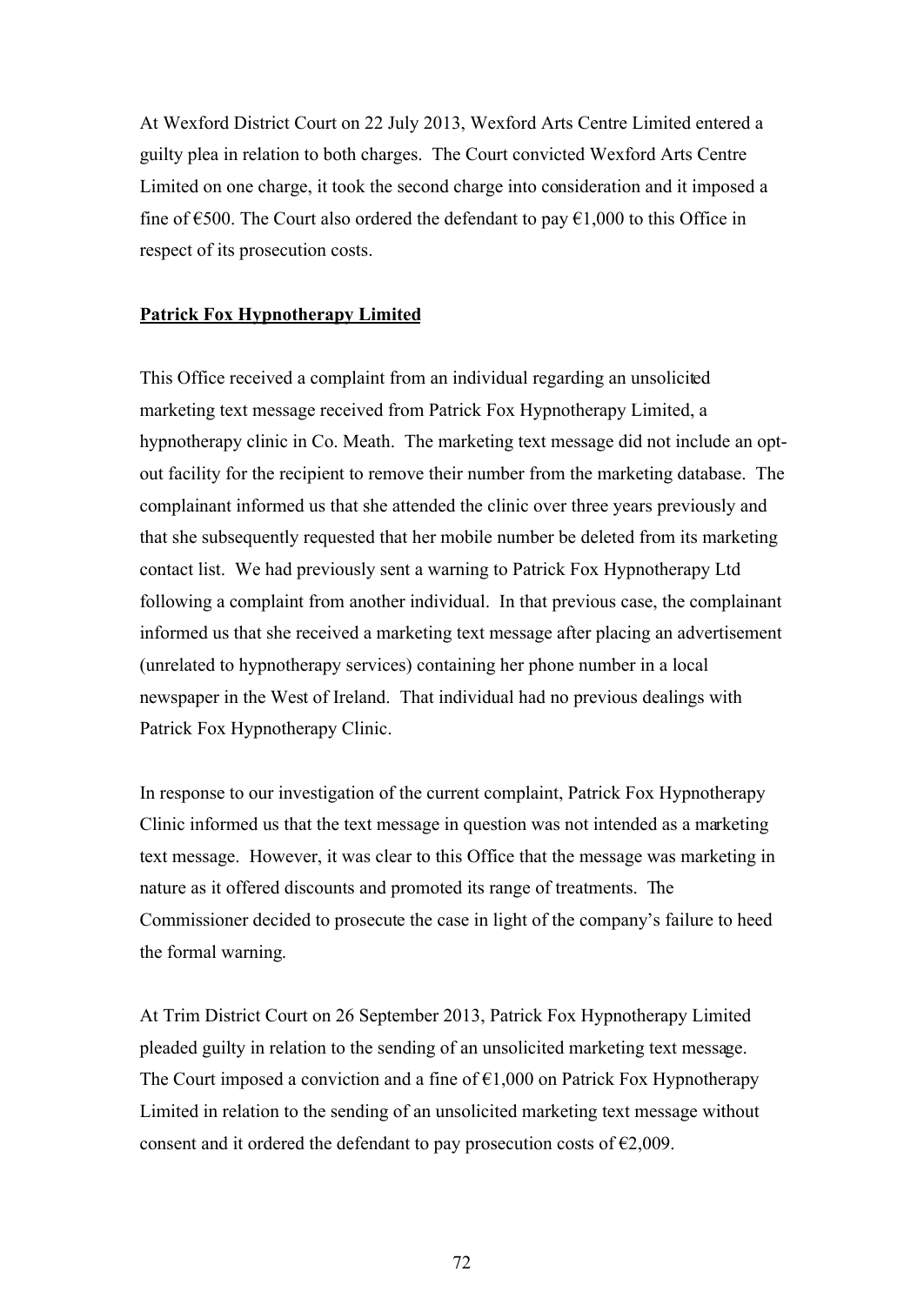At Wexford District Court on 22 July 2013, Wexford Arts Centre Limited entered a guilty plea in relation to both charges. The Court convicted Wexford Arts Centre Limited on one charge, it took the second charge into consideration and it imposed a fine of €500. The Court also ordered the defendant to pay €1,000 to this Office in respect of its prosecution costs.

**Patrick Fox Hypnotherapy Limited**

This Office received a complaint from an individual regarding an unsolicited marketing text message received from Patrick Fox Hypnotherapy Limited, a hypnotherapy clinic in Co. Meath. The marketing text message did not include an opt-out facility for the recipient to remove their number from the marketing database. The complainant informed us that she attended the clinic over three years previously and that she subsequently requested that her mobile number be deleted from its marketing contact list. We had previously sent a warning to Patrick Fox Hypnotherapy Ltd following a complaint from another individual. In that previous case, the complainant informed us that she received a marketing text message after placing an advertisement (unrelated to hypnotherapy services) containing her phone number in a local newspaper in the West of Ireland. That individual had no previous dealings with Patrick Fox Hypnotherapy Clinic.

In response to our investigation of the current complaint, Patrick Fox Hypnotherapy Clinic informed us that the text message in question was not intended as a marketing text message. However, it was clear to this Office that the message was marketing in nature as it offered discounts and promoted its range of treatments. The Commissioner decided to prosecute the case in light of the company's failure to heed the formal warning.

At Trim District Court on 26 September 2013, Patrick Fox Hypnotherapy Limited pleaded guilty in relation to the sending of an unsolicited marketing text message. The Court imposed a conviction and a fine of €1,000 on Patrick Fox Hypnotherapy Limited in relation to the sending of an unsolicited marketing text message without consent and it ordered the defendant to pay prosecution costs of €2,009.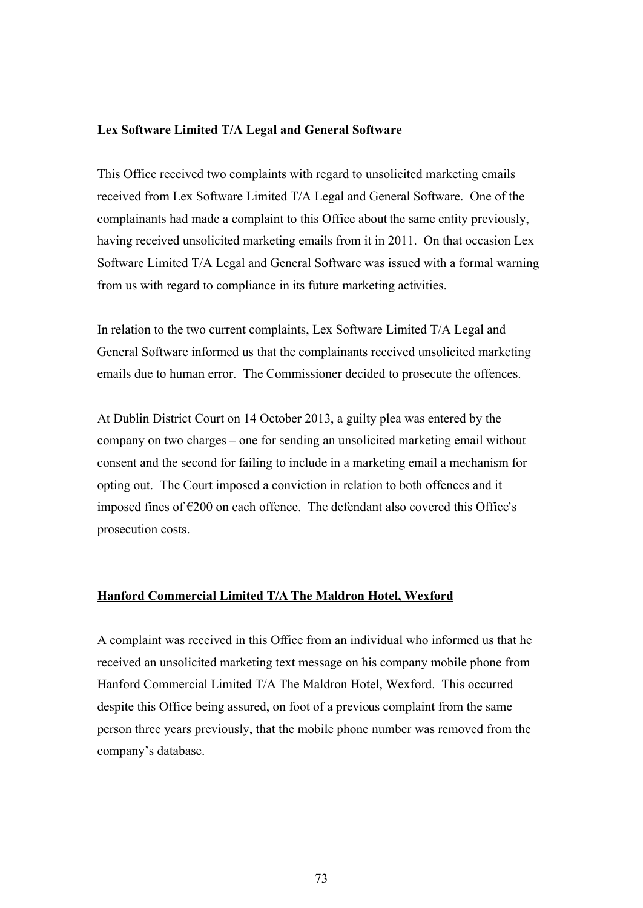## Lex Software Limited T/A Legal and General Software

This Office received two complaints with regard to unsolicited marketing emails received from Lex Software Limited T/A Legal and General Software. One of the complainants had made a complaint to this Office about the same entity previously, having received unsolicited marketing emails from it in 2011. On that occasion Lex Software Limited T/A Legal and General Software was issued with a formal warning from us with regard to compliance in its future marketing activities.

In relation to the two current complaints, Lex Software Limited T/A Legal and General Software informed us that the complainants received unsolicited marketing emails due to human error. The Commissioner decided to prosecute the offences.

At Dublin District Court on 14 October 2013, a guilty plea was entered by the company on two charges – one for sending an unsolicited marketing email without consent and the second for failing to include in a marketing email a mechanism for opting out. The Court imposed a conviction in relation to both offences and it imposed fines of €200 on each offence. The defendant also covered this Office's prosecution costs.

## Hanford Commercial Limited T/A The Maldron Hotel, Wexford

A complaint was received in this Office from an individual who informed us that he received an unsolicited marketing text message on his company mobile phone from Hanford Commercial Limited T/A The Maldron Hotel, Wexford. This occurred despite this Office being assured, on foot of a previous complaint from the same person three years previously, that the mobile phone number was removed from the company's database.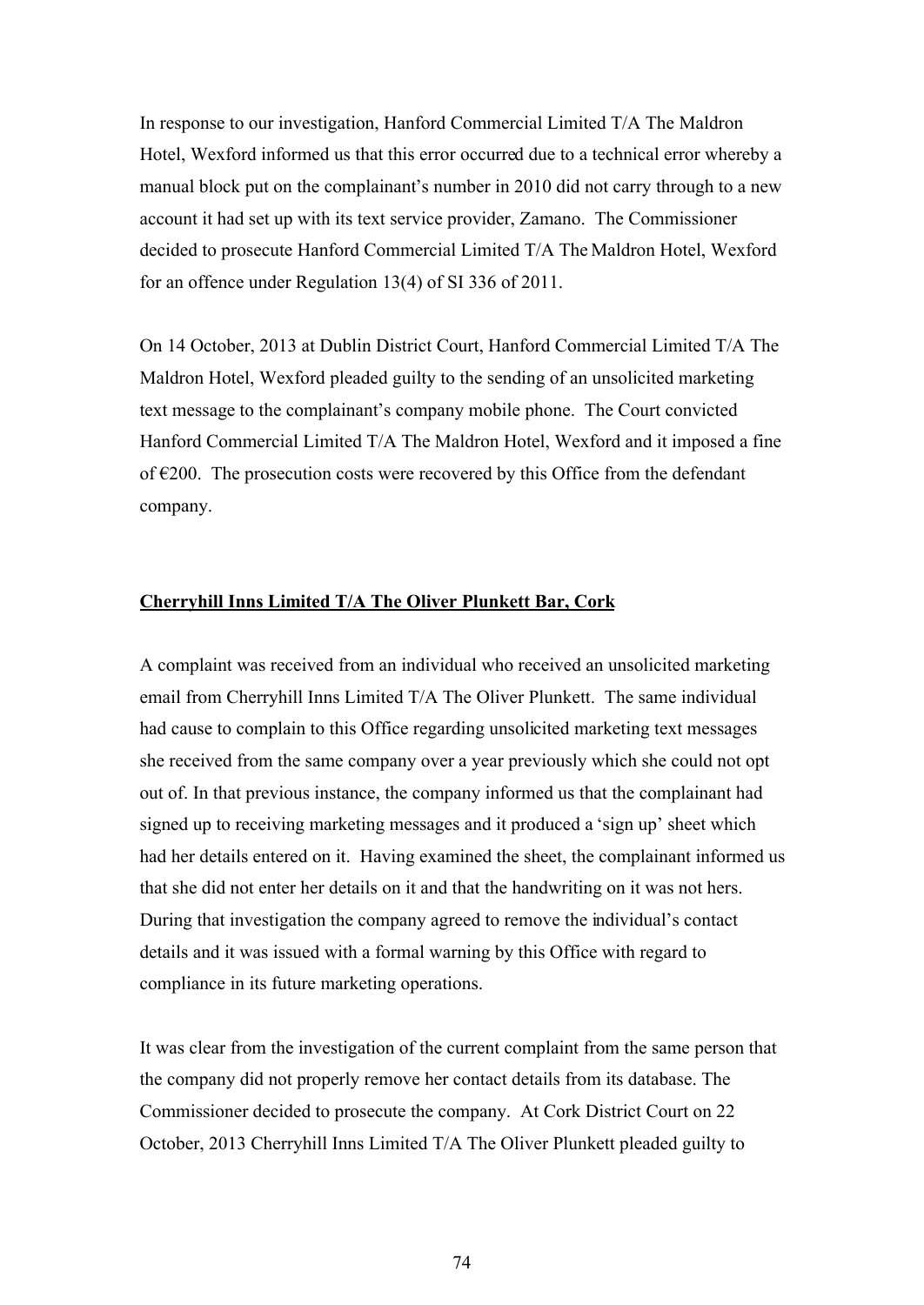In response to our investigation, Hanford Commercial Limited T/A The Maldron Hotel, Wexford informed us that this error occurred due to a technical error whereby a manual block put on the complainant's number in 2010 did not carry through to a new account it had set up with its text service provider, Zamano. The Commissioner decided to prosecute Hanford Commercial Limited T/A The Maldron Hotel, Wexford for an offence under Regulation 13(4) of SI 336 of 2011.

On 14 October, 2013 at Dublin District Court, Hanford Commercial Limited T/A The Maldron Hotel, Wexford pleaded guilty to the sending of an unsolicited marketing text message to the complainant's company mobile phone. The Court convicted Hanford Commercial Limited T/A The Maldron Hotel, Wexford and it imposed a fine of €200. The prosecution costs were recovered by this Office from the defendant company.

**Cherryhill Inns Limited T/A The Oliver Plunkett Bar, Cork**

A complaint was received from an individual who received an unsolicited marketing email from Cherryhill Inns Limited T/A The Oliver Plunkett. The same individual had cause to complain to this Office regarding unsolicited marketing text messages she received from the same company over a year previously which she could not opt out of. In that previous instance, the company informed us that the complainant had signed up to receiving marketing messages and it produced a 'sign up' sheet which had her details entered on it. Having examined the sheet, the complainant informed us that she did not enter her details on it and that the handwriting on it was not hers. During that investigation the company agreed to remove the individual's contact details and it was issued with a formal warning by this Office with regard to compliance in its future marketing operations.

It was clear from the investigation of the current complaint from the same person that the company did not properly remove her contact details from its database. The Commissioner decided to prosecute the company. At Cork District Court on 22 October, 2013 Cherryhill Inns Limited T/A The Oliver Plunkett pleaded guilty to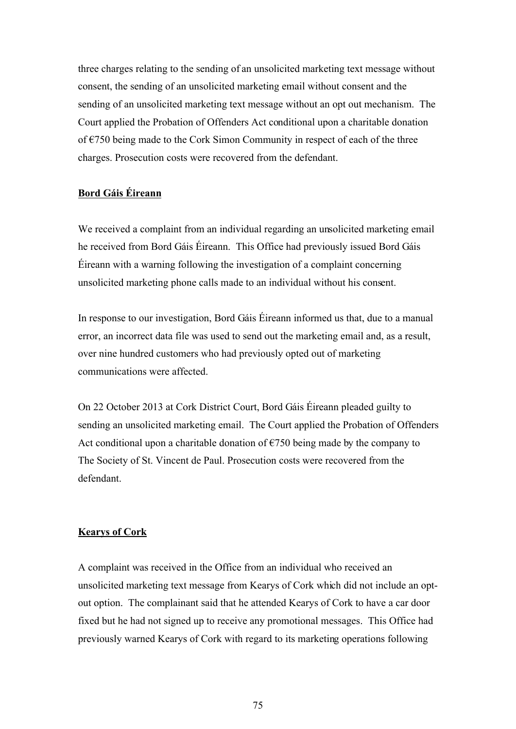three charges relating to the sending of an unsolicited marketing text message without consent, the sending of an unsolicited marketing email without consent and the sending of an unsolicited marketing text message without an opt out mechanism. The Court applied the Probation of Offenders Act conditional upon a charitable donation of €750 being made to the Cork Simon Community in respect of each of the three charges. Prosecution costs were recovered from the defendant.

**Bord Gáis Éireann**

We received a complaint from an individual regarding an unsolicited marketing email he received from Bord Gáis Éireann. This Office had previously issued Bord Gáis Éireann with a warning following the investigation of a complaint concerning unsolicited marketing phone calls made to an individual without his consent.

In response to our investigation, Bord Gáis Éireann informed us that, due to a manual error, an incorrect data file was used to send out the marketing email and, as a result, over nine hundred customers who had previously opted out of marketing communications were affected.

On 22 October 2013 at Cork District Court, Bord Gáis Éireann pleaded guilty to sending an unsolicited marketing email. The Court applied the Probation of Offenders Act conditional upon a charitable donation of €750 being made by the company to The Society of St. Vincent de Paul. Prosecution costs were recovered from the defendant.

**Kearys of Cork**

A complaint was received in the Office from an individual who received an unsolicited marketing text message from Kearys of Cork which did not include an opt-out option. The complainant said that he attended Kearys of Cork to have a car door fixed but he had not signed up to receive any promotional messages. This Office had previously warned Kearys of Cork with regard to its marketing operations following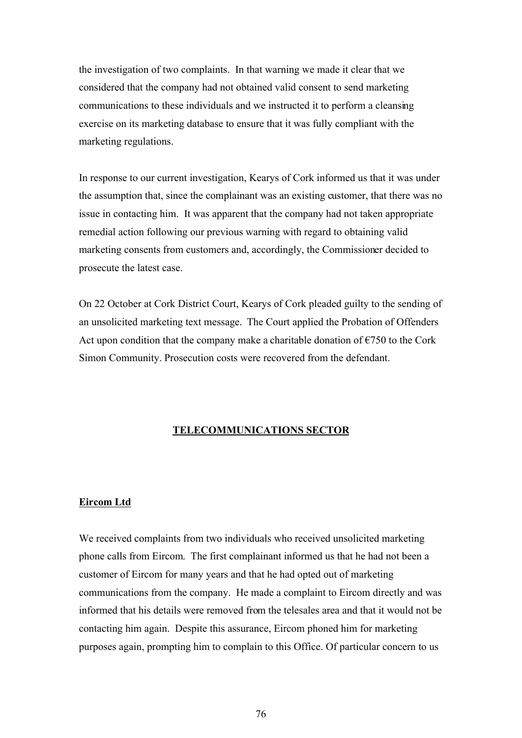the investigation of two complaints. In that warning we made it clear that we considered that the company had not obtained valid consent to send marketing communications to these individuals and we instructed it to perform a cleansing exercise on its marketing database to ensure that it was fully compliant with the marketing regulations.

In response to our current investigation, Kearys of Cork informed us that it was under the assumption that, since the complainant was an existing customer, that there was no issue in contacting him. It was apparent that the company had not taken appropriate remedial action following our previous warning with regard to obtaining valid marketing consents from customers and, accordingly, the Commissioner decided to prosecute the latest case.

On 22 October at Cork District Court, Kearys of Cork pleaded guilty to the sending of an unsolicited marketing text message. The Court applied the Probation of Offenders Act upon condition that the company make a charitable donation of €750 to the Cork Simon Community. Prosecution costs were recovered from the defendant.

## TELECOMMUNICATIONS SECTOR

### Eircom Ltd

We received complaints from two individuals who received unsolicited marketing phone calls from Eircom. The first complainant informed us that he had not been a customer of Eircom for many years and that he had opted out of marketing communications from the company. He made a complaint to Eircom directly and was informed that his details were removed from the telesales area and that it would not be contacting him again. Despite this assurance, Eircom phoned him for marketing purposes again, prompting him to complain to this Office. Of particular concern to us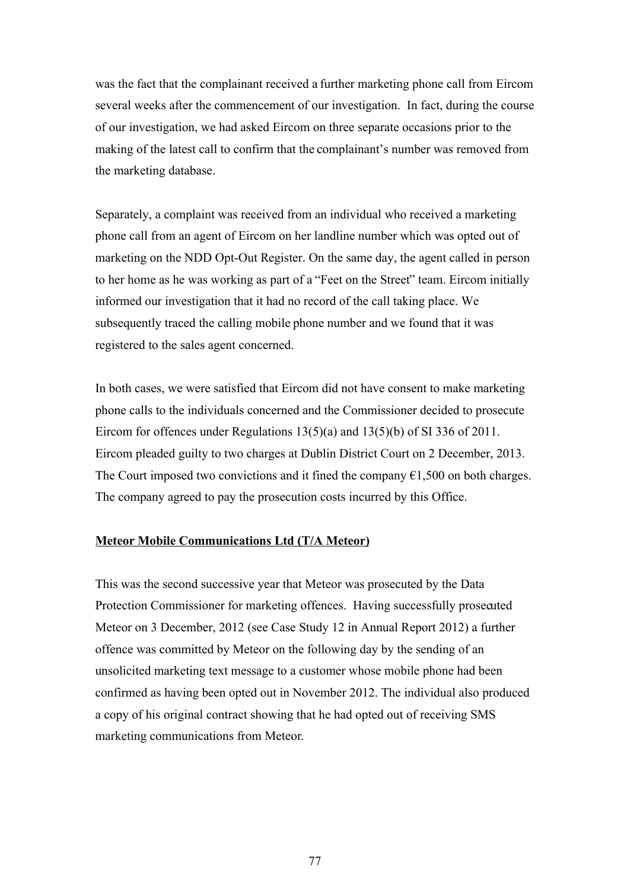was the fact that the complainant received a further marketing phone call from Eircom several weeks after the commencement of our investigation. In fact, during the course of our investigation, we had asked Eircom on three separate occasions prior to the making of the latest call to confirm that the complainant's number was removed from the marketing database.

Separately, a complaint was received from an individual who received a marketing phone call from an agent of Eircom on her landline number which was opted out of marketing on the NDD Opt-Out Register. On the same day, the agent called in person to her home as he was working as part of a "Feet on the Street" team. Eircom initially informed our investigation that it had no record of the call taking place. We subsequently traced the calling mobile phone number and we found that it was registered to the sales agent concerned.

In both cases, we were satisfied that Eircom did not have consent to make marketing phone calls to the individuals concerned and the Commissioner decided to prosecute Eircom for offences under Regulations 13(5)(a) and 13(5)(b) of SI 336 of 2011. Eircom pleaded guilty to two charges at Dublin District Court on 2 December, 2013. The Court imposed two convictions and it fined the company €1,500 on both charges. The company agreed to pay the prosecution costs incurred by this Office.

**Meteor Mobile Communications Ltd (T/A Meteor)**

This was the second successive year that Meteor was prosecuted by the Data Protection Commissioner for marketing offences. Having successfully prosecuted Meteor on 3 December, 2012 (see Case Study 12 in Annual Report 2012) a further offence was committed by Meteor on the following day by the sending of an unsolicited marketing text message to a customer whose mobile phone had been confirmed as having been opted out in November 2012. The individual also produced a copy of his original contract showing that he had opted out of receiving SMS marketing communications from Meteor.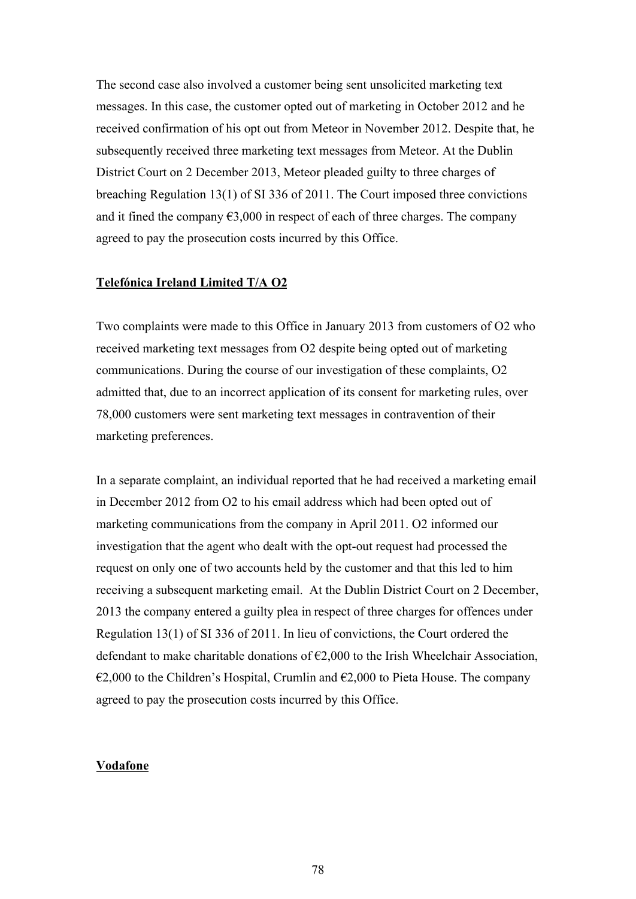The second case also involved a customer being sent unsolicited marketing text messages. In this case, the customer opted out of marketing in October 2012 and he received confirmation of his opt out from Meteor in November 2012. Despite that, he subsequently received three marketing text messages from Meteor. At the Dublin District Court on 2 December 2013, Meteor pleaded guilty to three charges of breaching Regulation 13(1) of SI 336 of 2011. The Court imposed three convictions and it fined the company €3,000 in respect of each of three charges. The company agreed to pay the prosecution costs incurred by this Office.

**Telefónica Ireland Limited T/A O2**

Two complaints were made to this Office in January 2013 from customers of O2 who received marketing text messages from O2 despite being opted out of marketing communications. During the course of our investigation of these complaints, O2 admitted that, due to an incorrect application of its consent for marketing rules, over 78,000 customers were sent marketing text messages in contravention of their marketing preferences.

In a separate complaint, an individual reported that he had received a marketing email in December 2012 from O2 to his email address which had been opted out of marketing communications from the company in April 2011. O2 informed our investigation that the agent who dealt with the opt-out request had processed the request on only one of two accounts held by the customer and that this led to him receiving a subsequent marketing email. At the Dublin District Court on 2 December, 2013 the company entered a guilty plea in respect of three charges for offences under Regulation 13(1) of SI 336 of 2011. In lieu of convictions, the Court ordered the defendant to make charitable donations of €2,000 to the Irish Wheelchair Association, €2,000 to the Children's Hospital, Crumlin and €2,000 to Pieta House. The company agreed to pay the prosecution costs incurred by this Office.

**Vodafone**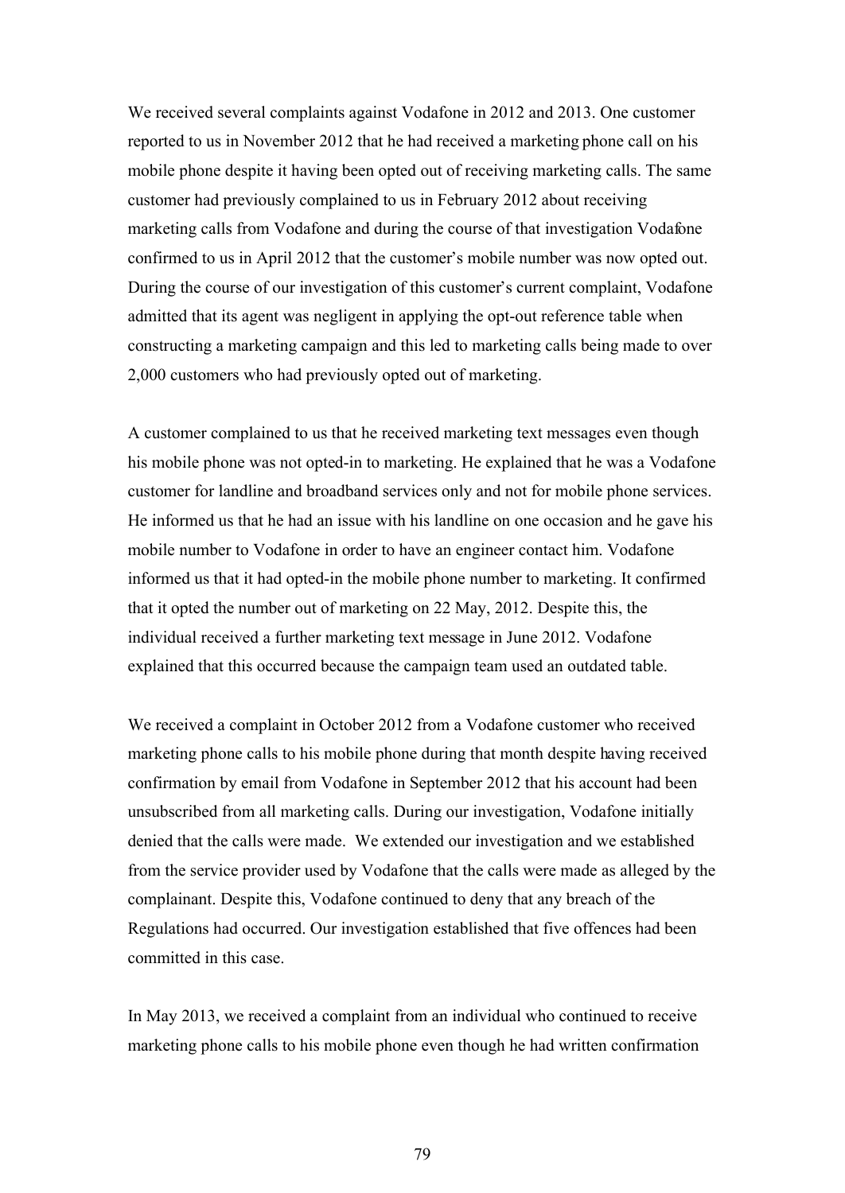We received several complaints against Vodafone in 2012 and 2013. One customer reported to us in November 2012 that he had received a marketing phone call on his mobile phone despite it having been opted out of receiving marketing calls. The same customer had previously complained to us in February 2012 about receiving marketing calls from Vodafone and during the course of that investigation Vodafone confirmed to us in April 2012 that the customer's mobile number was now opted out. During the course of our investigation of this customer's current complaint, Vodafone admitted that its agent was negligent in applying the opt-out reference table when constructing a marketing campaign and this led to marketing calls being made to over 2,000 customers who had previously opted out of marketing.

A customer complained to us that he received marketing text messages even though his mobile phone was not opted-in to marketing. He explained that he was a Vodafone customer for landline and broadband services only and not for mobile phone services. He informed us that he had an issue with his landline on one occasion and he gave his mobile number to Vodafone in order to have an engineer contact him. Vodafone informed us that it had opted-in the mobile phone number to marketing. It confirmed that it opted the number out of marketing on 22 May, 2012. Despite this, the individual received a further marketing text message in June 2012. Vodafone explained that this occurred because the campaign team used an outdated table.

We received a complaint in October 2012 from a Vodafone customer who received marketing phone calls to his mobile phone during that month despite having received confirmation by email from Vodafone in September 2012 that his account had been unsubscribed from all marketing calls. During our investigation, Vodafone initially denied that the calls were made. We extended our investigation and we established from the service provider used by Vodafone that the calls were made as alleged by the complainant. Despite this, Vodafone continued to deny that any breach of the Regulations had occurred. Our investigation established that five offences had been committed in this case.

In May 2013, we received a complaint from an individual who continued to receive marketing phone calls to his mobile phone even though he had written confirmation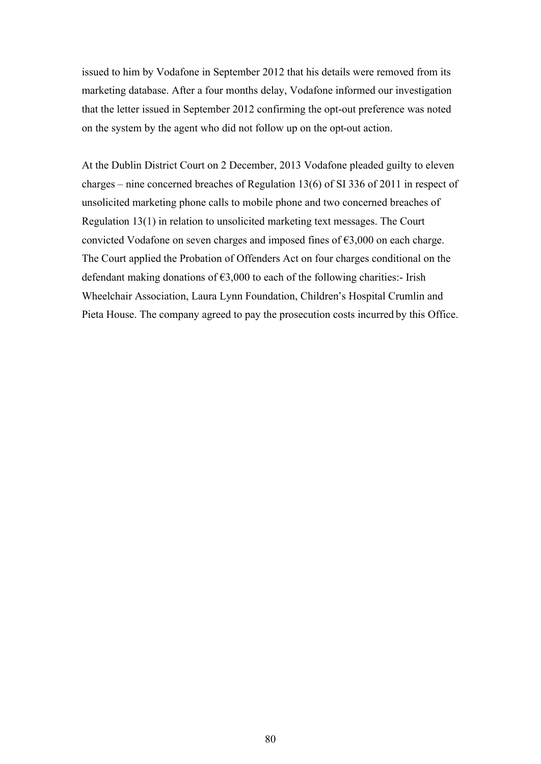issued to him by Vodafone in September 2012 that his details were removed from its marketing database. After a four months delay, Vodafone informed our investigation that the letter issued in September 2012 confirming the opt-out preference was noted on the system by the agent who did not follow up on the opt-out action.

At the Dublin District Court on 2 December, 2013 Vodafone pleaded guilty to eleven charges – nine concerned breaches of Regulation 13(6) of SI 336 of 2011 in respect of unsolicited marketing phone calls to mobile phone and two concerned breaches of Regulation 13(1) in relation to unsolicited marketing text messages. The Court convicted Vodafone on seven charges and imposed fines of €3,000 on each charge. The Court applied the Probation of Offenders Act on four charges conditional on the defendant making donations of €3,000 to each of the following charities:- Irish Wheelchair Association, Laura Lynn Foundation, Children's Hospital Crumlin and Pieta House. The company agreed to pay the prosecution costs incurred by this Office.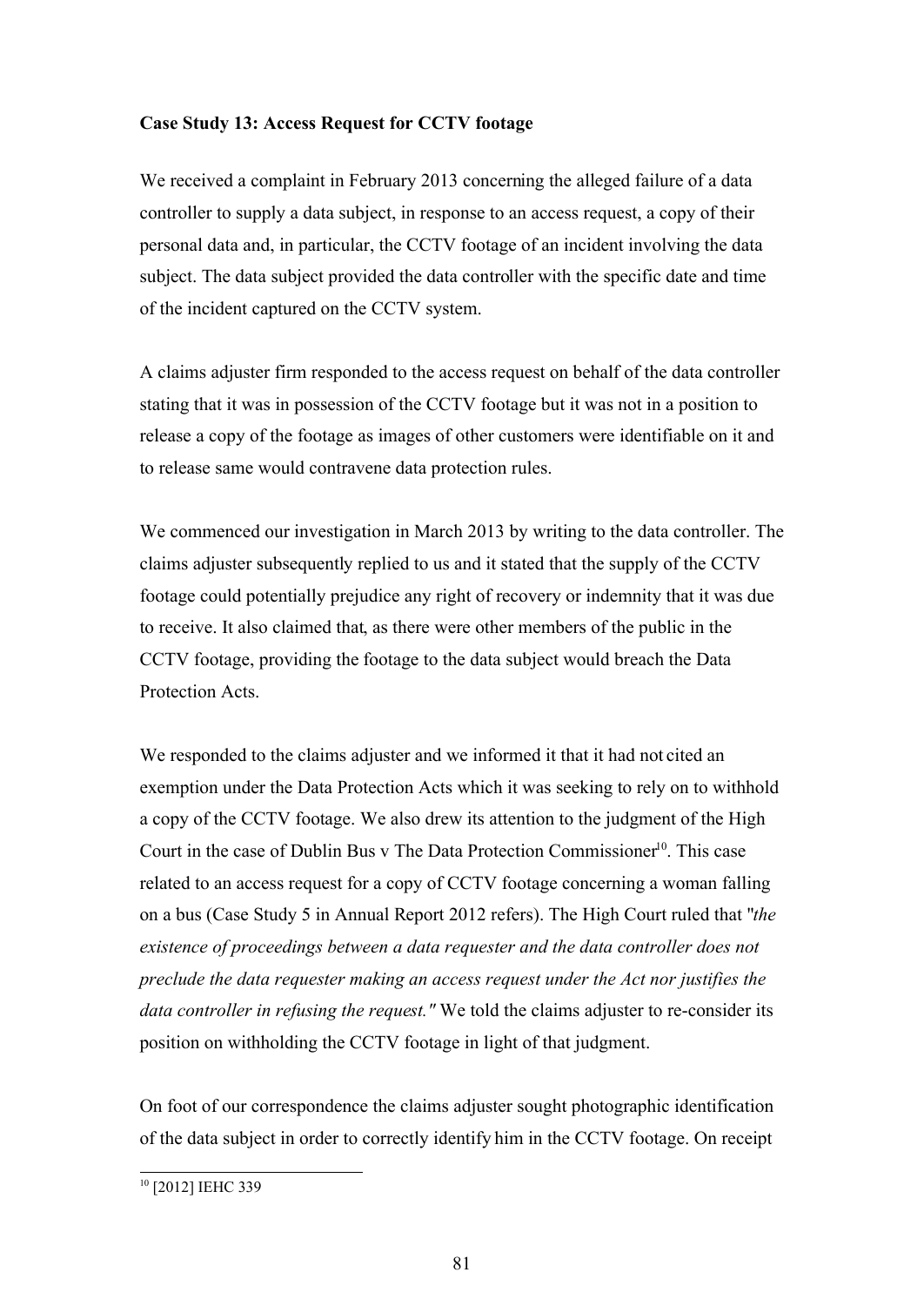**Case Study 13: Access Request for CCTV footage**

We received a complaint in February 2013 concerning the alleged failure of a data controller to supply a data subject, in response to an access request, a copy of their personal data and, in particular, the CCTV footage of an incident involving the data subject. The data subject provided the data controller with the specific date and time of the incident captured on the CCTV system.

A claims adjuster firm responded to the access request on behalf of the data controller stating that it was in possession of the CCTV footage but it was not in a position to release a copy of the footage as images of other customers were identifiable on it and to release same would contravene data protection rules.

We commenced our investigation in March 2013 by writing to the data controller. The claims adjuster subsequently replied to us and it stated that the supply of the CCTV footage could potentially prejudice any right of recovery or indemnity that it was due to receive. It also claimed that, as there were other members of the public in the CCTV footage, providing the footage to the data subject would breach the Data Protection Acts.

We responded to the claims adjuster and we informed it that it had not cited an exemption under the Data Protection Acts which it was seeking to rely on to withhold a copy of the CCTV footage. We also drew its attention to the judgment of the High Court in the case of Dublin Bus v The Data Protection Commissioner[10]. This case related to an access request for a copy of CCTV footage concerning a woman falling on a bus (Case Study 5 in Annual Report 2012 refers). The High Court ruled that "*the existence of proceedings between a data requester and the data controller does not preclude the data requester making an access request under the Act nor justifies the data controller in refusing the request."* We told the claims adjuster to re-consider its position on withholding the CCTV footage in light of that judgment.

On foot of our correspondence the claims adjuster sought photographic identification of the data subject in order to correctly identify him in the CCTV footage. On receipt

[10] [2012] IEHC 339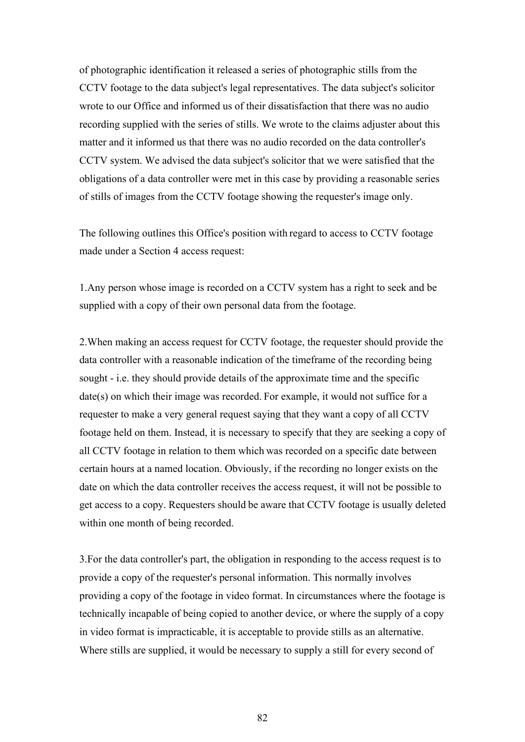of photographic identification it released a series of photographic stills from the CCTV footage to the data subject's legal representatives. The data subject's solicitor wrote to our Office and informed us of their dissatisfaction that there was no audio recording supplied with the series of stills. We wrote to the claims adjuster about this matter and it informed us that there was no audio recorded on the data controller's CCTV system. We advised the data subject's solicitor that we were satisfied that the obligations of a data controller were met in this case by providing a reasonable series of stills of images from the CCTV footage showing the requester's image only.

The following outlines this Office's position with regard to access to CCTV footage made under a Section 4 access request:

1.Any person whose image is recorded on a CCTV system has a right to seek and be supplied with a copy of their own personal data from the footage.

2.When making an access request for CCTV footage, the requester should provide the data controller with a reasonable indication of the timeframe of the recording being sought - i.e. they should provide details of the approximate time and the specific date(s) on which their image was recorded. For example, it would not suffice for a requester to make a very general request saying that they want a copy of all CCTV footage held on them. Instead, it is necessary to specify that they are seeking a copy of all CCTV footage in relation to them which was recorded on a specific date between certain hours at a named location. Obviously, if the recording no longer exists on the date on which the data controller receives the access request, it will not be possible to get access to a copy. Requesters should be aware that CCTV footage is usually deleted within one month of being recorded.

3.For the data controller's part, the obligation in responding to the access request is to provide a copy of the requester's personal information. This normally involves providing a copy of the footage in video format. In circumstances where the footage is technically incapable of being copied to another device, or where the supply of a copy in video format is impracticable, it is acceptable to provide stills as an alternative. Where stills are supplied, it would be necessary to supply a still for every second of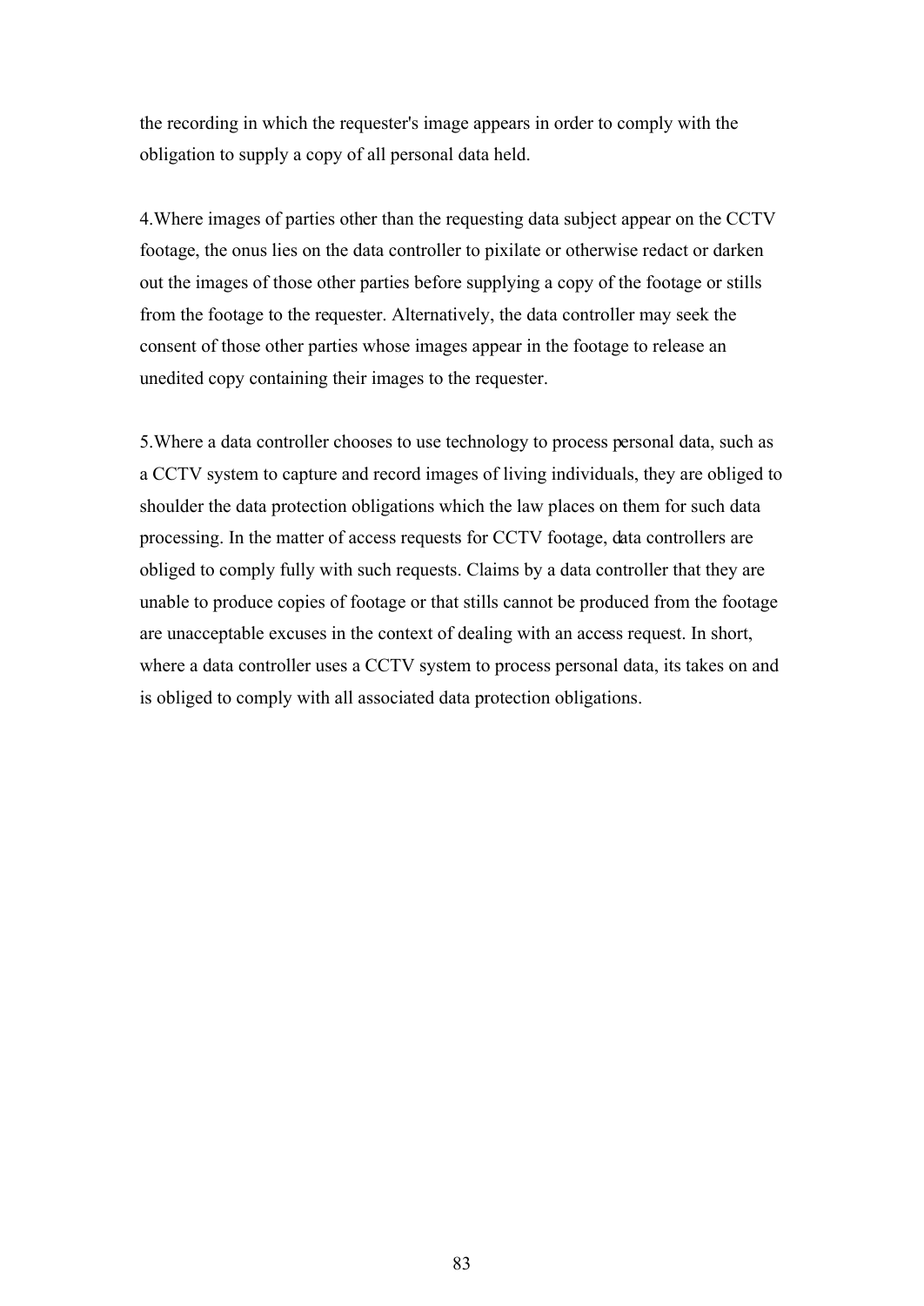the recording in which the requester's image appears in order to comply with the obligation to supply a copy of all personal data held.

4.Where images of parties other than the requesting data subject appear on the CCTV footage, the onus lies on the data controller to pixilate or otherwise redact or darken out the images of those other parties before supplying a copy of the footage or stills from the footage to the requester. Alternatively, the data controller may seek the consent of those other parties whose images appear in the footage to release an unedited copy containing their images to the requester.

5.Where a data controller chooses to use technology to process personal data, such as a CCTV system to capture and record images of living individuals, they are obliged to shoulder the data protection obligations which the law places on them for such data processing. In the matter of access requests for CCTV footage, data controllers are obliged to comply fully with such requests. Claims by a data controller that they are unable to produce copies of footage or that stills cannot be produced from the footage are unacceptable excuses in the context of dealing with an access request. In short, where a data controller uses a CCTV system to process personal data, its takes on and is obliged to comply with all associated data protection obligations.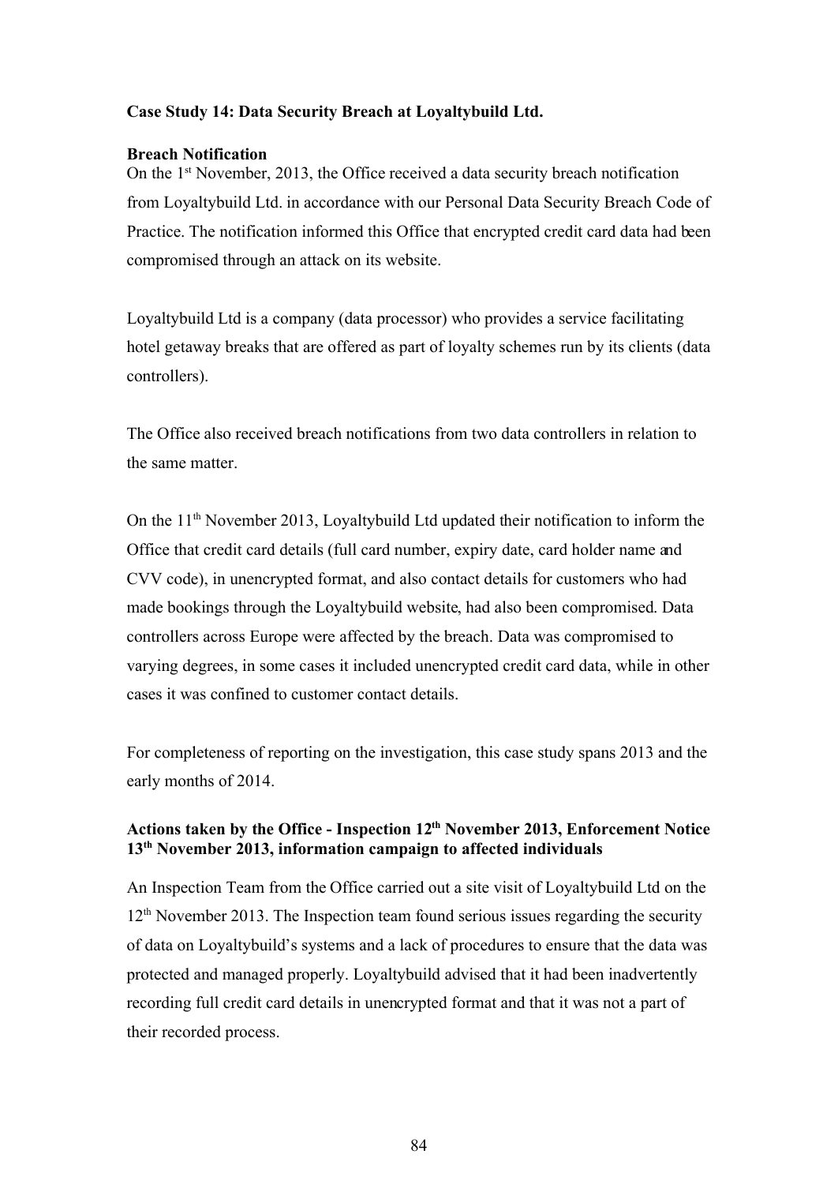**Case Study 14: Data Security Breach at Loyaltybuild Ltd.**

**Breach Notification**

On the 1st November, 2013, the Office received a data security breach notification from Loyaltybuild Ltd. in accordance with our Personal Data Security Breach Code of Practice. The notification informed this Office that encrypted credit card data had been compromised through an attack on its website.

Loyaltybuild Ltd is a company (data processor) who provides a service facilitating hotel getaway breaks that are offered as part of loyalty schemes run by its clients (data controllers).

The Office also received breach notifications from two data controllers in relation to the same matter.

On the 11th November 2013, Loyaltybuild Ltd updated their notification to inform the Office that credit card details (full card number, expiry date, card holder name and CVV code), in unencrypted format, and also contact details for customers who had made bookings through the Loyaltybuild website, had also been compromised. Data controllers across Europe were affected by the breach. Data was compromised to varying degrees, in some cases it included unencrypted credit card data, while in other cases it was confined to customer contact details.

For completeness of reporting on the investigation, this case study spans 2013 and the early months of 2014.

**Actions taken by the Office - Inspection 12th November 2013, Enforcement Notice 13th November 2013, information campaign to affected individuals**

An Inspection Team from the Office carried out a site visit of Loyaltybuild Ltd on the 12th November 2013. The Inspection team found serious issues regarding the security of data on Loyaltybuild's systems and a lack of procedures to ensure that the data was protected and managed properly. Loyaltybuild advised that it had been inadvertently recording full credit card details in unencrypted format and that it was not a part of their recorded process.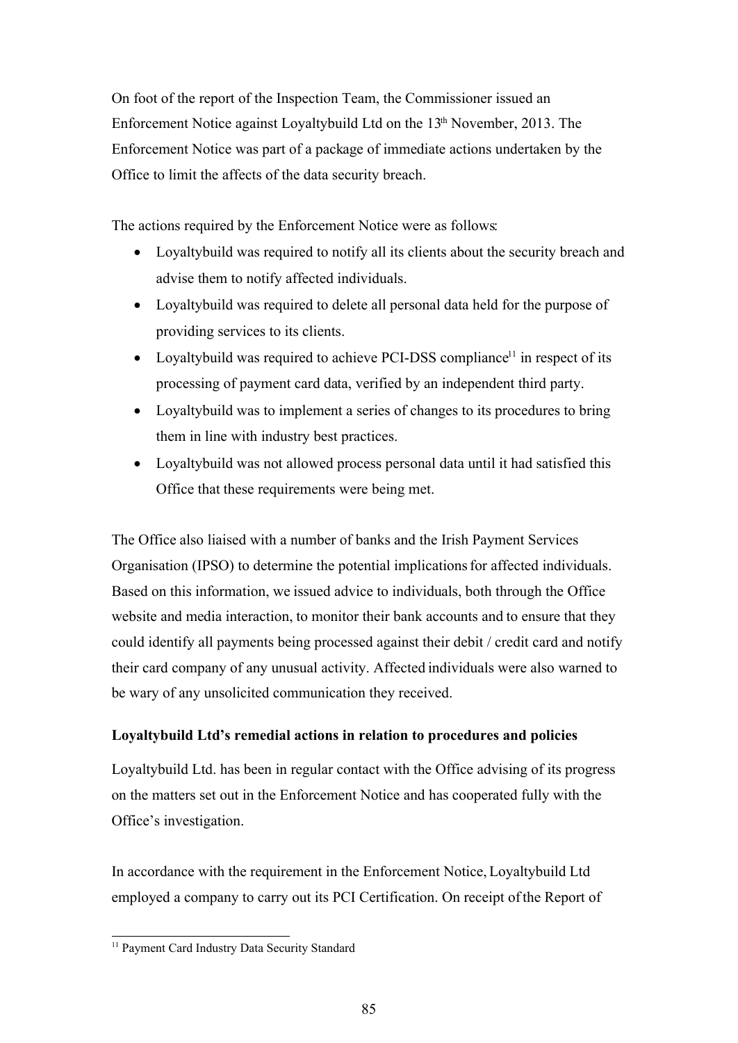On foot of the report of the Inspection Team, the Commissioner issued an Enforcement Notice against Loyaltybuild Ltd on the 13th November, 2013. The Enforcement Notice was part of a package of immediate actions undertaken by the Office to limit the affects of the data security breach.

The actions required by the Enforcement Notice were as follows:

- Loyaltybuild was required to notify all its clients about the security breach and advise them to notify affected individuals.
- Loyaltybuild was required to delete all personal data held for the purpose of providing services to its clients.
- Loyaltybuild was required to achieve PCI-DSS compliance[11] in respect of its processing of payment card data, verified by an independent third party.
- Loyaltybuild was to implement a series of changes to its procedures to bring them in line with industry best practices.
- Loyaltybuild was not allowed process personal data until it had satisfied this Office that these requirements were being met.

The Office also liaised with a number of banks and the Irish Payment Services Organisation (IPSO) to determine the potential implications for affected individuals. Based on this information, we issued advice to individuals, both through the Office website and media interaction, to monitor their bank accounts and to ensure that they could identify all payments being processed against their debit / credit card and notify their card company of any unusual activity. Affected individuals were also warned to be wary of any unsolicited communication they received.

**Loyaltybuild Ltd's remedial actions in relation to procedures and policies**

Loyaltybuild Ltd. has been in regular contact with the Office advising of its progress on the matters set out in the Enforcement Notice and has cooperated fully with the Office's investigation.

In accordance with the requirement in the Enforcement Notice, Loyaltybuild Ltd employed a company to carry out its PCI Certification. On receipt of the Report of

[11] Payment Card Industry Data Security Standard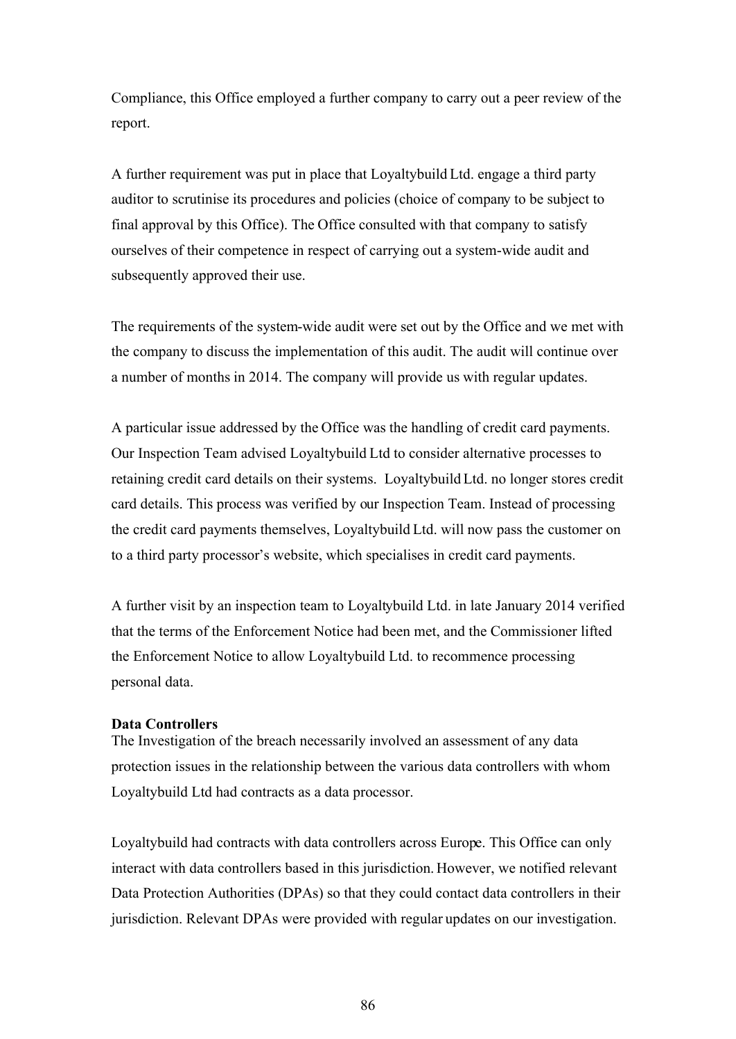Compliance, this Office employed a further company to carry out a peer review of the report.

A further requirement was put in place that Loyaltybuild Ltd. engage a third party auditor to scrutinise its procedures and policies (choice of company to be subject to final approval by this Office). The Office consulted with that company to satisfy ourselves of their competence in respect of carrying out a system-wide audit and subsequently approved their use.

The requirements of the system-wide audit were set out by the Office and we met with the company to discuss the implementation of this audit. The audit will continue over a number of months in 2014. The company will provide us with regular updates.

A particular issue addressed by the Office was the handling of credit card payments. Our Inspection Team advised Loyaltybuild Ltd to consider alternative processes to retaining credit card details on their systems. Loyaltybuild Ltd. no longer stores credit card details. This process was verified by our Inspection Team. Instead of processing the credit card payments themselves, Loyaltybuild Ltd. will now pass the customer on to a third party processor's website, which specialises in credit card payments.

A further visit by an inspection team to Loyaltybuild Ltd. in late January 2014 verified that the terms of the Enforcement Notice had been met, and the Commissioner lifted the Enforcement Notice to allow Loyaltybuild Ltd. to recommence processing personal data.

**Data Controllers**

The Investigation of the breach necessarily involved an assessment of any data protection issues in the relationship between the various data controllers with whom Loyaltybuild Ltd had contracts as a data processor.

Loyaltybuild had contracts with data controllers across Europe. This Office can only interact with data controllers based in this jurisdiction. However, we notified relevant Data Protection Authorities (DPAs) so that they could contact data controllers in their jurisdiction. Relevant DPAs were provided with regular updates on our investigation.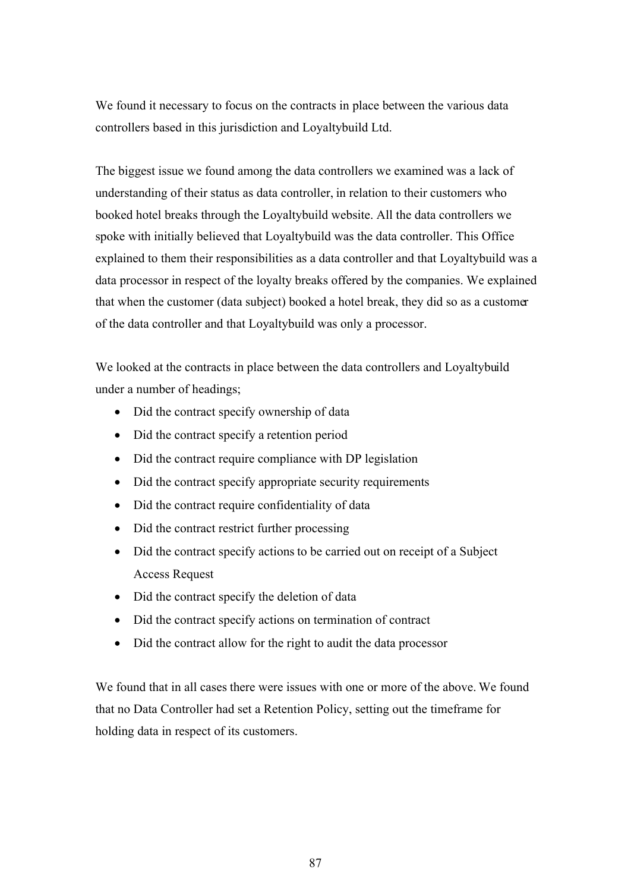We found it necessary to focus on the contracts in place between the various data controllers based in this jurisdiction and Loyaltybuild Ltd.

The biggest issue we found among the data controllers we examined was a lack of understanding of their status as data controller, in relation to their customers who booked hotel breaks through the Loyaltybuild website. All the data controllers we spoke with initially believed that Loyaltybuild was the data controller. This Office explained to them their responsibilities as a data controller and that Loyaltybuild was a data processor in respect of the loyalty breaks offered by the companies. We explained that when the customer (data subject) booked a hotel break, they did so as a customer of the data controller and that Loyaltybuild was only a processor.

We looked at the contracts in place between the data controllers and Loyaltybuild under a number of headings;

- Did the contract specify ownership of data
- Did the contract specify a retention period
- Did the contract require compliance with DP legislation
- Did the contract specify appropriate security requirements
- Did the contract require confidentiality of data
- Did the contract restrict further processing
- Did the contract specify actions to be carried out on receipt of a Subject Access Request
- Did the contract specify the deletion of data
- Did the contract specify actions on termination of contract
- Did the contract allow for the right to audit the data processor

We found that in all cases there were issues with one or more of the above. We found that no Data Controller had set a Retention Policy, setting out the timeframe for holding data in respect of its customers.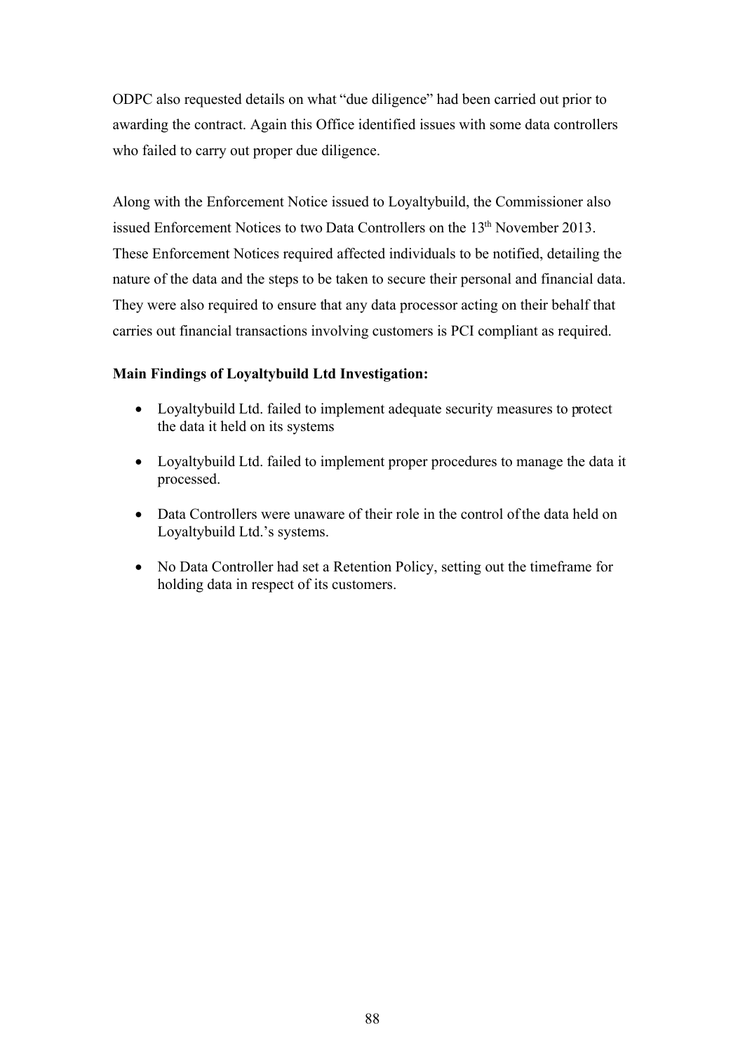ODPC also requested details on what "due diligence" had been carried out prior to awarding the contract. Again this Office identified issues with some data controllers who failed to carry out proper due diligence.

Along with the Enforcement Notice issued to Loyaltybuild, the Commissioner also issued Enforcement Notices to two Data Controllers on the 13th November 2013. These Enforcement Notices required affected individuals to be notified, detailing the nature of the data and the steps to be taken to secure their personal and financial data. They were also required to ensure that any data processor acting on their behalf that carries out financial transactions involving customers is PCI compliant as required.

**Main Findings of Loyaltybuild Ltd Investigation:**

- Loyaltybuild Ltd. failed to implement adequate security measures to protect the data it held on its systems
- Loyaltybuild Ltd. failed to implement proper procedures to manage the data it processed.
- Data Controllers were unaware of their role in the control of the data held on Loyaltybuild Ltd.'s systems.
- No Data Controller had set a Retention Policy, setting out the timeframe for holding data in respect of its customers.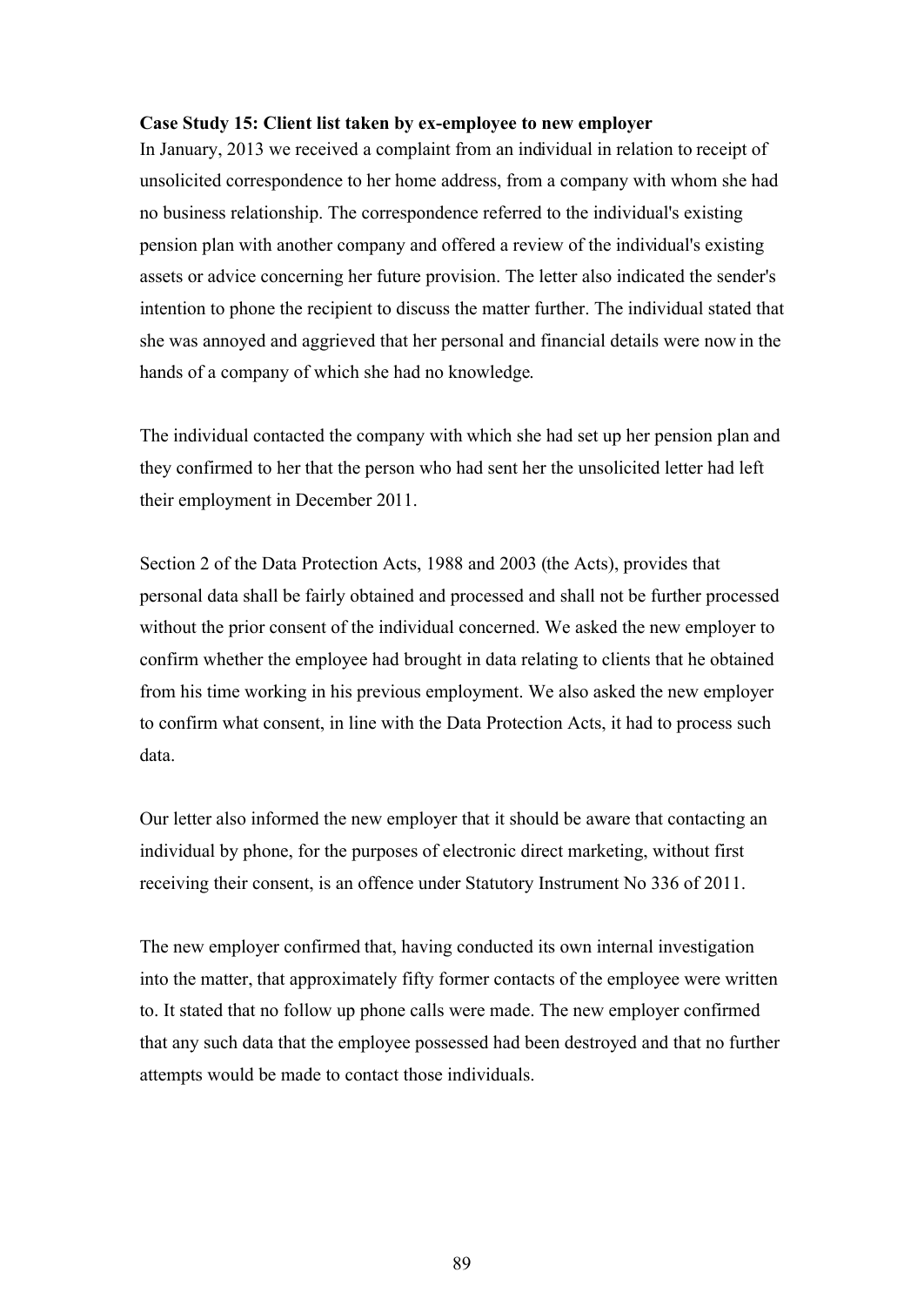**Case Study 15: Client list taken by ex-employee to new employer**

In January, 2013 we received a complaint from an individual in relation to receipt of unsolicited correspondence to her home address, from a company with whom she had no business relationship. The correspondence referred to the individual's existing pension plan with another company and offered a review of the individual's existing assets or advice concerning her future provision. The letter also indicated the sender's intention to phone the recipient to discuss the matter further. The individual stated that she was annoyed and aggrieved that her personal and financial details were now in the hands of a company of which she had no knowledge.

The individual contacted the company with which she had set up her pension plan and they confirmed to her that the person who had sent her the unsolicited letter had left their employment in December 2011.

Section 2 of the Data Protection Acts, 1988 and 2003 (the Acts), provides that personal data shall be fairly obtained and processed and shall not be further processed without the prior consent of the individual concerned. We asked the new employer to confirm whether the employee had brought in data relating to clients that he obtained from his time working in his previous employment. We also asked the new employer to confirm what consent, in line with the Data Protection Acts, it had to process such data.

Our letter also informed the new employer that it should be aware that contacting an individual by phone, for the purposes of electronic direct marketing, without first receiving their consent, is an offence under Statutory Instrument No 336 of 2011.

The new employer confirmed that, having conducted its own internal investigation into the matter, that approximately fifty former contacts of the employee were written to. It stated that no follow up phone calls were made. The new employer confirmed that any such data that the employee possessed had been destroyed and that no further attempts would be made to contact those individuals.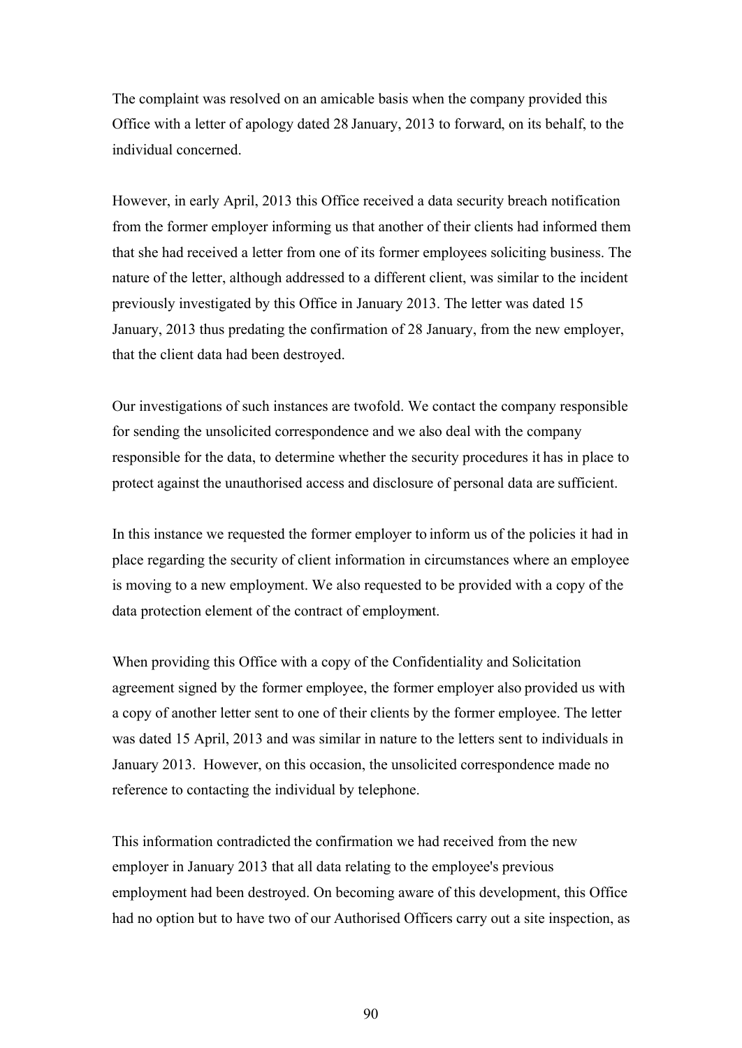The complaint was resolved on an amicable basis when the company provided this Office with a letter of apology dated 28 January, 2013 to forward, on its behalf, to the individual concerned.

However, in early April, 2013 this Office received a data security breach notification from the former employer informing us that another of their clients had informed them that she had received a letter from one of its former employees soliciting business. The nature of the letter, although addressed to a different client, was similar to the incident previously investigated by this Office in January 2013. The letter was dated 15 January, 2013 thus predating the confirmation of 28 January, from the new employer, that the client data had been destroyed.

Our investigations of such instances are twofold. We contact the company responsible for sending the unsolicited correspondence and we also deal with the company responsible for the data, to determine whether the security procedures it has in place to protect against the unauthorised access and disclosure of personal data are sufficient.

In this instance we requested the former employer to inform us of the policies it had in place regarding the security of client information in circumstances where an employee is moving to a new employment. We also requested to be provided with a copy of the data protection element of the contract of employment.

When providing this Office with a copy of the Confidentiality and Solicitation agreement signed by the former employee, the former employer also provided us with a copy of another letter sent to one of their clients by the former employee. The letter was dated 15 April, 2013 and was similar in nature to the letters sent to individuals in January 2013. However, on this occasion, the unsolicited correspondence made no reference to contacting the individual by telephone.

This information contradicted the confirmation we had received from the new employer in January 2013 that all data relating to the employee's previous employment had been destroyed. On becoming aware of this development, this Office had no option but to have two of our Authorised Officers carry out a site inspection, as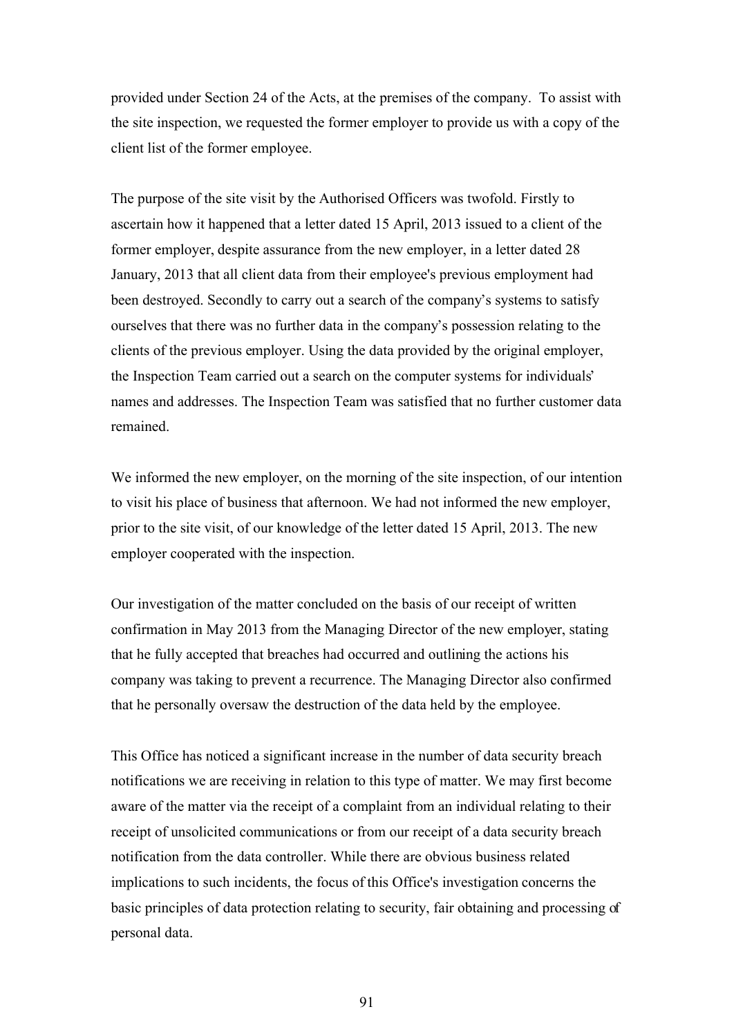provided under Section 24 of the Acts, at the premises of the company. To assist with the site inspection, we requested the former employer to provide us with a copy of the client list of the former employee.

The purpose of the site visit by the Authorised Officers was twofold. Firstly to ascertain how it happened that a letter dated 15 April, 2013 issued to a client of the former employer, despite assurance from the new employer, in a letter dated 28 January, 2013 that all client data from their employee's previous employment had been destroyed. Secondly to carry out a search of the company's systems to satisfy ourselves that there was no further data in the company's possession relating to the clients of the previous employer. Using the data provided by the original employer, the Inspection Team carried out a search on the computer systems for individuals' names and addresses. The Inspection Team was satisfied that no further customer data remained.

We informed the new employer, on the morning of the site inspection, of our intention to visit his place of business that afternoon. We had not informed the new employer, prior to the site visit, of our knowledge of the letter dated 15 April, 2013. The new employer cooperated with the inspection.

Our investigation of the matter concluded on the basis of our receipt of written confirmation in May 2013 from the Managing Director of the new employer, stating that he fully accepted that breaches had occurred and outlining the actions his company was taking to prevent a recurrence. The Managing Director also confirmed that he personally oversaw the destruction of the data held by the employee.

This Office has noticed a significant increase in the number of data security breach notifications we are receiving in relation to this type of matter. We may first become aware of the matter via the receipt of a complaint from an individual relating to their receipt of unsolicited communications or from our receipt of a data security breach notification from the data controller. While there are obvious business related implications to such incidents, the focus of this Office's investigation concerns the basic principles of data protection relating to security, fair obtaining and processing of personal data.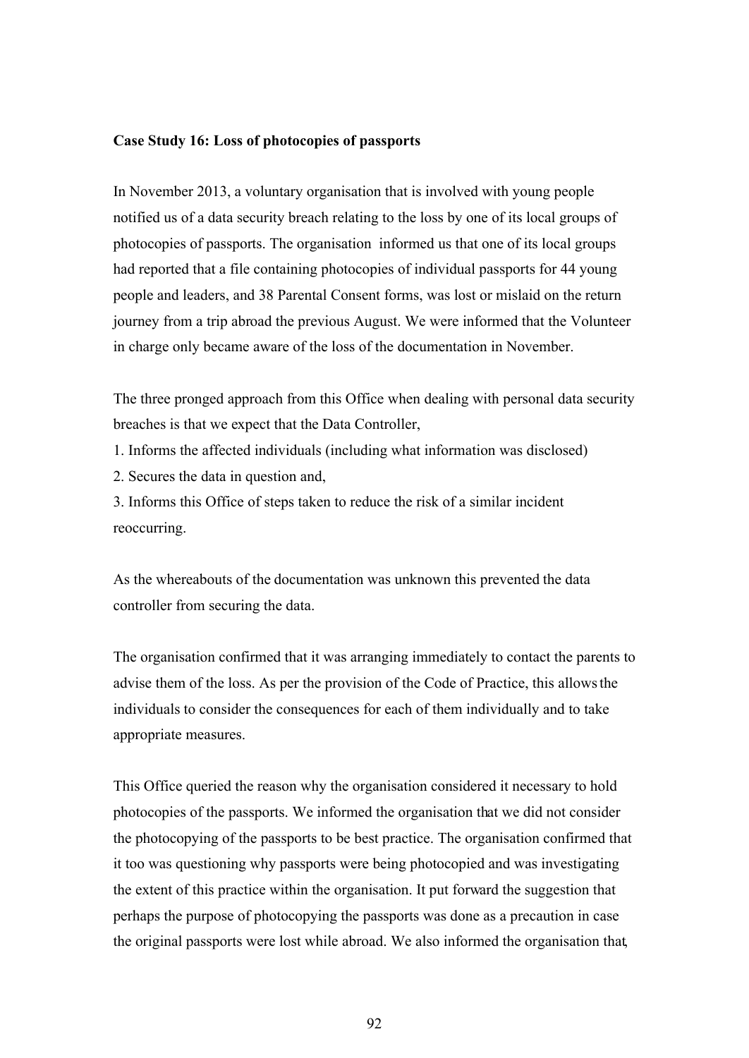**Case Study 16: Loss of photocopies of passports**

In November 2013, a voluntary organisation that is involved with young people notified us of a data security breach relating to the loss by one of its local groups of photocopies of passports. The organisation informed us that one of its local groups had reported that a file containing photocopies of individual passports for 44 young people and leaders, and 38 Parental Consent forms, was lost or mislaid on the return journey from a trip abroad the previous August. We were informed that the Volunteer in charge only became aware of the loss of the documentation in November.

The three pronged approach from this Office when dealing with personal data security breaches is that we expect that the Data Controller,

1. Informs the affected individuals (including what information was disclosed)
2. Secures the data in question and,
3. Informs this Office of steps taken to reduce the risk of a similar incident reoccurring.

As the whereabouts of the documentation was unknown this prevented the data controller from securing the data.

The organisation confirmed that it was arranging immediately to contact the parents to advise them of the loss. As per the provision of the Code of Practice, this allows the individuals to consider the consequences for each of them individually and to take appropriate measures.

This Office queried the reason why the organisation considered it necessary to hold photocopies of the passports. We informed the organisation that we did not consider the photocopying of the passports to be best practice. The organisation confirmed that it too was questioning why passports were being photocopied and was investigating the extent of this practice within the organisation. It put forward the suggestion that perhaps the purpose of photocopying the passports was done as a precaution in case the original passports were lost while abroad. We also informed the organisation that,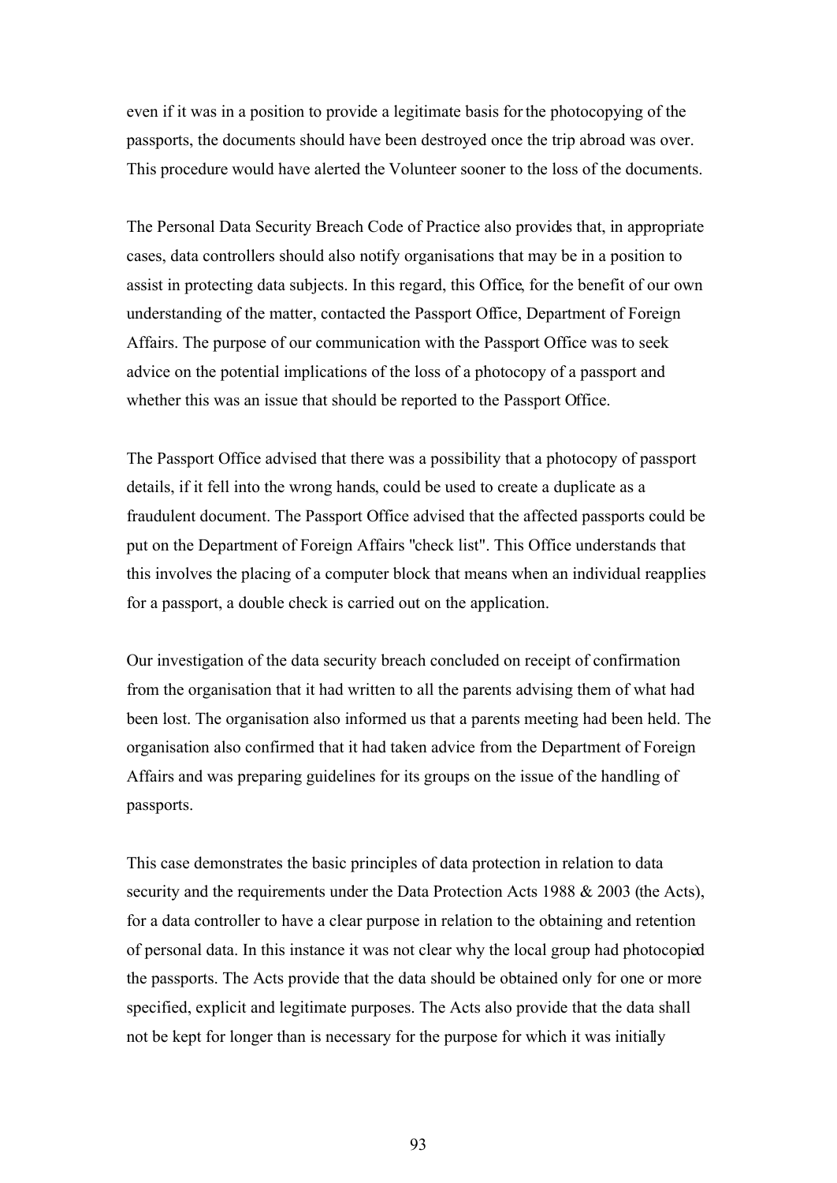even if it was in a position to provide a legitimate basis for the photocopying of the passports, the documents should have been destroyed once the trip abroad was over. This procedure would have alerted the Volunteer sooner to the loss of the documents.

The Personal Data Security Breach Code of Practice also provides that, in appropriate cases, data controllers should also notify organisations that may be in a position to assist in protecting data subjects. In this regard, this Office, for the benefit of our own understanding of the matter, contacted the Passport Office, Department of Foreign Affairs. The purpose of our communication with the Passport Office was to seek advice on the potential implications of the loss of a photocopy of a passport and whether this was an issue that should be reported to the Passport Office.

The Passport Office advised that there was a possibility that a photocopy of passport details, if it fell into the wrong hands, could be used to create a duplicate as a fraudulent document. The Passport Office advised that the affected passports could be put on the Department of Foreign Affairs "check list". This Office understands that this involves the placing of a computer block that means when an individual reapplies for a passport, a double check is carried out on the application.

Our investigation of the data security breach concluded on receipt of confirmation from the organisation that it had written to all the parents advising them of what had been lost. The organisation also informed us that a parents meeting had been held. The organisation also confirmed that it had taken advice from the Department of Foreign Affairs and was preparing guidelines for its groups on the issue of the handling of passports.

This case demonstrates the basic principles of data protection in relation to data security and the requirements under the Data Protection Acts 1988 & 2003 (the Acts), for a data controller to have a clear purpose in relation to the obtaining and retention of personal data. In this instance it was not clear why the local group had photocopied the passports. The Acts provide that the data should be obtained only for one or more specified, explicit and legitimate purposes. The Acts also provide that the data shall not be kept for longer than is necessary for the purpose for which it was initially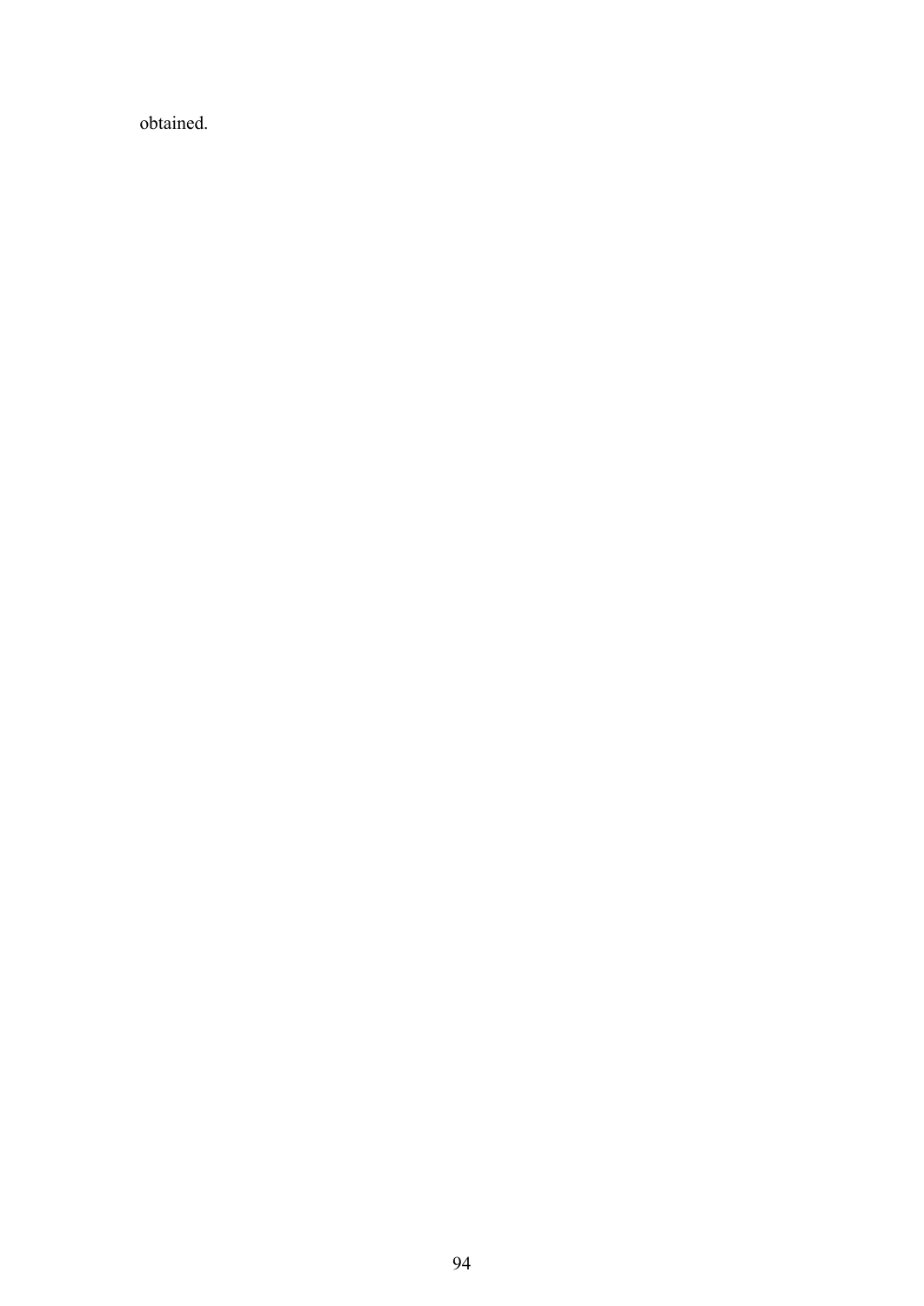obtained.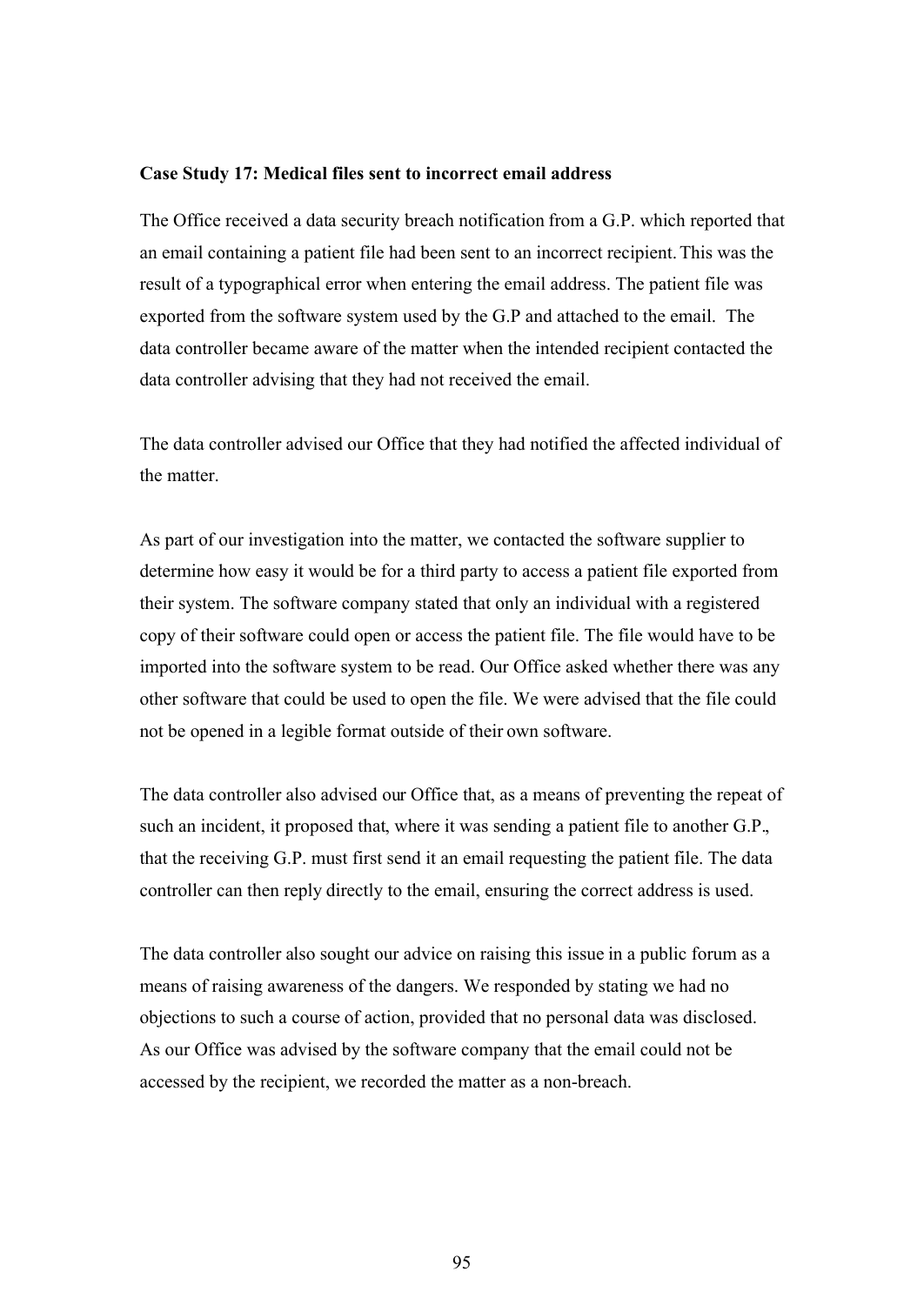**Case Study 17: Medical files sent to incorrect email address**

The Office received a data security breach notification from a G.P. which reported that an email containing a patient file had been sent to an incorrect recipient. This was the result of a typographical error when entering the email address. The patient file was exported from the software system used by the G.P and attached to the email. The data controller became aware of the matter when the intended recipient contacted the data controller advising that they had not received the email.

The data controller advised our Office that they had notified the affected individual of the matter.

As part of our investigation into the matter, we contacted the software supplier to determine how easy it would be for a third party to access a patient file exported from their system. The software company stated that only an individual with a registered copy of their software could open or access the patient file. The file would have to be imported into the software system to be read. Our Office asked whether there was any other software that could be used to open the file. We were advised that the file could not be opened in a legible format outside of their own software.

The data controller also advised our Office that, as a means of preventing the repeat of such an incident, it proposed that, where it was sending a patient file to another G.P., that the receiving G.P. must first send it an email requesting the patient file. The data controller can then reply directly to the email, ensuring the correct address is used.

The data controller also sought our advice on raising this issue in a public forum as a means of raising awareness of the dangers. We responded by stating we had no objections to such a course of action, provided that no personal data was disclosed. As our Office was advised by the software company that the email could not be accessed by the recipient, we recorded the matter as a non-breach.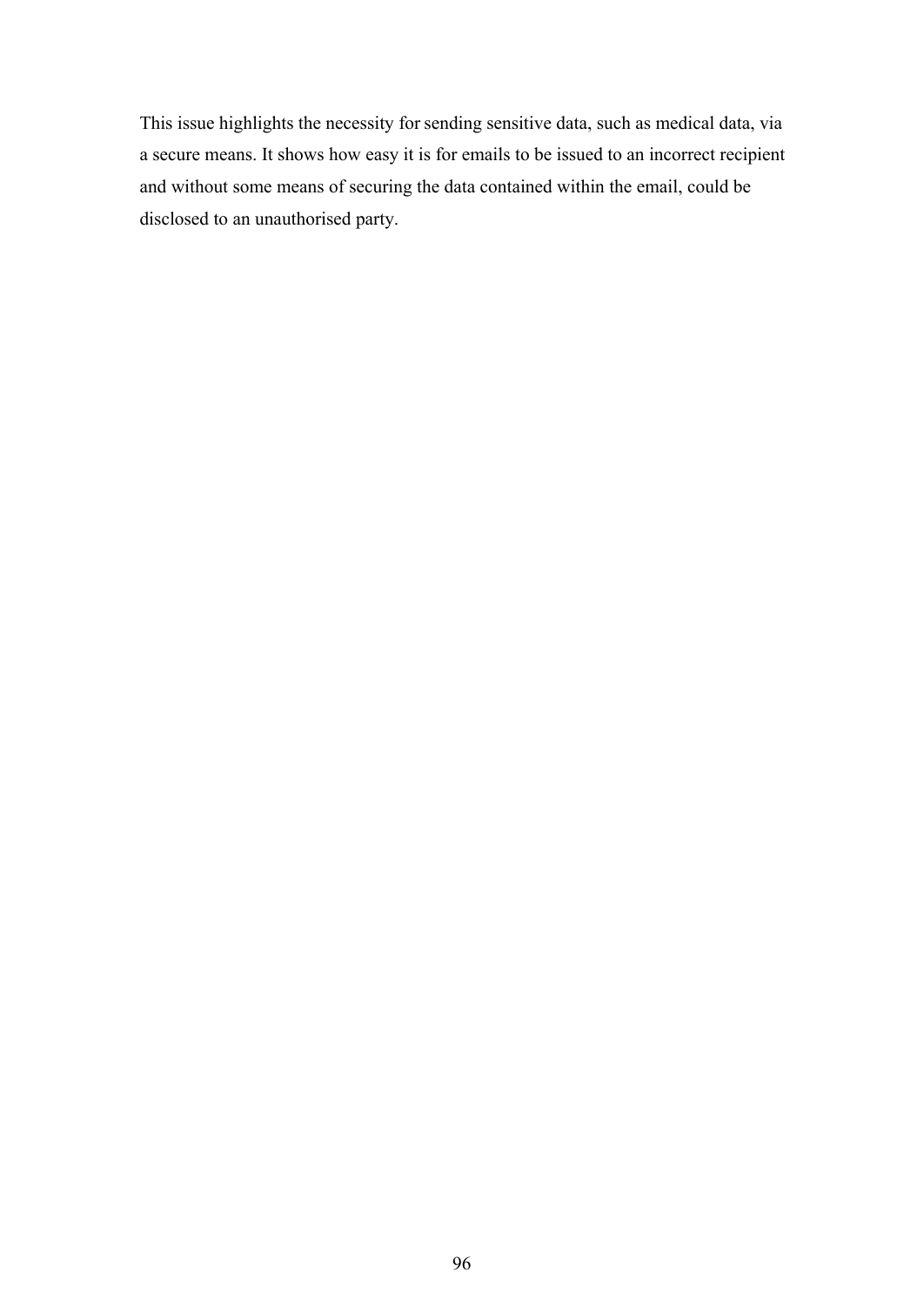This issue highlights the necessity for sending sensitive data, such as medical data, via a secure means. It shows how easy it is for emails to be issued to an incorrect recipient and without some means of securing the data contained within the email, could be disclosed to an unauthorised party.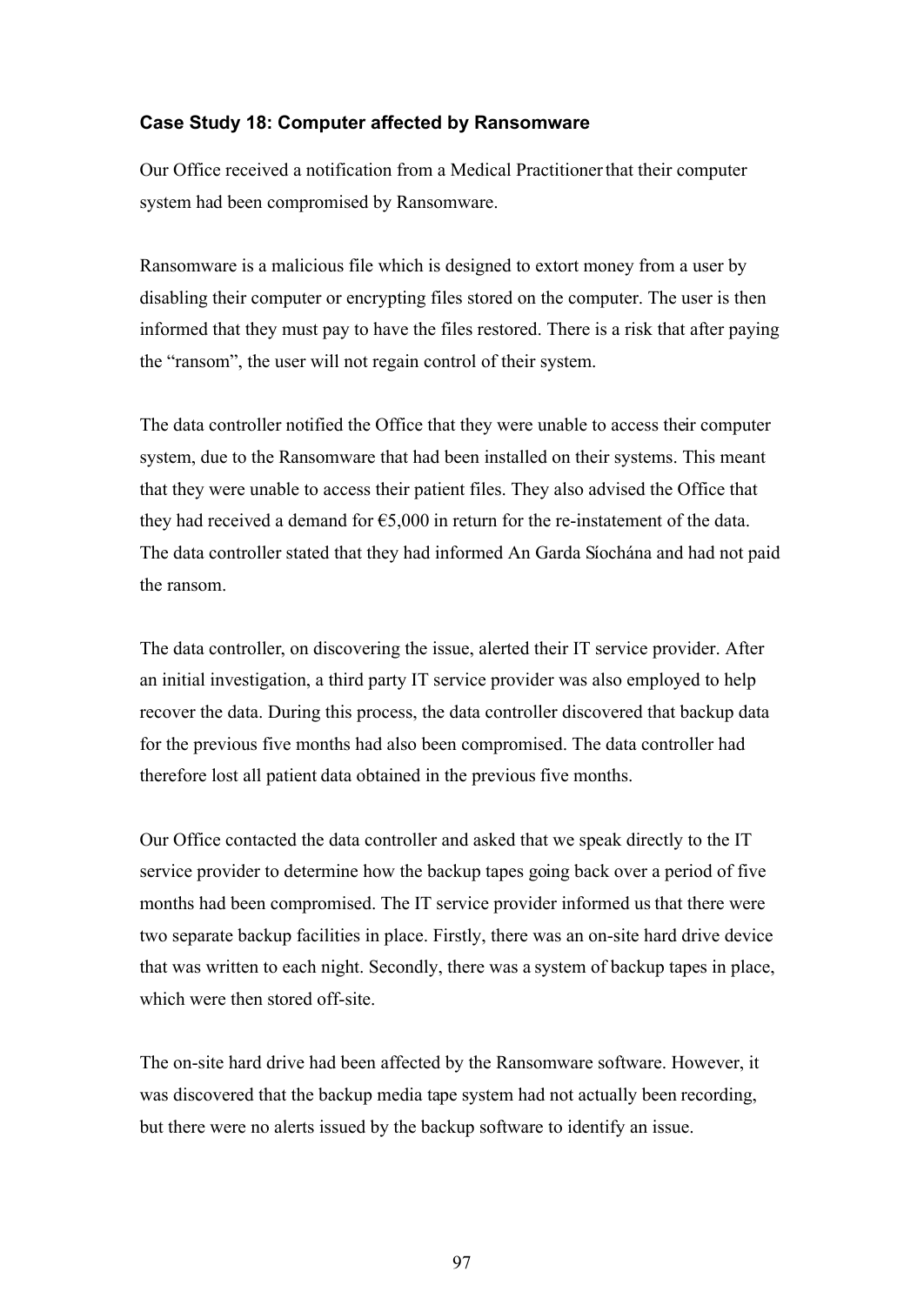### Case Study 18: Computer affected by Ransomware

Our Office received a notification from a Medical Practitioner that their computer system had been compromised by Ransomware.

Ransomware is a malicious file which is designed to extort money from a user by disabling their computer or encrypting files stored on the computer. The user is then informed that they must pay to have the files restored. There is a risk that after paying the "ransom", the user will not regain control of their system.

The data controller notified the Office that they were unable to access their computer system, due to the Ransomware that had been installed on their systems. This meant that they were unable to access their patient files. They also advised the Office that they had received a demand for €5,000 in return for the re-instatement of the data. The data controller stated that they had informed An Garda Síochána and had not paid the ransom.

The data controller, on discovering the issue, alerted their IT service provider. After an initial investigation, a third party IT service provider was also employed to help recover the data. During this process, the data controller discovered that backup data for the previous five months had also been compromised. The data controller had therefore lost all patient data obtained in the previous five months.

Our Office contacted the data controller and asked that we speak directly to the IT service provider to determine how the backup tapes going back over a period of five months had been compromised. The IT service provider informed us that there were two separate backup facilities in place. Firstly, there was an on-site hard drive device that was written to each night. Secondly, there was a system of backup tapes in place, which were then stored off-site.

The on-site hard drive had been affected by the Ransomware software. However, it was discovered that the backup media tape system had not actually been recording, but there were no alerts issued by the backup software to identify an issue.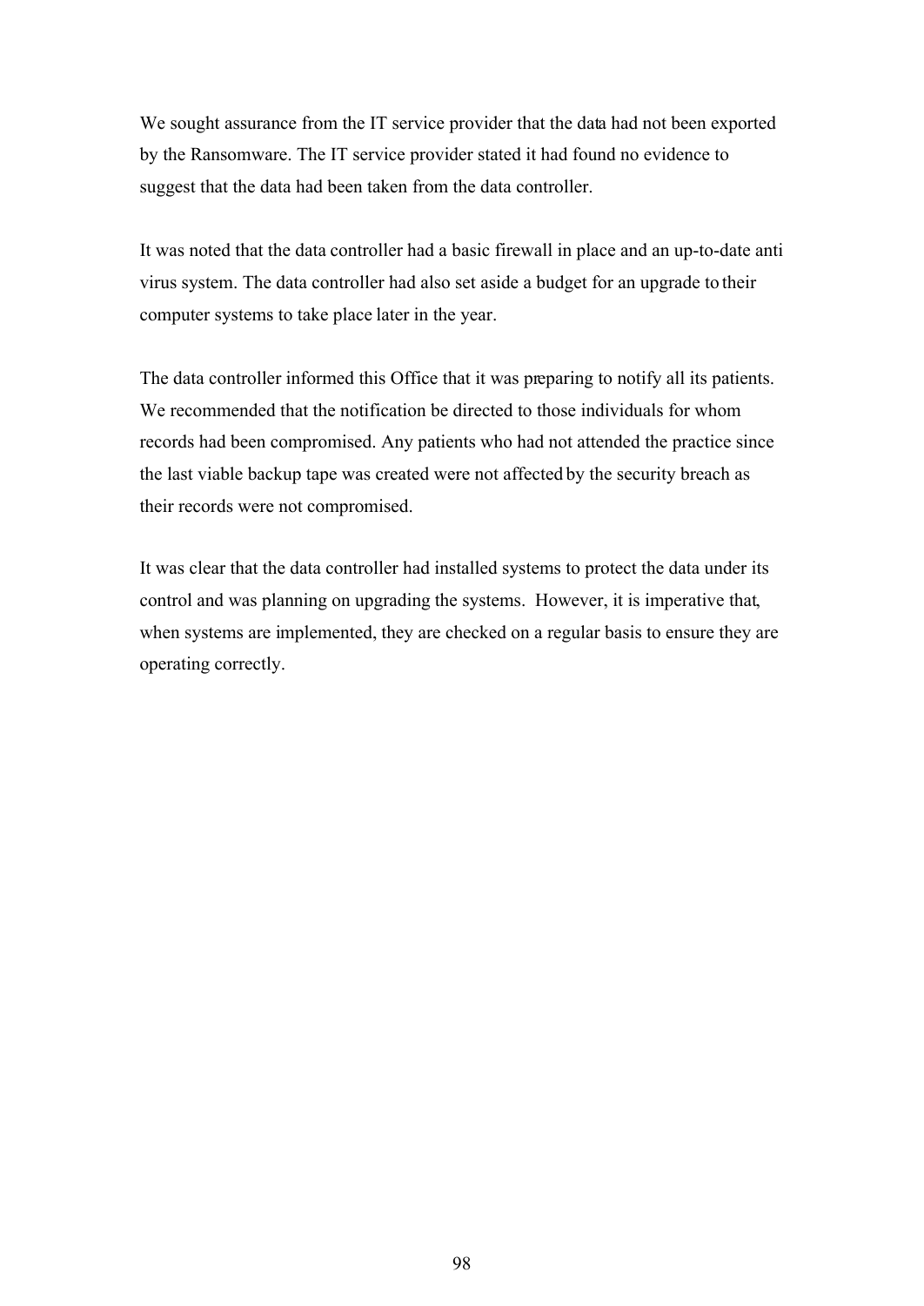We sought assurance from the IT service provider that the data had not been exported by the Ransomware. The IT service provider stated it had found no evidence to suggest that the data had been taken from the data controller.

It was noted that the data controller had a basic firewall in place and an up-to-date anti virus system. The data controller had also set aside a budget for an upgrade to their computer systems to take place later in the year.

The data controller informed this Office that it was preparing to notify all its patients. We recommended that the notification be directed to those individuals for whom records had been compromised. Any patients who had not attended the practice since the last viable backup tape was created were not affected by the security breach as their records were not compromised.

It was clear that the data controller had installed systems to protect the data under its control and was planning on upgrading the systems. However, it is imperative that, when systems are implemented, they are checked on a regular basis to ensure they are operating correctly.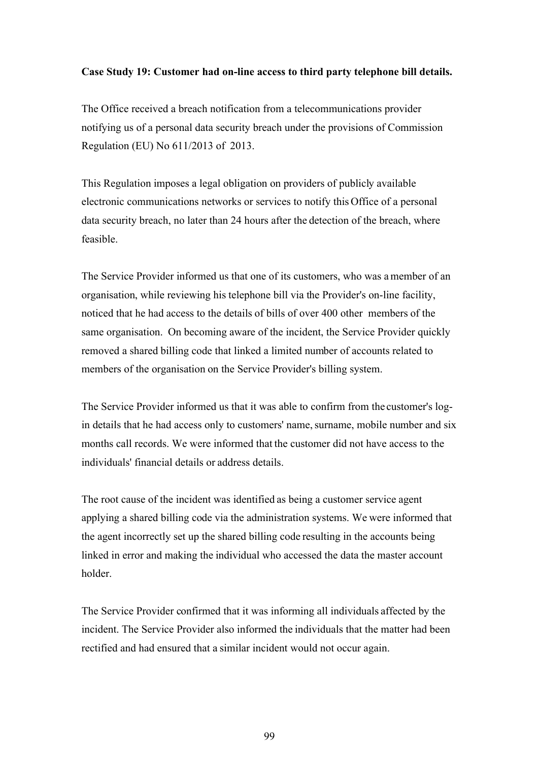**Case Study 19: Customer had on-line access to third party telephone bill details.**

The Office received a breach notification from a telecommunications provider notifying us of a personal data security breach under the provisions of Commission Regulation (EU) No 611/2013 of 2013.

This Regulation imposes a legal obligation on providers of publicly available electronic communications networks or services to notify this Office of a personal data security breach, no later than 24 hours after the detection of the breach, where feasible.

The Service Provider informed us that one of its customers, who was a member of an organisation, while reviewing his telephone bill via the Provider's on-line facility, noticed that he had access to the details of bills of over 400 other members of the same organisation. On becoming aware of the incident, the Service Provider quickly removed a shared billing code that linked a limited number of accounts related to members of the organisation on the Service Provider's billing system.

The Service Provider informed us that it was able to confirm from the customer's log-in details that he had access only to customers' name, surname, mobile number and six months call records. We were informed that the customer did not have access to the individuals' financial details or address details.

The root cause of the incident was identified as being a customer service agent applying a shared billing code via the administration systems. We were informed that the agent incorrectly set up the shared billing code resulting in the accounts being linked in error and making the individual who accessed the data the master account holder.

The Service Provider confirmed that it was informing all individuals affected by the incident. The Service Provider also informed the individuals that the matter had been rectified and had ensured that a similar incident would not occur again.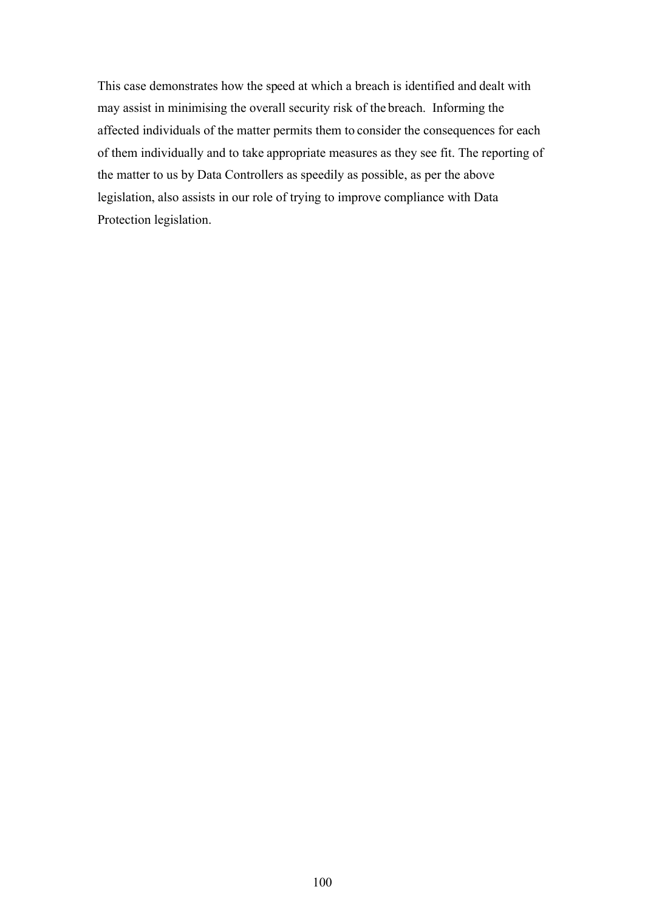This case demonstrates how the speed at which a breach is identified and dealt with may assist in minimising the overall security risk of the breach. Informing the affected individuals of the matter permits them to consider the consequences for each of them individually and to take appropriate measures as they see fit. The reporting of the matter to us by Data Controllers as speedily as possible, as per the above legislation, also assists in our role of trying to improve compliance with Data Protection legislation.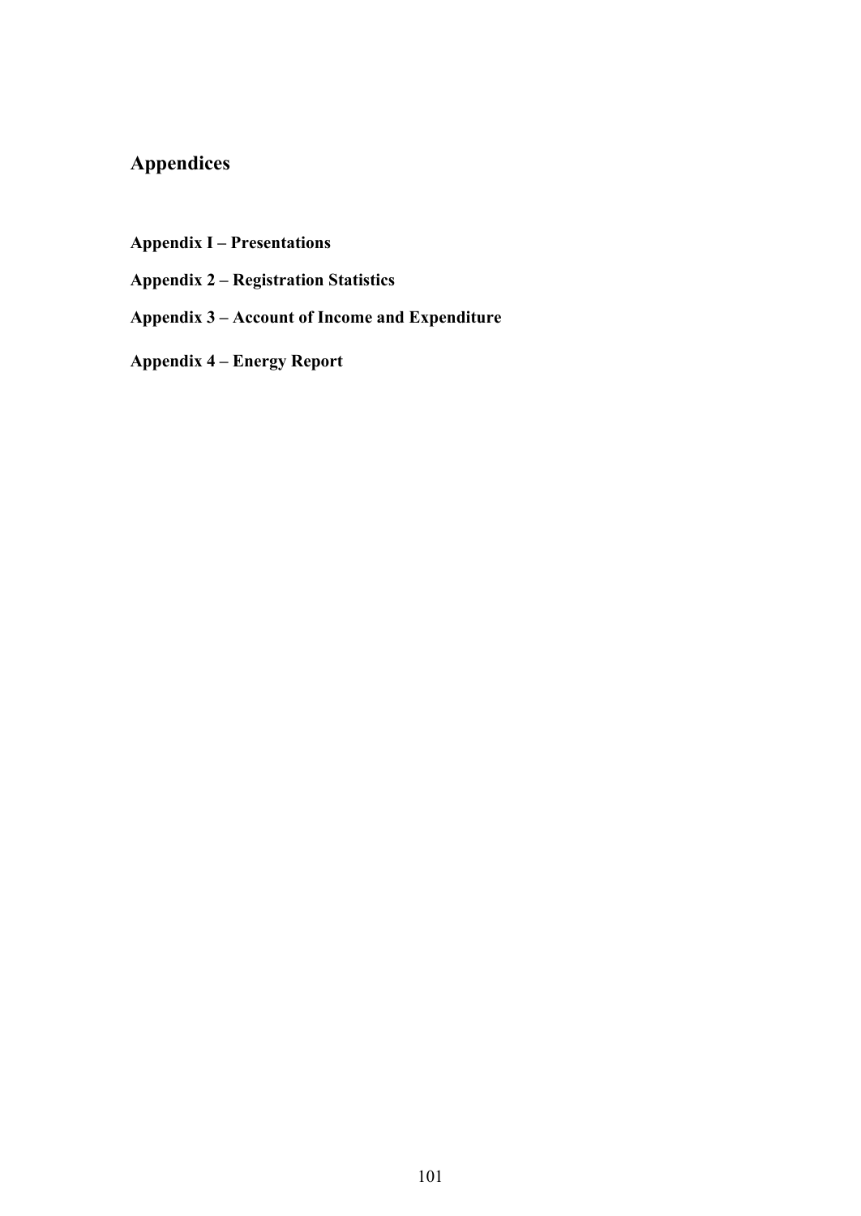## Appendices

**Appendix I – Presentations**

**Appendix 2 – Registration Statistics**

**Appendix 3 – Account of Income and Expenditure**

**Appendix 4 – Energy Report**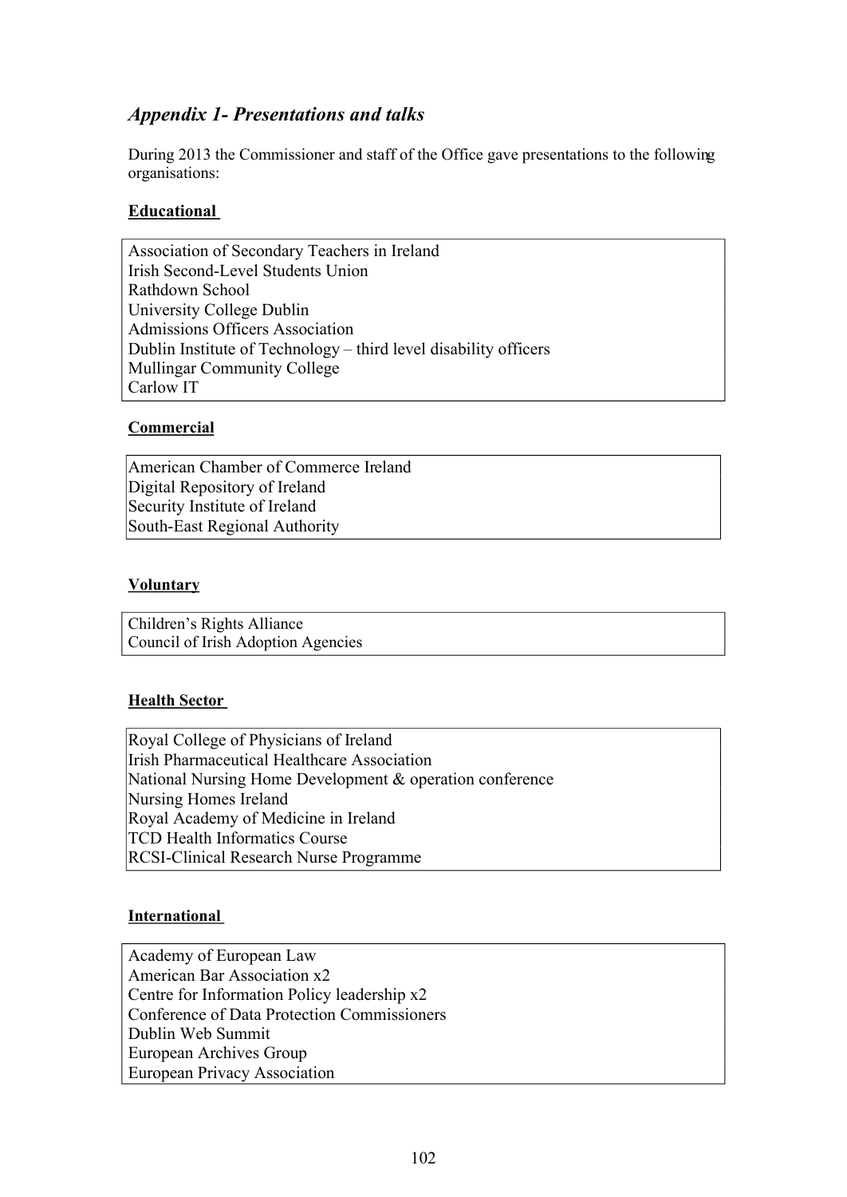## *Appendix 1- Presentations and talks*

During 2013 the Commissioner and staff of the Office gave presentations to the following organisations:

**Educational**

| |
|---|
| Association of Secondary Teachers in Ireland |
| Irish Second-Level Students Union |
| Rathdown School |
| University College Dublin |
| Admissions Officers Association |
| Dublin Institute of Technology – third level disability officers |
| Mullingar Community College |
| Carlow IT |

**Commercial**

| |
|---|
| American Chamber of Commerce Ireland |
| Digital Repository of Ireland |
| Security Institute of Ireland |
| South-East Regional Authority |

**Voluntary**

| |
|---|
| Children's Rights Alliance |
| Council of Irish Adoption Agencies |

**Health Sector**

| |
|---|
| Royal College of Physicians of Ireland |
| Irish Pharmaceutical Healthcare Association |
| National Nursing Home Development & operation conference |
| Nursing Homes Ireland |
| Royal Academy of Medicine in Ireland |
| TCD Health Informatics Course |
| RCSI-Clinical Research Nurse Programme |

**International**

| |
|---|
| Academy of European Law |
| American Bar Association x2 |
| Centre for Information Policy leadership x2 |
| Conference of Data Protection Commissioners |
| Dublin Web Summit |
| European Archives Group |
| European Privacy Association |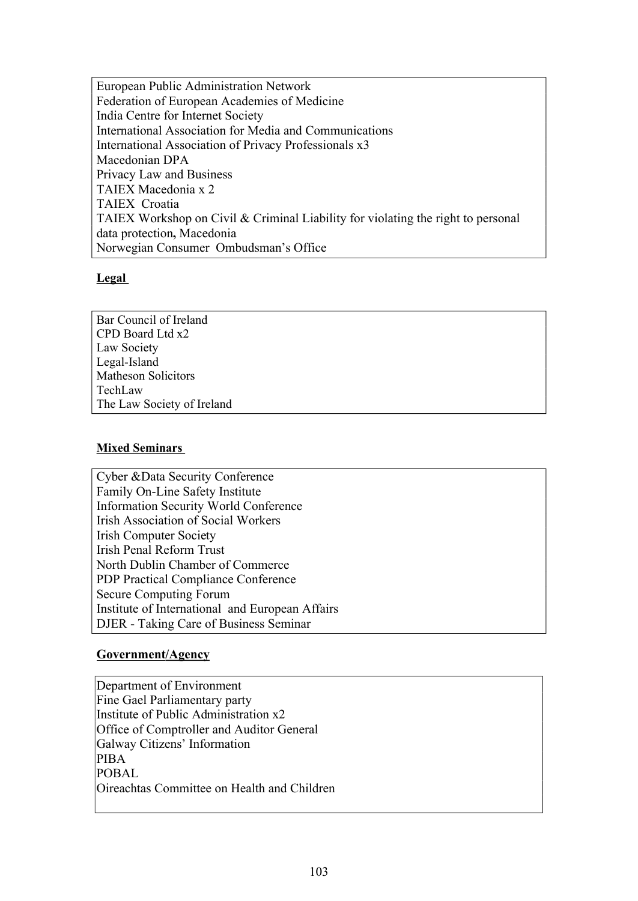| European Public Administration Network<br>Federation of European Academies of Medicine<br>India Centre for Internet Society<br>International Association for Media and Communications<br>International Association of Privacy Professionals x3<br>Macedonian DPA<br>Privacy Law and Business<br>TAIEX Macedonia x 2<br>TAIEX Croatia<br>TAIEX Workshop on Civil & Criminal Liability for violating the right to personal data protection, Macedonia<br>Norwegian Consumer Ombudsman's Office |
|---|

**Legal**

| Bar Council of Ireland<br>CPD Board Ltd x2<br>Law Society<br>Legal-Island<br>Matheson Solicitors<br>TechLaw<br>The Law Society of Ireland |
|---|

**Mixed Seminars**

| Cyber &Data Security Conference<br>Family On-Line Safety Institute<br>Information Security World Conference<br>Irish Association of Social Workers<br>Irish Computer Society<br>Irish Penal Reform Trust<br>North Dublin Chamber of Commerce<br>PDP Practical Compliance Conference<br>Secure Computing Forum<br>Institute of International and European Affairs<br>DJER - Taking Care of Business Seminar |
|---|

**Government/Agency**

| Department of Environment<br>Fine Gael Parliamentary party<br>Institute of Public Administration x2<br>Office of Comptroller and Auditor General<br>Galway Citizens' Information<br>PIBA<br>POBAL<br>Oireachtas Committee on Health and Children |
|---|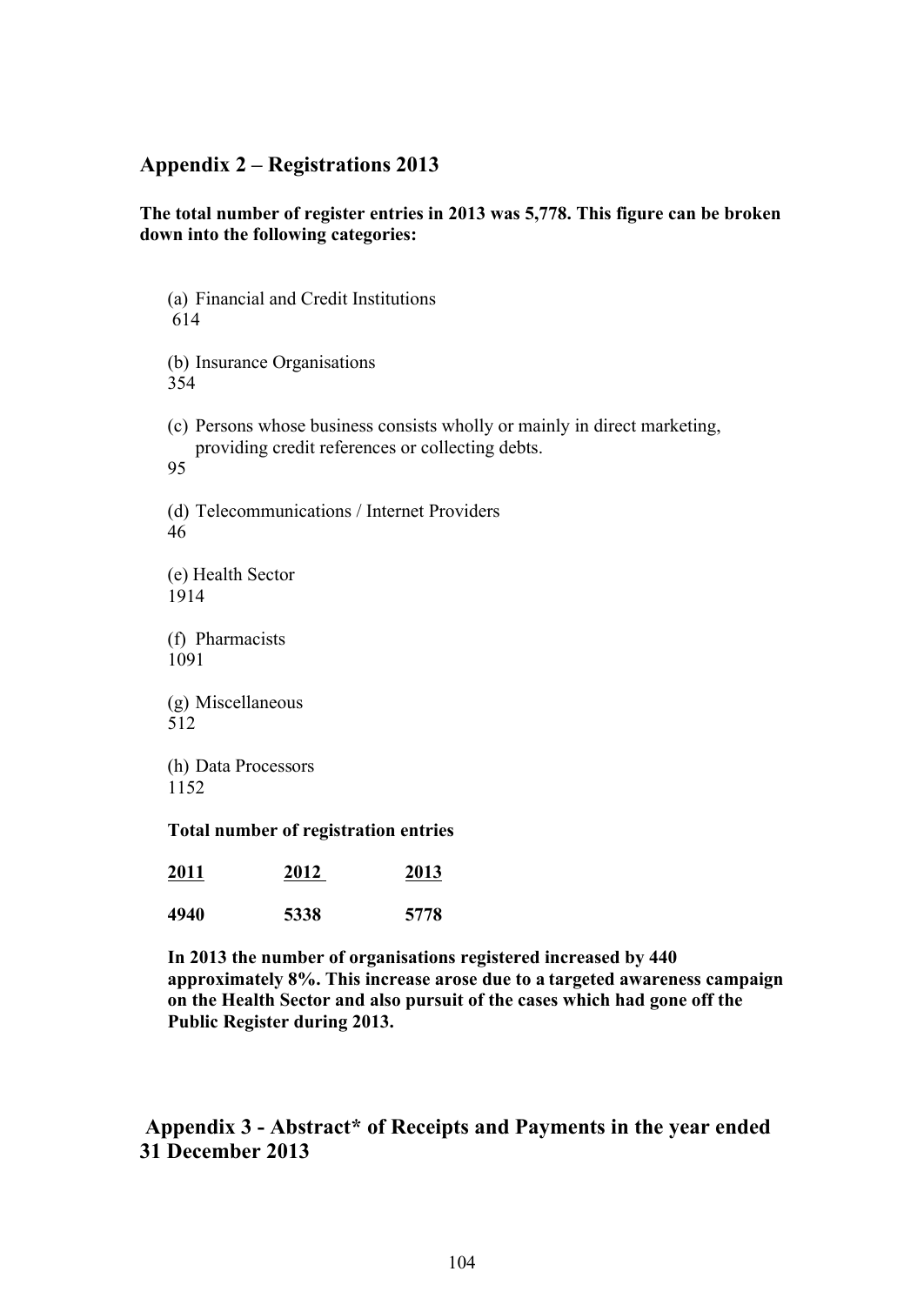## Appendix 2 – Registrations 2013

**The total number of register entries in 2013 was 5,778. This figure can be broken down into the following categories:**

(a) Financial and Credit Institutions
614

(b) Insurance Organisations
354

(c) Persons whose business consists wholly or mainly in direct marketing, providing credit references or collecting debts.
95

(d) Telecommunications / Internet Providers
46

(e) Health Sector
1914

(f) Pharmacists
1091

(g) Miscellaneous
512

(h) Data Processors
1152

**Total number of registration entries**

| 2011 | 2012 | 2013 |
|---|---|---|
| **4940** | **5338** | **5778** |

**In 2013 the number of organisations registered increased by 440 approximately 8%. This increase arose due to a targeted awareness campaign on the Health Sector and also pursuit of the cases which had gone off the Public Register during 2013.**

## Appendix 3 - Abstract* of Receipts and Payments in the year ended 31 December 2013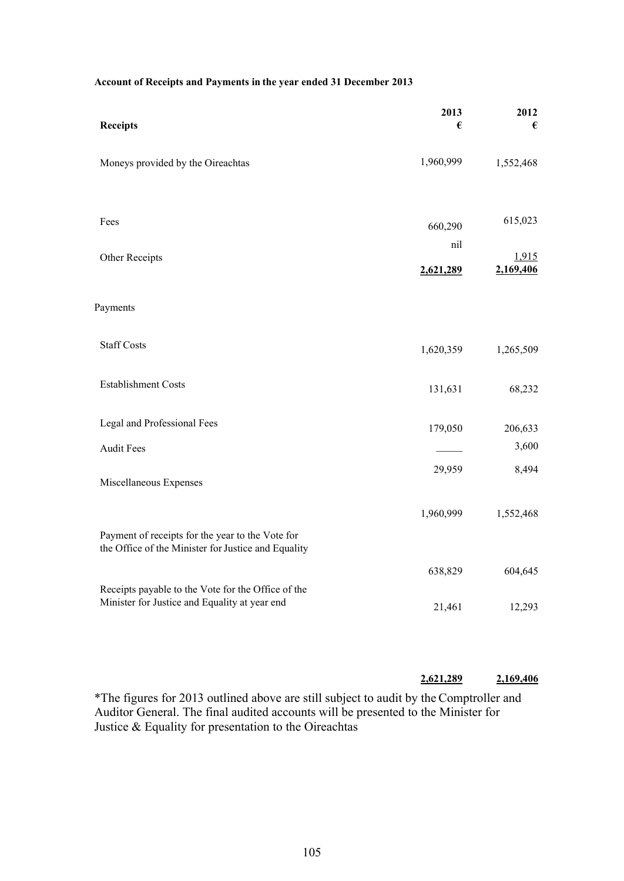**Account of Receipts and Payments in the year ended 31 December 2013**

| **Receipts** | **2013 €** | **2012 €** |
|---|---|---|
| Moneys provided by the Oireachtas | 1,960,999 | 1,552,468 |
| Fees | 660,290 | 615,023 |
| Other Receipts | nil | 1,915 |
| | **2,621,289** | **2,169,406** |
| Payments | | |
| Staff Costs | 1,620,359 | 1,265,509 |
| Establishment Costs | 131,631 | 68,232 |
| Legal and Professional Fees | 179,050 | 206,633 |
| Audit Fees | _____ | 3,600 |
| Miscellaneous Expenses | 29,959 | 8,494 |
| | 1,960,999 | 1,552,468 |
| Payment of receipts for the year to the Vote for the Office of the Minister for Justice and Equality | 638,829 | 604,645 |
| Receipts payable to the Vote for the Office of the Minister for Justice and Equality at year end | 21,461 | 12,293 |
| | **2,621,289** | **2,169,406** |

*The figures for 2013 outlined above are still subject to audit by the Comptroller and Auditor General. The final audited accounts will be presented to the Minister for Justice & Equality for presentation to the Oireachtas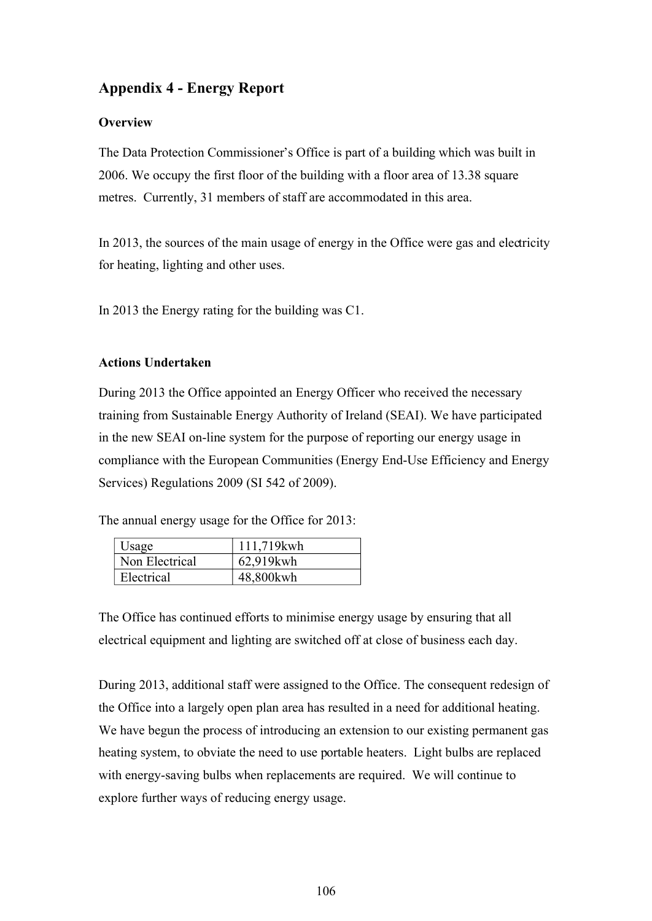## Appendix 4 - Energy Report

### Overview

The Data Protection Commissioner's Office is part of a building which was built in 2006. We occupy the first floor of the building with a floor area of 13.38 square metres. Currently, 31 members of staff are accommodated in this area.

In 2013, the sources of the main usage of energy in the Office were gas and electricity for heating, lighting and other uses.

In 2013 the Energy rating for the building was C1.

### Actions Undertaken

During 2013 the Office appointed an Energy Officer who received the necessary training from Sustainable Energy Authority of Ireland (SEAI). We have participated in the new SEAI on-line system for the purpose of reporting our energy usage in compliance with the European Communities (Energy End-Use Efficiency and Energy Services) Regulations 2009 (SI 542 of 2009).

The annual energy usage for the Office for 2013:

| | |
|---|---|
| Usage | 111,719kwh |
| Non Electrical | 62,919kwh |
| Electrical | 48,800kwh |

The Office has continued efforts to minimise energy usage by ensuring that all electrical equipment and lighting are switched off at close of business each day.

During 2013, additional staff were assigned to the Office. The consequent redesign of the Office into a largely open plan area has resulted in a need for additional heating. We have begun the process of introducing an extension to our existing permanent gas heating system, to obviate the need to use portable heaters. Light bulbs are replaced with energy-saving bulbs when replacements are required. We will continue to explore further ways of reducing energy usage.